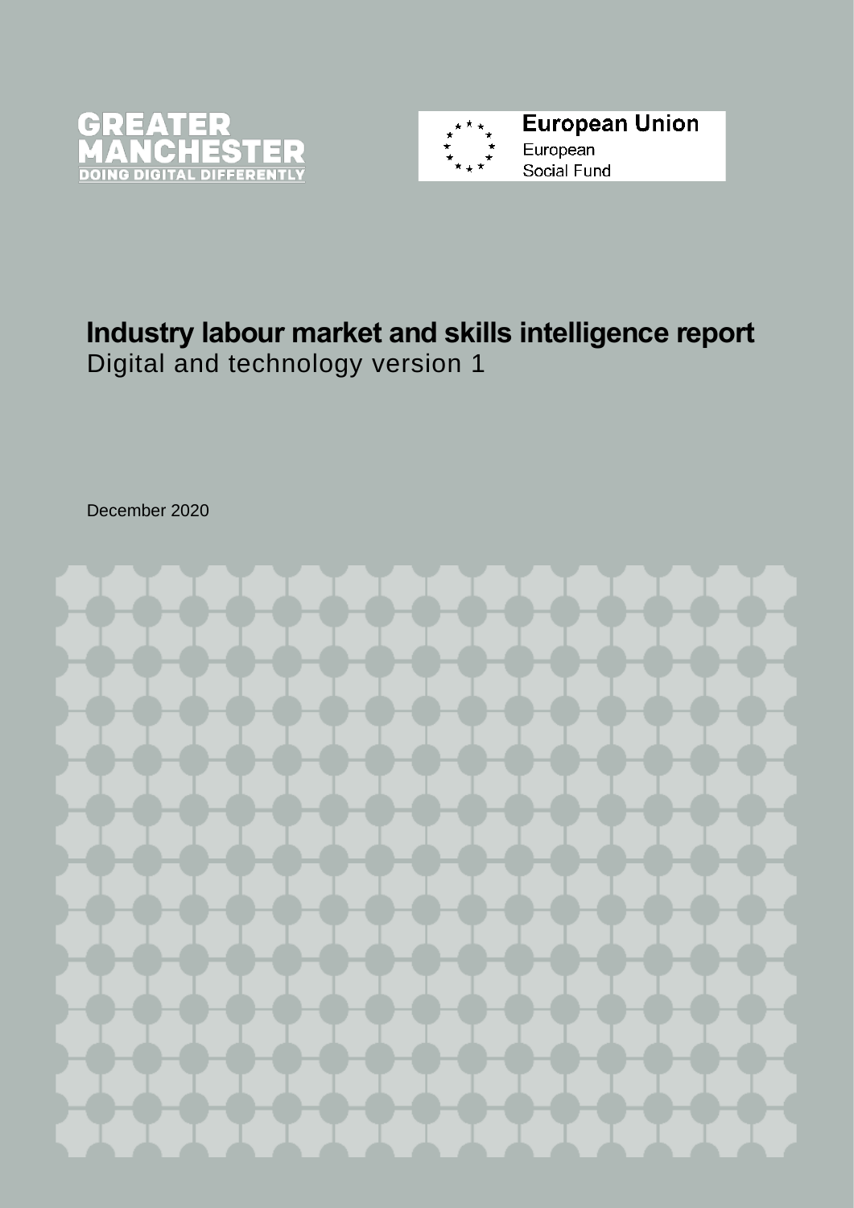GREATER MANCHESTER
DOING DIGITAL DIFFERENTLY

European Union
European
Social Fund

# Industry labour market and skills intelligence report

Digital and technology version 1

December 2020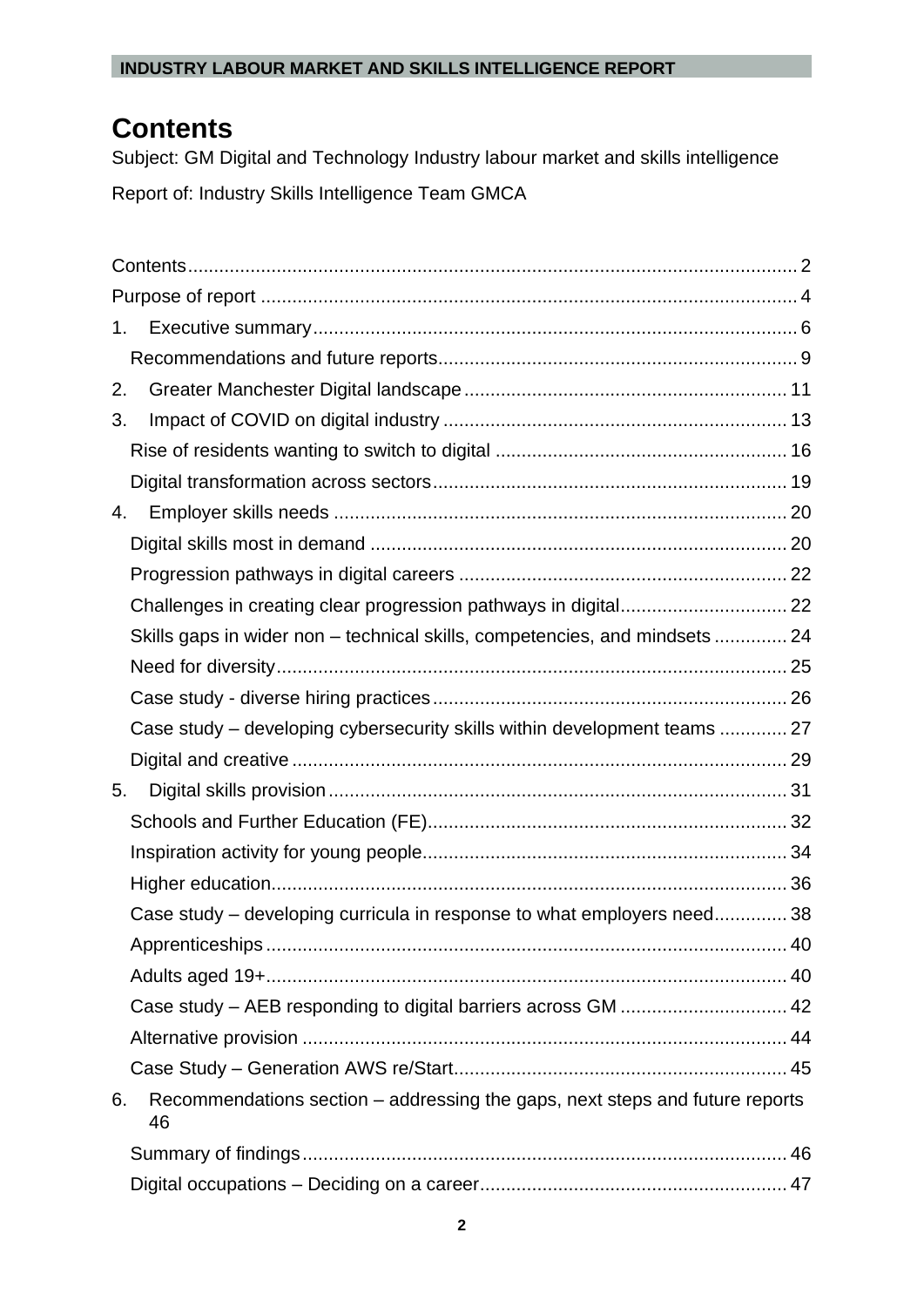# Contents

Subject: GM Digital and Technology Industry labour market and skills intelligence

Report of: Industry Skills Intelligence Team GMCA

Contents .......... 2
Purpose of report .......... 4
1. Executive summary .......... 6
   Recommendations and future reports .......... 9
2. Greater Manchester Digital landscape .......... 11
3. Impact of COVID on digital industry .......... 13
   Rise of residents wanting to switch to digital .......... 16
   Digital transformation across sectors .......... 19
4. Employer skills needs .......... 20
   Digital skills most in demand .......... 20
   Progression pathways in digital careers .......... 22
   Challenges in creating clear progression pathways in digital .......... 22
   Skills gaps in wider non – technical skills, competencies, and mindsets .......... 24
   Need for diversity .......... 25
   Case study - diverse hiring practices .......... 26
   Case study – developing cybersecurity skills within development teams .......... 27
   Digital and creative .......... 29
5. Digital skills provision .......... 31
   Schools and Further Education (FE) .......... 32
   Inspiration activity for young people .......... 34
   Higher education .......... 36
   Case study – developing curricula in response to what employers need .......... 38
   Apprenticeships .......... 40
   Adults aged 19+ .......... 40
   Case study – AEB responding to digital barriers across GM .......... 42
   Alternative provision .......... 44
   Case Study – Generation AWS re/Start .......... 45
6. Recommendations section – addressing the gaps, next steps and future reports 46
   Summary of findings .......... 46
   Digital occupations – Deciding on a career .......... 47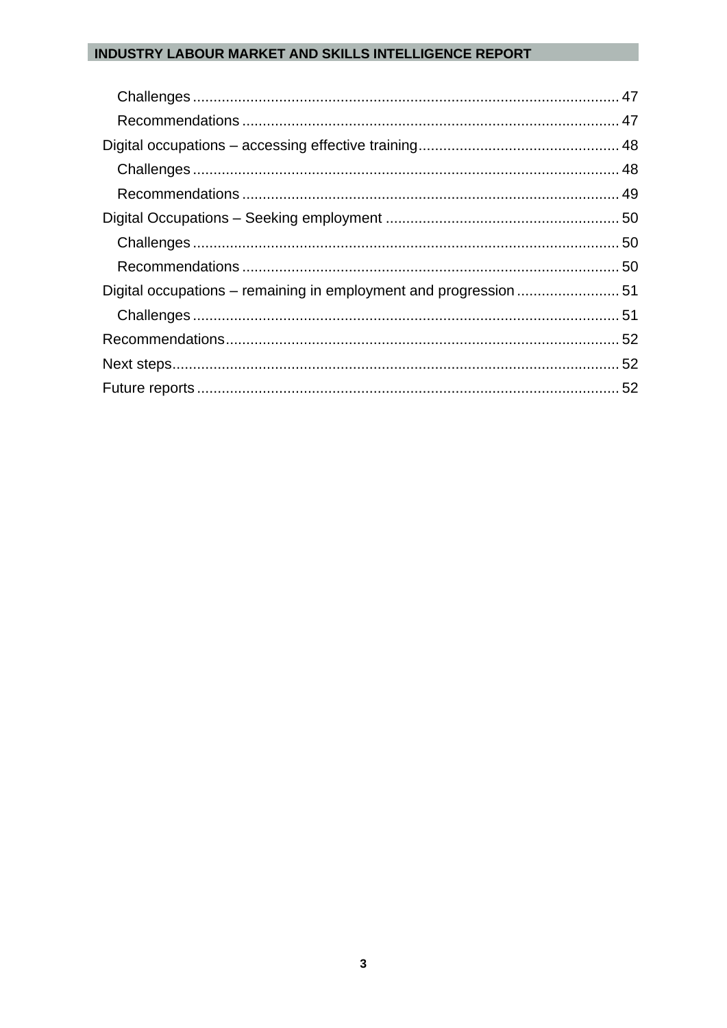- Challenges ... 47
- Recommendations ... 47

Digital occupations – accessing effective training ... 48

- Challenges ... 48
- Recommendations ... 49

Digital Occupations – Seeking employment ... 50

- Challenges ... 50
- Recommendations ... 50

Digital occupations – remaining in employment and progression ... 51

- Challenges ... 51

Recommendations ... 52

Next steps ... 52

Future reports ... 52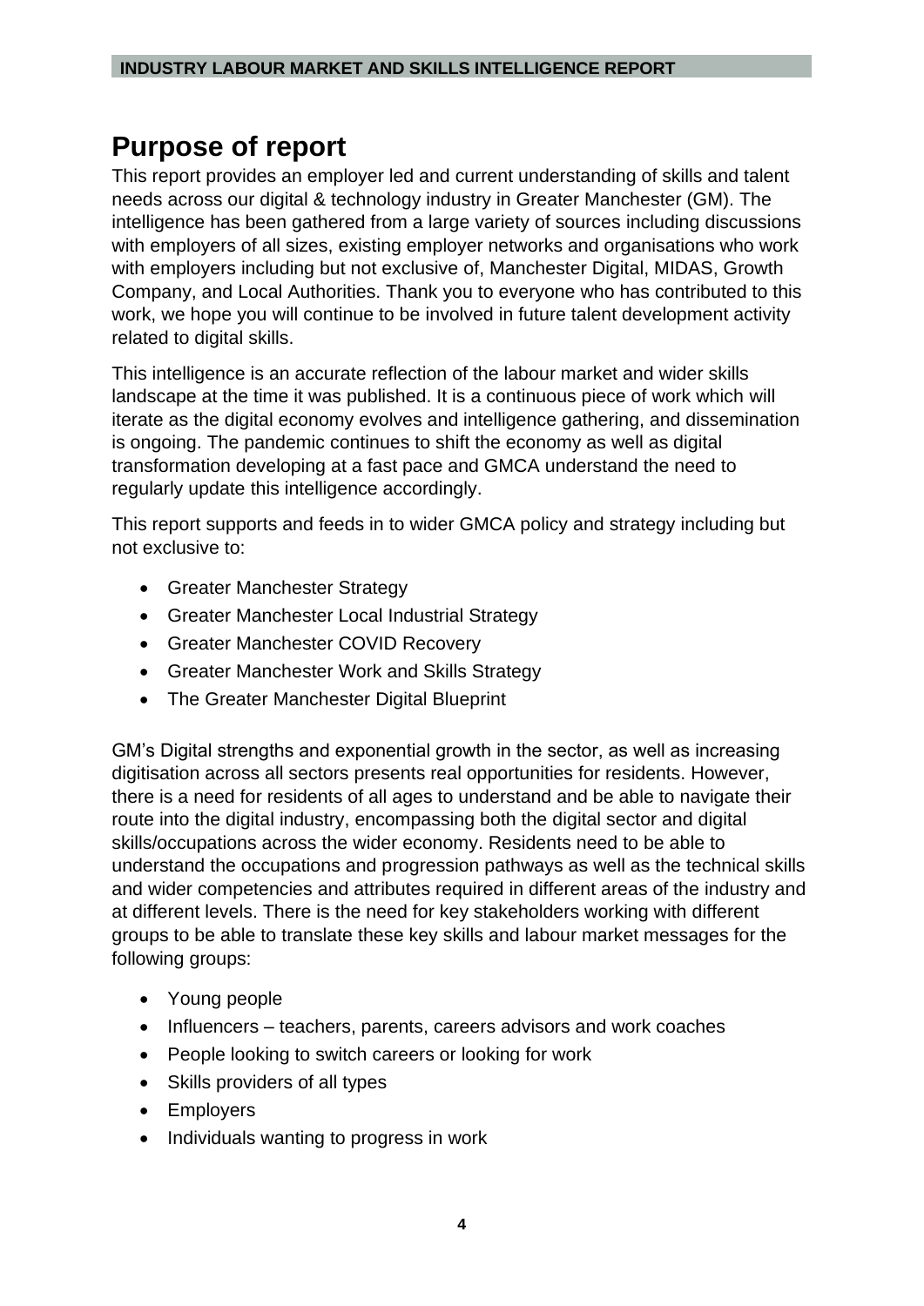# Purpose of report

This report provides an employer led and current understanding of skills and talent needs across our digital & technology industry in Greater Manchester (GM). The intelligence has been gathered from a large variety of sources including discussions with employers of all sizes, existing employer networks and organisations who work with employers including but not exclusive of, Manchester Digital, MIDAS, Growth Company, and Local Authorities. Thank you to everyone who has contributed to this work, we hope you will continue to be involved in future talent development activity related to digital skills.

This intelligence is an accurate reflection of the labour market and wider skills landscape at the time it was published. It is a continuous piece of work which will iterate as the digital economy evolves and intelligence gathering, and dissemination is ongoing. The pandemic continues to shift the economy as well as digital transformation developing at a fast pace and GMCA understand the need to regularly update this intelligence accordingly.

This report supports and feeds in to wider GMCA policy and strategy including but not exclusive to:

- Greater Manchester Strategy
- Greater Manchester Local Industrial Strategy
- Greater Manchester COVID Recovery
- Greater Manchester Work and Skills Strategy
- The Greater Manchester Digital Blueprint

GM's Digital strengths and exponential growth in the sector, as well as increasing digitisation across all sectors presents real opportunities for residents. However, there is a need for residents of all ages to understand and be able to navigate their route into the digital industry, encompassing both the digital sector and digital skills/occupations across the wider economy. Residents need to be able to understand the occupations and progression pathways as well as the technical skills and wider competencies and attributes required in different areas of the industry and at different levels. There is the need for key stakeholders working with different groups to be able to translate these key skills and labour market messages for the following groups:

- Young people
- Influencers – teachers, parents, careers advisors and work coaches
- People looking to switch careers or looking for work
- Skills providers of all types
- Employers
- Individuals wanting to progress in work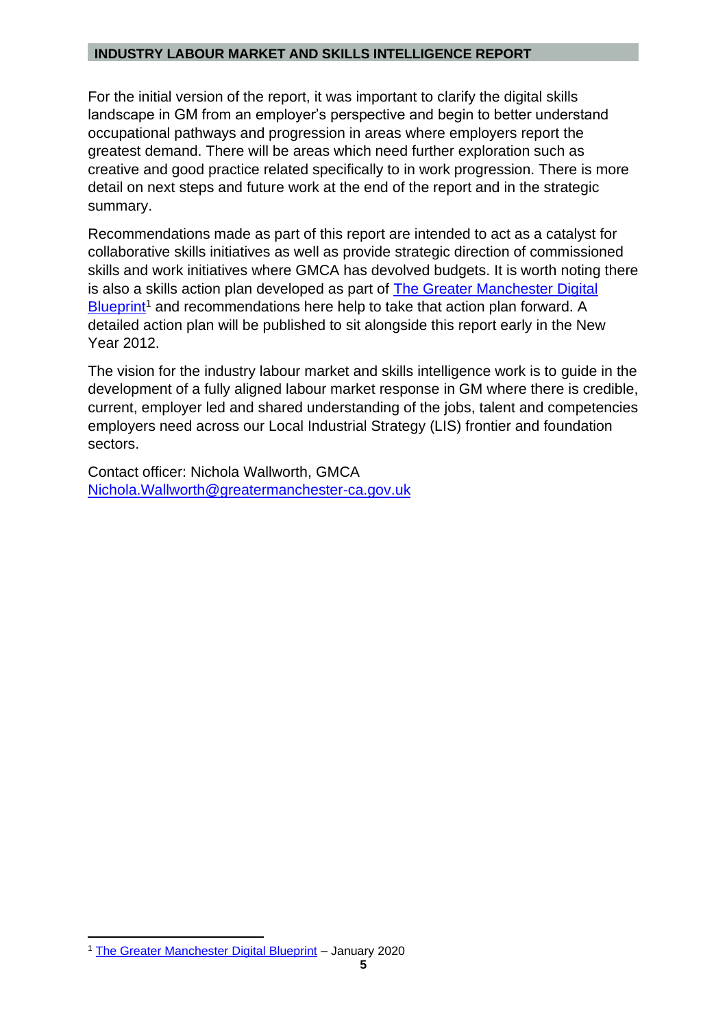For the initial version of the report, it was important to clarify the digital skills landscape in GM from an employer's perspective and begin to better understand occupational pathways and progression in areas where employers report the greatest demand. There will be areas which need further exploration such as creative and good practice related specifically to in work progression. There is more detail on next steps and future work at the end of the report and in the strategic summary.

Recommendations made as part of this report are intended to act as a catalyst for collaborative skills initiatives as well as provide strategic direction of commissioned skills and work initiatives where GMCA has devolved budgets. It is worth noting there is also a skills action plan developed as part of [The Greater Manchester Digital Blueprint][1] and recommendations here help to take that action plan forward. A detailed action plan will be published to sit alongside this report early in the New Year 2012.

The vision for the industry labour market and skills intelligence work is to guide in the development of a fully aligned labour market response in GM where there is credible, current, employer led and shared understanding of the jobs, talent and competencies employers need across our Local Industrial Strategy (LIS) frontier and foundation sectors.

Contact officer: Nichola Wallworth, GMCA
Nichola.Wallworth@greatermanchester-ca.gov.uk

---

[1] The Greater Manchester Digital Blueprint – January 2020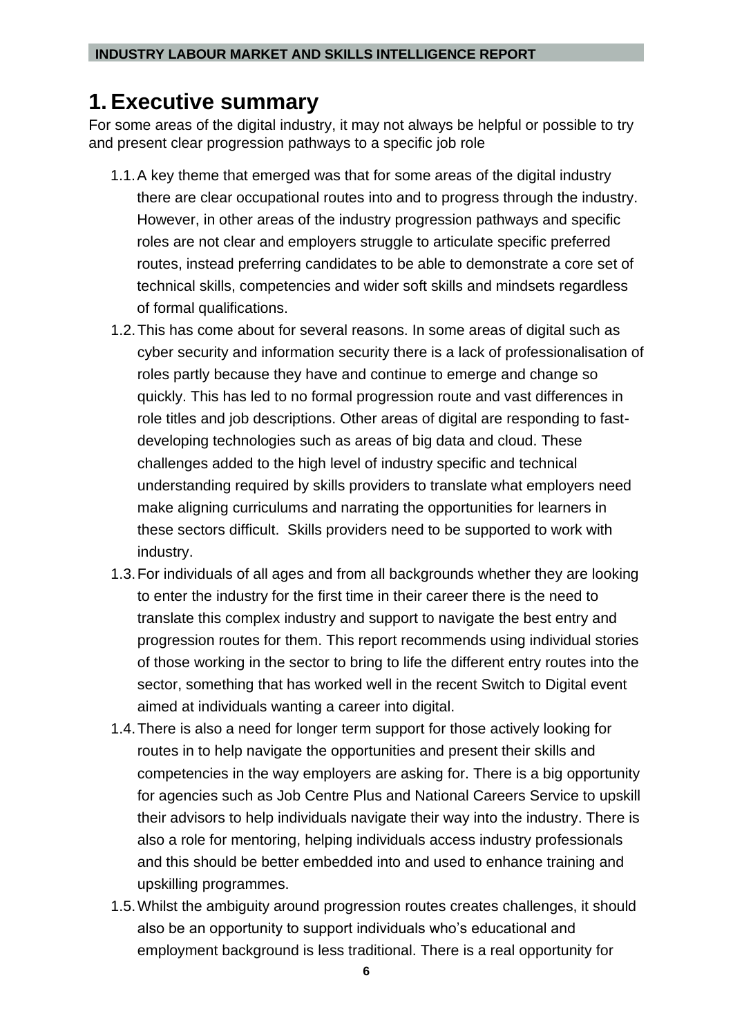# 1. Executive summary

For some areas of the digital industry, it may not always be helpful or possible to try and present clear progression pathways to a specific job role

1.1. A key theme that emerged was that for some areas of the digital industry there are clear occupational routes into and to progress through the industry. However, in other areas of the industry progression pathways and specific roles are not clear and employers struggle to articulate specific preferred routes, instead preferring candidates to be able to demonstrate a core set of technical skills, competencies and wider soft skills and mindsets regardless of formal qualifications.

1.2. This has come about for several reasons. In some areas of digital such as cyber security and information security there is a lack of professionalisation of roles partly because they have and continue to emerge and change so quickly. This has led to no formal progression route and vast differences in role titles and job descriptions. Other areas of digital are responding to fast-developing technologies such as areas of big data and cloud. These challenges added to the high level of industry specific and technical understanding required by skills providers to translate what employers need make aligning curriculums and narrating the opportunities for learners in these sectors difficult. Skills providers need to be supported to work with industry.

1.3. For individuals of all ages and from all backgrounds whether they are looking to enter the industry for the first time in their career there is the need to translate this complex industry and support to navigate the best entry and progression routes for them. This report recommends using individual stories of those working in the sector to bring to life the different entry routes into the sector, something that has worked well in the recent Switch to Digital event aimed at individuals wanting a career into digital.

1.4. There is also a need for longer term support for those actively looking for routes in to help navigate the opportunities and present their skills and competencies in the way employers are asking for. There is a big opportunity for agencies such as Job Centre Plus and National Careers Service to upskill their advisors to help individuals navigate their way into the industry. There is also a role for mentoring, helping individuals access industry professionals and this should be better embedded into and used to enhance training and upskilling programmes.

1.5. Whilst the ambiguity around progression routes creates challenges, it should also be an opportunity to support individuals who's educational and employment background is less traditional. There is a real opportunity for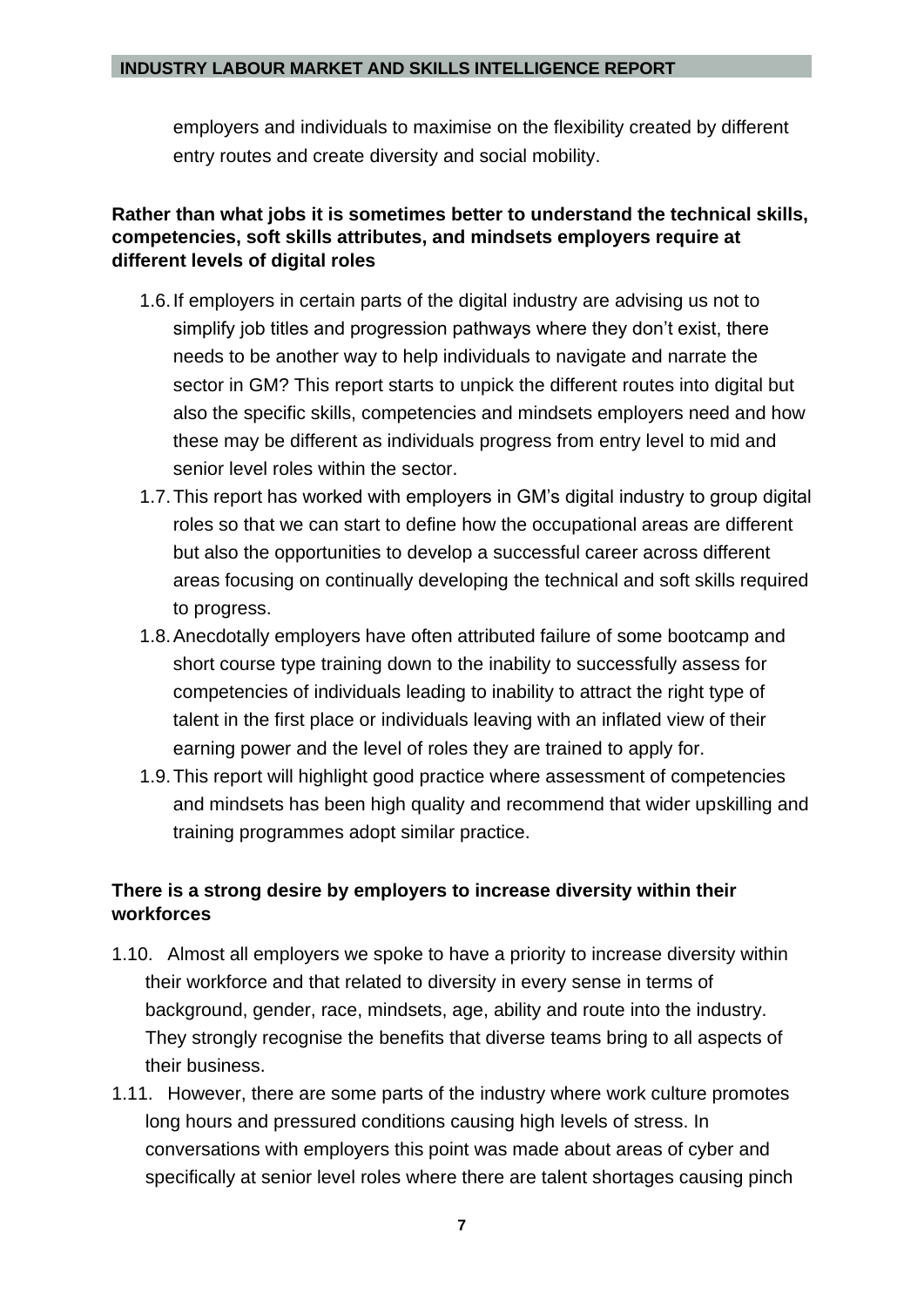employers and individuals to maximise on the flexibility created by different entry routes and create diversity and social mobility.

**Rather than what jobs it is sometimes better to understand the technical skills, competencies, soft skills attributes, and mindsets employers require at different levels of digital roles**

1.6. If employers in certain parts of the digital industry are advising us not to simplify job titles and progression pathways where they don't exist, there needs to be another way to help individuals to navigate and narrate the sector in GM? This report starts to unpick the different routes into digital but also the specific skills, competencies and mindsets employers need and how these may be different as individuals progress from entry level to mid and senior level roles within the sector.

1.7. This report has worked with employers in GM's digital industry to group digital roles so that we can start to define how the occupational areas are different but also the opportunities to develop a successful career across different areas focusing on continually developing the technical and soft skills required to progress.

1.8. Anecdotally employers have often attributed failure of some bootcamp and short course type training down to the inability to successfully assess for competencies of individuals leading to inability to attract the right type of talent in the first place or individuals leaving with an inflated view of their earning power and the level of roles they are trained to apply for.

1.9. This report will highlight good practice where assessment of competencies and mindsets has been high quality and recommend that wider upskilling and training programmes adopt similar practice.

**There is a strong desire by employers to increase diversity within their workforces**

1.10. Almost all employers we spoke to have a priority to increase diversity within their workforce and that related to diversity in every sense in terms of background, gender, race, mindsets, age, ability and route into the industry. They strongly recognise the benefits that diverse teams bring to all aspects of their business.

1.11. However, there are some parts of the industry where work culture promotes long hours and pressured conditions causing high levels of stress. In conversations with employers this point was made about areas of cyber and specifically at senior level roles where there are talent shortages causing pinch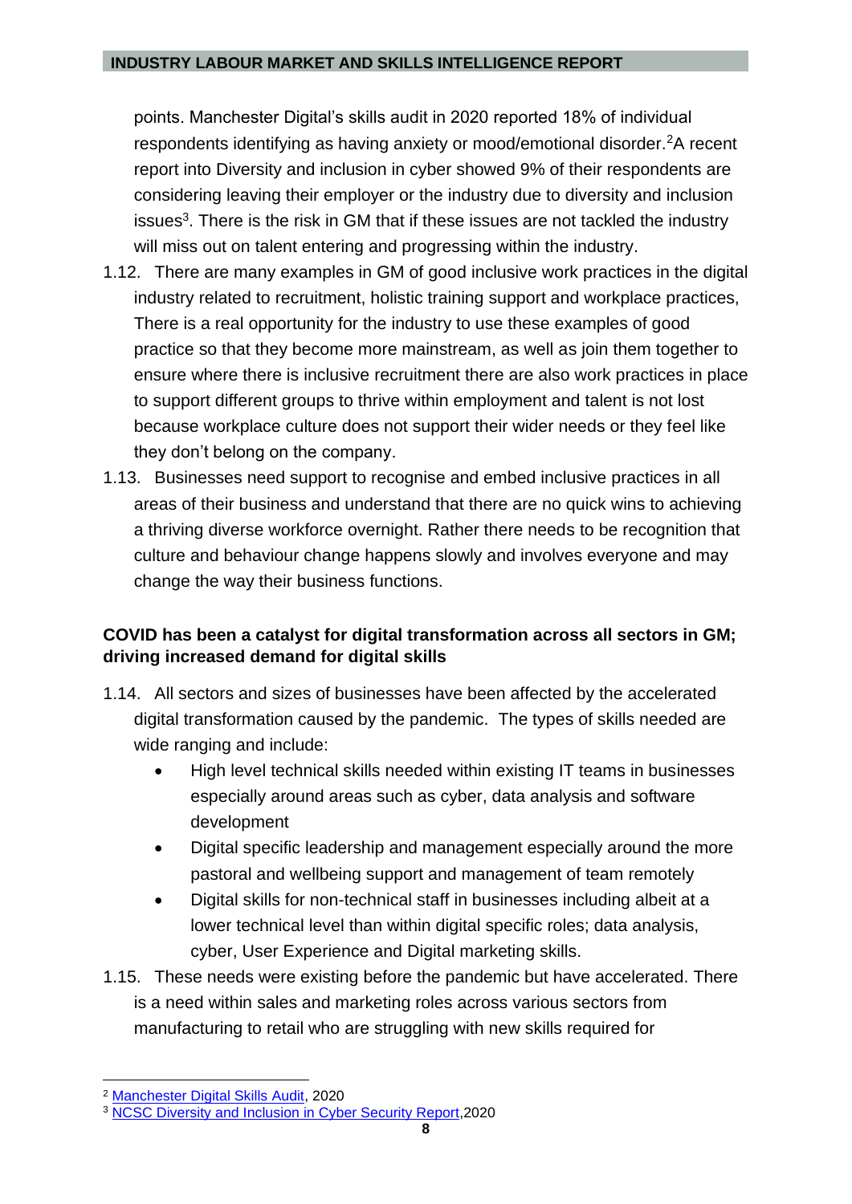points. Manchester Digital's skills audit in 2020 reported 18% of individual respondents identifying as having anxiety or mood/emotional disorder.[2] A recent report into Diversity and inclusion in cyber showed 9% of their respondents are considering leaving their employer or the industry due to diversity and inclusion issues[3]. There is the risk in GM that if these issues are not tackled the industry will miss out on talent entering and progressing within the industry.

1.12. There are many examples in GM of good inclusive work practices in the digital industry related to recruitment, holistic training support and workplace practices, There is a real opportunity for the industry to use these examples of good practice so that they become more mainstream, as well as join them together to ensure where there is inclusive recruitment there are also work practices in place to support different groups to thrive within employment and talent is not lost because workplace culture does not support their wider needs or they feel like they don't belong on the company.

1.13. Businesses need support to recognise and embed inclusive practices in all areas of their business and understand that there are no quick wins to achieving a thriving diverse workforce overnight. Rather there needs to be recognition that culture and behaviour change happens slowly and involves everyone and may change the way their business functions.

**COVID has been a catalyst for digital transformation across all sectors in GM; driving increased demand for digital skills**

1.14. All sectors and sizes of businesses have been affected by the accelerated digital transformation caused by the pandemic. The types of skills needed are wide ranging and include:

- High level technical skills needed within existing IT teams in businesses especially around areas such as cyber, data analysis and software development
- Digital specific leadership and management especially around the more pastoral and wellbeing support and management of team remotely
- Digital skills for non-technical staff in businesses including albeit at a lower technical level than within digital specific roles; data analysis, cyber, User Experience and Digital marketing skills.

1.15. These needs were existing before the pandemic but have accelerated. There is a need within sales and marketing roles across various sectors from manufacturing to retail who are struggling with new skills required for

---

[2] Manchester Digital Skills Audit, 2020

[3] NCSC Diversity and Inclusion in Cyber Security Report,2020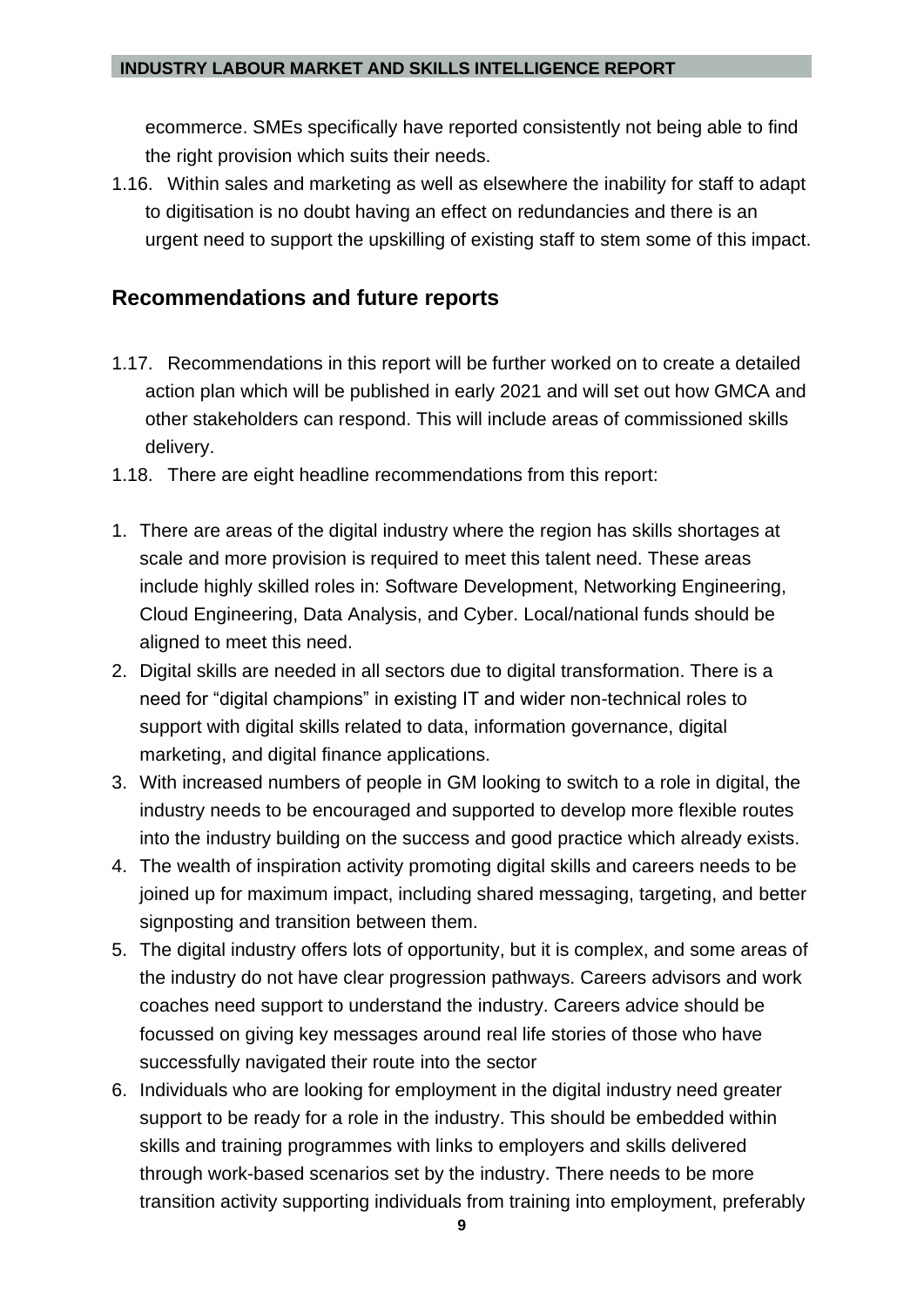ecommerce. SMEs specifically have reported consistently not being able to find the right provision which suits their needs.

1.16. Within sales and marketing as well as elsewhere the inability for staff to adapt to digitisation is no doubt having an effect on redundancies and there is an urgent need to support the upskilling of existing staff to stem some of this impact.

## Recommendations and future reports

1.17. Recommendations in this report will be further worked on to create a detailed action plan which will be published in early 2021 and will set out how GMCA and other stakeholders can respond. This will include areas of commissioned skills delivery.

1.18. There are eight headline recommendations from this report:

1. There are areas of the digital industry where the region has skills shortages at scale and more provision is required to meet this talent need. These areas include highly skilled roles in: Software Development, Networking Engineering, Cloud Engineering, Data Analysis, and Cyber. Local/national funds should be aligned to meet this need.
2. Digital skills are needed in all sectors due to digital transformation. There is a need for "digital champions" in existing IT and wider non-technical roles to support with digital skills related to data, information governance, digital marketing, and digital finance applications.
3. With increased numbers of people in GM looking to switch to a role in digital, the industry needs to be encouraged and supported to develop more flexible routes into the industry building on the success and good practice which already exists.
4. The wealth of inspiration activity promoting digital skills and careers needs to be joined up for maximum impact, including shared messaging, targeting, and better signposting and transition between them.
5. The digital industry offers lots of opportunity, but it is complex, and some areas of the industry do not have clear progression pathways. Careers advisors and work coaches need support to understand the industry. Careers advice should be focussed on giving key messages around real life stories of those who have successfully navigated their route into the sector
6. Individuals who are looking for employment in the digital industry need greater support to be ready for a role in the industry. This should be embedded within skills and training programmes with links to employers and skills delivered through work-based scenarios set by the industry. There needs to be more transition activity supporting individuals from training into employment, preferably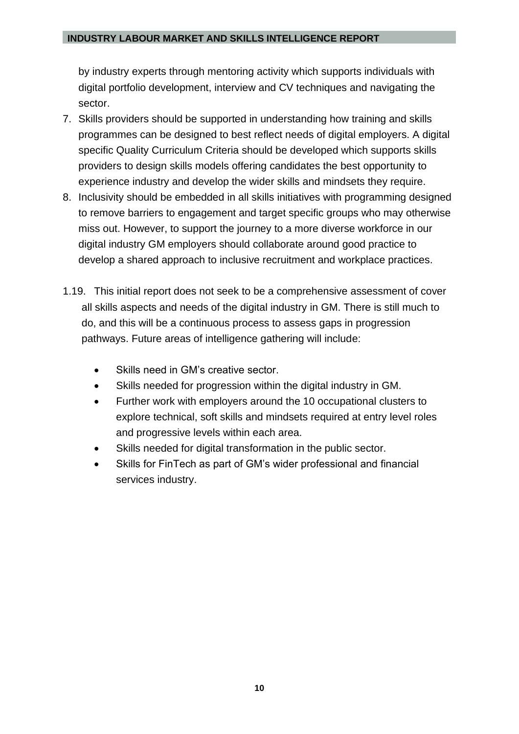by industry experts through mentoring activity which supports individuals with digital portfolio development, interview and CV techniques and navigating the sector.

7. Skills providers should be supported in understanding how training and skills programmes can be designed to best reflect needs of digital employers. A digital specific Quality Curriculum Criteria should be developed which supports skills providers to design skills models offering candidates the best opportunity to experience industry and develop the wider skills and mindsets they require.
8. Inclusivity should be embedded in all skills initiatives with programming designed to remove barriers to engagement and target specific groups who may otherwise miss out. However, to support the journey to a more diverse workforce in our digital industry GM employers should collaborate around good practice to develop a shared approach to inclusive recruitment and workplace practices.

1.19. This initial report does not seek to be a comprehensive assessment of cover all skills aspects and needs of the digital industry in GM. There is still much to do, and this will be a continuous process to assess gaps in progression pathways. Future areas of intelligence gathering will include:

- Skills need in GM's creative sector.
- Skills needed for progression within the digital industry in GM.
- Further work with employers around the 10 occupational clusters to explore technical, soft skills and mindsets required at entry level roles and progressive levels within each area.
- Skills needed for digital transformation in the public sector.
- Skills for FinTech as part of GM's wider professional and financial services industry.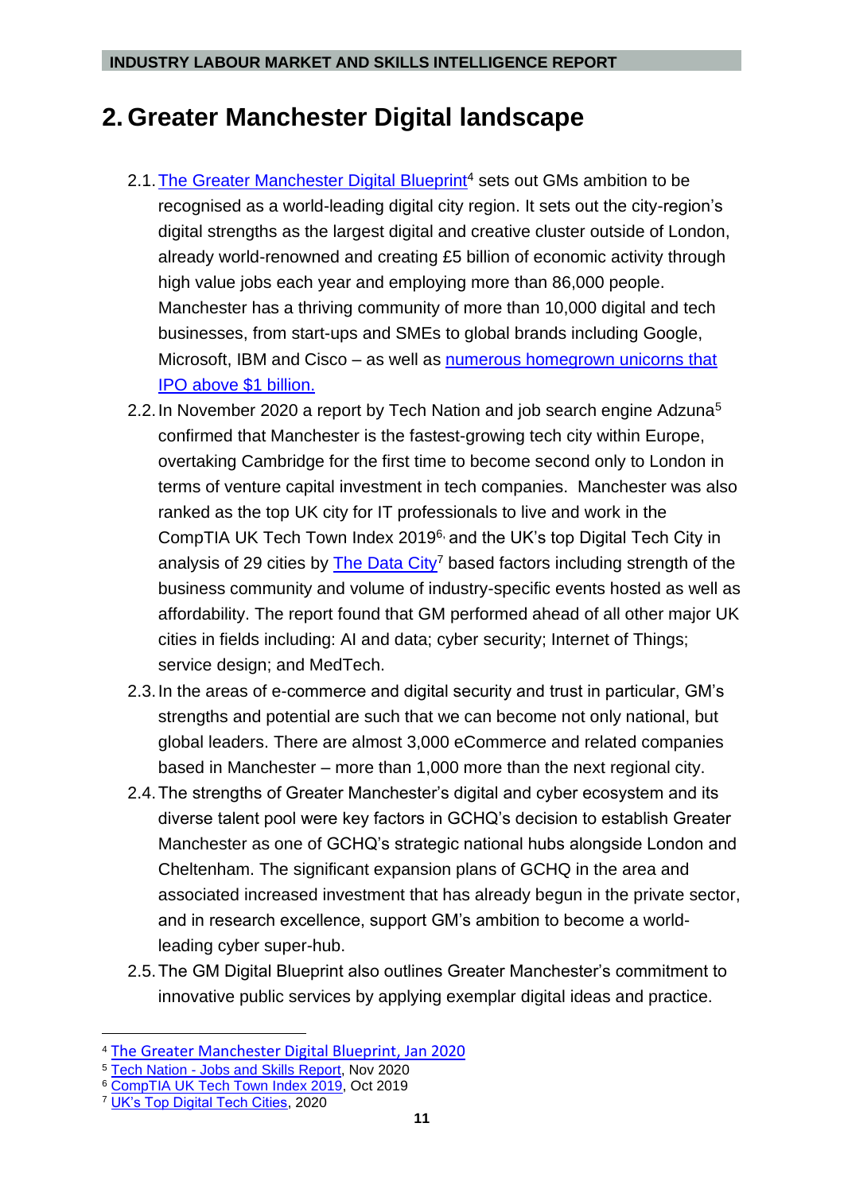## 2. Greater Manchester Digital landscape

2.1. The Greater Manchester Digital Blueprint[4] sets out GMs ambition to be recognised as a world-leading digital city region. It sets out the city-region's digital strengths as the largest digital and creative cluster outside of London, already world-renowned and creating £5 billion of economic activity through high value jobs each year and employing more than 86,000 people. Manchester has a thriving community of more than 10,000 digital and tech businesses, from start-ups and SMEs to global brands including Google, Microsoft, IBM and Cisco – as well as numerous homegrown unicorns that IPO above $1 billion.

2.2. In November 2020 a report by Tech Nation and job search engine Adzuna[5] confirmed that Manchester is the fastest-growing tech city within Europe, overtaking Cambridge for the first time to become second only to London in terms of venture capital investment in tech companies. Manchester was also ranked as the top UK city for IT professionals to live and work in the CompTIA UK Tech Town Index 2019[6], and the UK's top Digital Tech City in analysis of 29 cities by The Data City[7] based factors including strength of the business community and volume of industry-specific events hosted as well as affordability. The report found that GM performed ahead of all other major UK cities in fields including: AI and data; cyber security; Internet of Things; service design; and MedTech.

2.3. In the areas of e-commerce and digital security and trust in particular, GM's strengths and potential are such that we can become not only national, but global leaders. There are almost 3,000 eCommerce and related companies based in Manchester – more than 1,000 more than the next regional city.

2.4. The strengths of Greater Manchester's digital and cyber ecosystem and its diverse talent pool were key factors in GCHQ's decision to establish Greater Manchester as one of GCHQ's strategic national hubs alongside London and Cheltenham. The significant expansion plans of GCHQ in the area and associated increased investment that has already begun in the private sector, and in research excellence, support GM's ambition to become a world-leading cyber super-hub.

2.5. The GM Digital Blueprint also outlines Greater Manchester's commitment to innovative public services by applying exemplar digital ideas and practice.

---

[4] The Greater Manchester Digital Blueprint, Jan 2020

[5] Tech Nation - Jobs and Skills Report, Nov 2020

[6] CompTIA UK Tech Town Index 2019, Oct 2019

[7] UK's Top Digital Tech Cities, 2020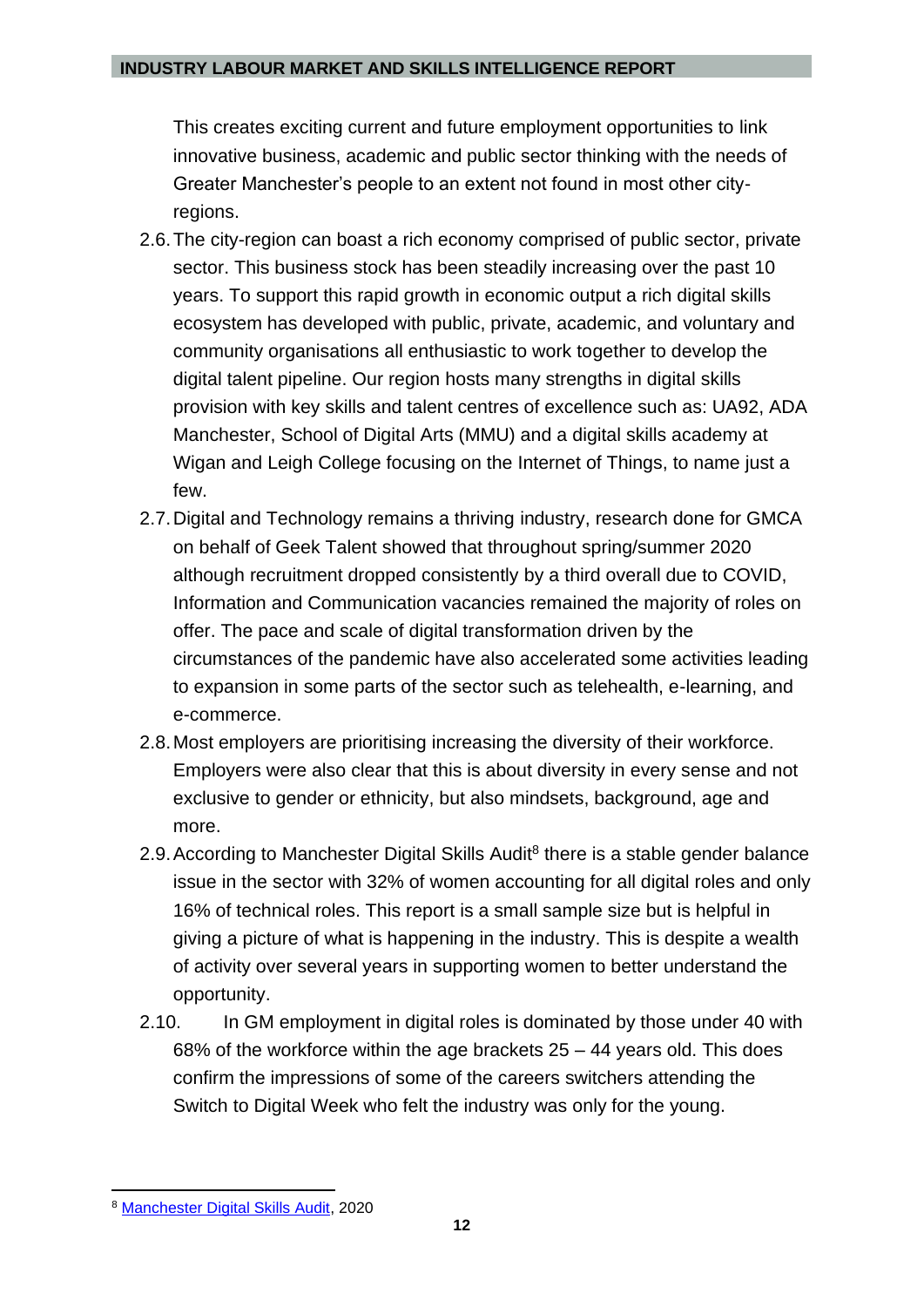This creates exciting current and future employment opportunities to link innovative business, academic and public sector thinking with the needs of Greater Manchester's people to an extent not found in most other city-regions.

2.6. The city-region can boast a rich economy comprised of public sector, private sector. This business stock has been steadily increasing over the past 10 years. To support this rapid growth in economic output a rich digital skills ecosystem has developed with public, private, academic, and voluntary and community organisations all enthusiastic to work together to develop the digital talent pipeline. Our region hosts many strengths in digital skills provision with key skills and talent centres of excellence such as: UA92, ADA Manchester, School of Digital Arts (MMU) and a digital skills academy at Wigan and Leigh College focusing on the Internet of Things, to name just a few.

2.7. Digital and Technology remains a thriving industry, research done for GMCA on behalf of Geek Talent showed that throughout spring/summer 2020 although recruitment dropped consistently by a third overall due to COVID, Information and Communication vacancies remained the majority of roles on offer. The pace and scale of digital transformation driven by the circumstances of the pandemic have also accelerated some activities leading to expansion in some parts of the sector such as telehealth, e-learning, and e-commerce.

2.8. Most employers are prioritising increasing the diversity of their workforce. Employers were also clear that this is about diversity in every sense and not exclusive to gender or ethnicity, but also mindsets, background, age and more.

2.9. According to Manchester Digital Skills Audit[8] there is a stable gender balance issue in the sector with 32% of women accounting for all digital roles and only 16% of technical roles. This report is a small sample size but is helpful in giving a picture of what is happening in the industry. This is despite a wealth of activity over several years in supporting women to better understand the opportunity.

2.10. In GM employment in digital roles is dominated by those under 40 with 68% of the workforce within the age brackets 25 – 44 years old. This does confirm the impressions of some of the careers switchers attending the Switch to Digital Week who felt the industry was only for the young.

---

[8] Manchester Digital Skills Audit, 2020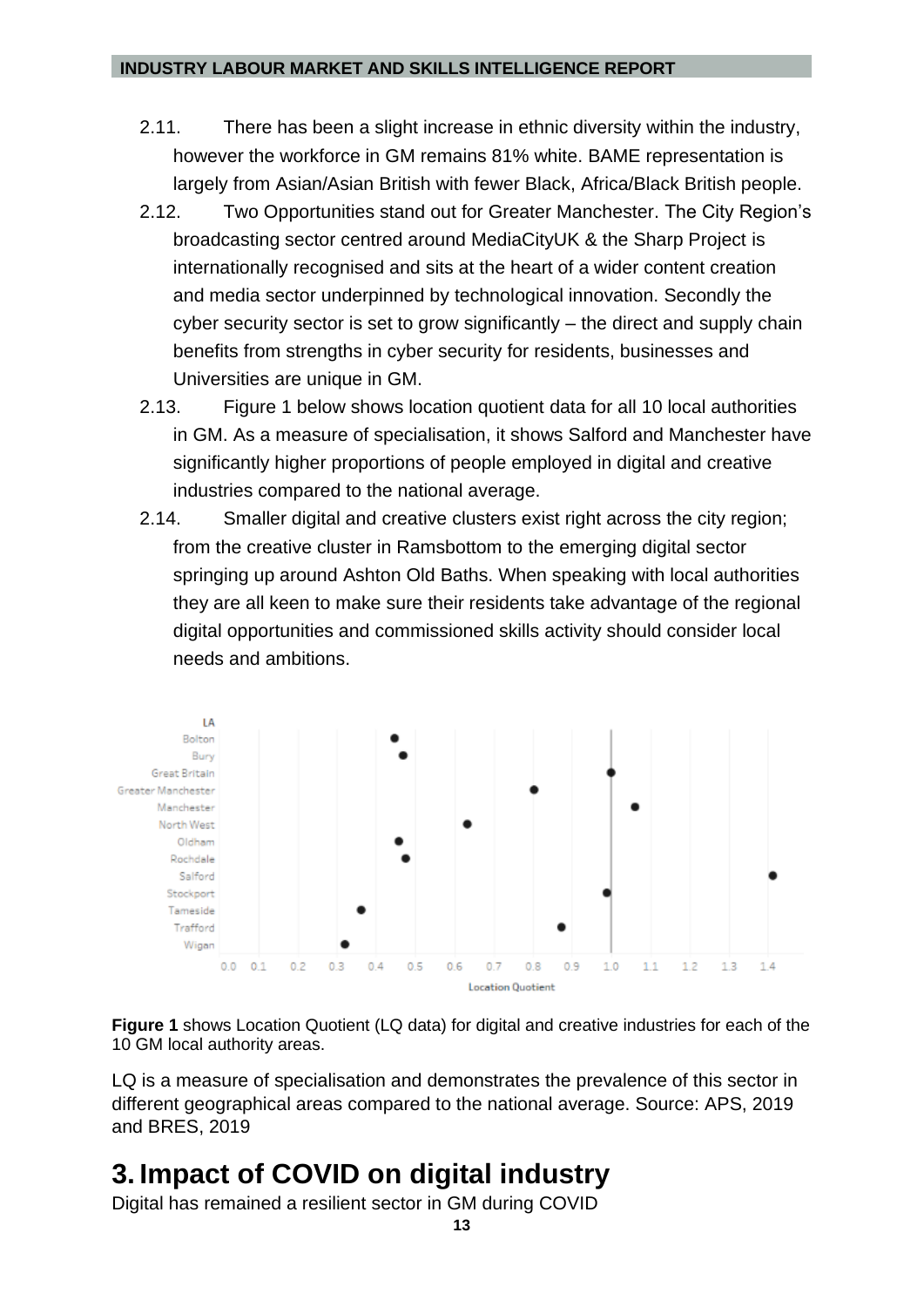2.11. There has been a slight increase in ethnic diversity within the industry, however the workforce in GM remains 81% white. BAME representation is largely from Asian/Asian British with fewer Black, Africa/Black British people.

2.12. Two Opportunities stand out for Greater Manchester. The City Region's broadcasting sector centred around MediaCityUK & the Sharp Project is internationally recognised and sits at the heart of a wider content creation and media sector underpinned by technological innovation. Secondly the cyber security sector is set to grow significantly – the direct and supply chain benefits from strengths in cyber security for residents, businesses and Universities are unique in GM.

2.13. Figure 1 below shows location quotient data for all 10 local authorities in GM. As a measure of specialisation, it shows Salford and Manchester have significantly higher proportions of people employed in digital and creative industries compared to the national average.

2.14. Smaller digital and creative clusters exist right across the city region; from the creative cluster in Ramsbottom to the emerging digital sector springing up around Ashton Old Baths. When speaking with local authorities they are all keen to make sure their residents take advantage of the regional digital opportunities and commissioned skills activity should consider local needs and ambitions.

**Figure 1** shows Location Quotient (LQ data) for digital and creative industries for each of the 10 GM local authority areas.

LQ is a measure of specialisation and demonstrates the prevalence of this sector in different geographical areas compared to the national average. Source: APS, 2019 and BRES, 2019

# 3. Impact of COVID on digital industry

Digital has remained a resilient sector in GM during COVID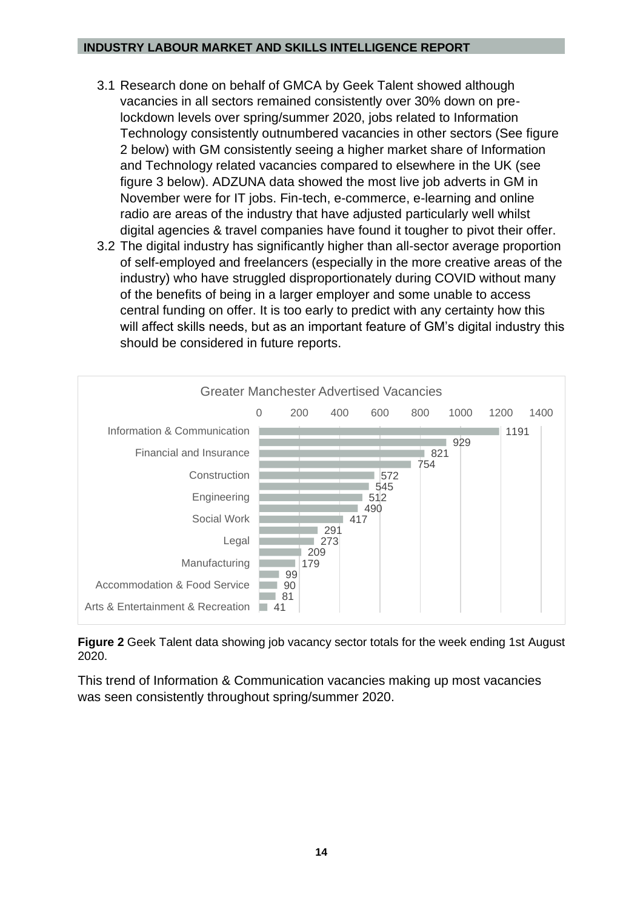3.1 Research done on behalf of GMCA by Geek Talent showed although vacancies in all sectors remained consistently over 30% down on pre-lockdown levels over spring/summer 2020, jobs related to Information Technology consistently outnumbered vacancies in other sectors (See figure 2 below) with GM consistently seeing a higher market share of Information and Technology related vacancies compared to elsewhere in the UK (see figure 3 below). ADZUNA data showed the most live job adverts in GM in November were for IT jobs. Fin-tech, e-commerce, e-learning and online radio are areas of the industry that have adjusted particularly well whilst digital agencies & travel companies have found it tougher to pivot their offer.

3.2 The digital industry has significantly higher than all-sector average proportion of self-employed and freelancers (especially in the more creative areas of the industry) who have struggled disproportionately during COVID without many of the benefits of being in a larger employer and some unable to access central funding on offer. It is too early to predict with any certainty how this will affect skills needs, but as an important feature of GM's digital industry this should be considered in future reports.

**Greater Manchester Advertised Vacancies**

| Sector | Vacancies |
| --- | --- |
| Information & Communication | 1191 |
| | 929 |
| Financial and Insurance | 821 |
| | 754 |
| Construction | 572 |
| | 545 |
| Engineering | 512 |
| | 490 |
| Social Work | 417 |
| | 291 |
| Legal | 273 |
| | 209 |
| Manufacturing | 179 |
| | 99 |
| Accommodation & Food Service | 90 |
| | 81 |
| Arts & Entertainment & Recreation | 41 |

**Figure 2** Geek Talent data showing job vacancy sector totals for the week ending 1st August 2020.

This trend of Information & Communication vacancies making up most vacancies was seen consistently throughout spring/summer 2020.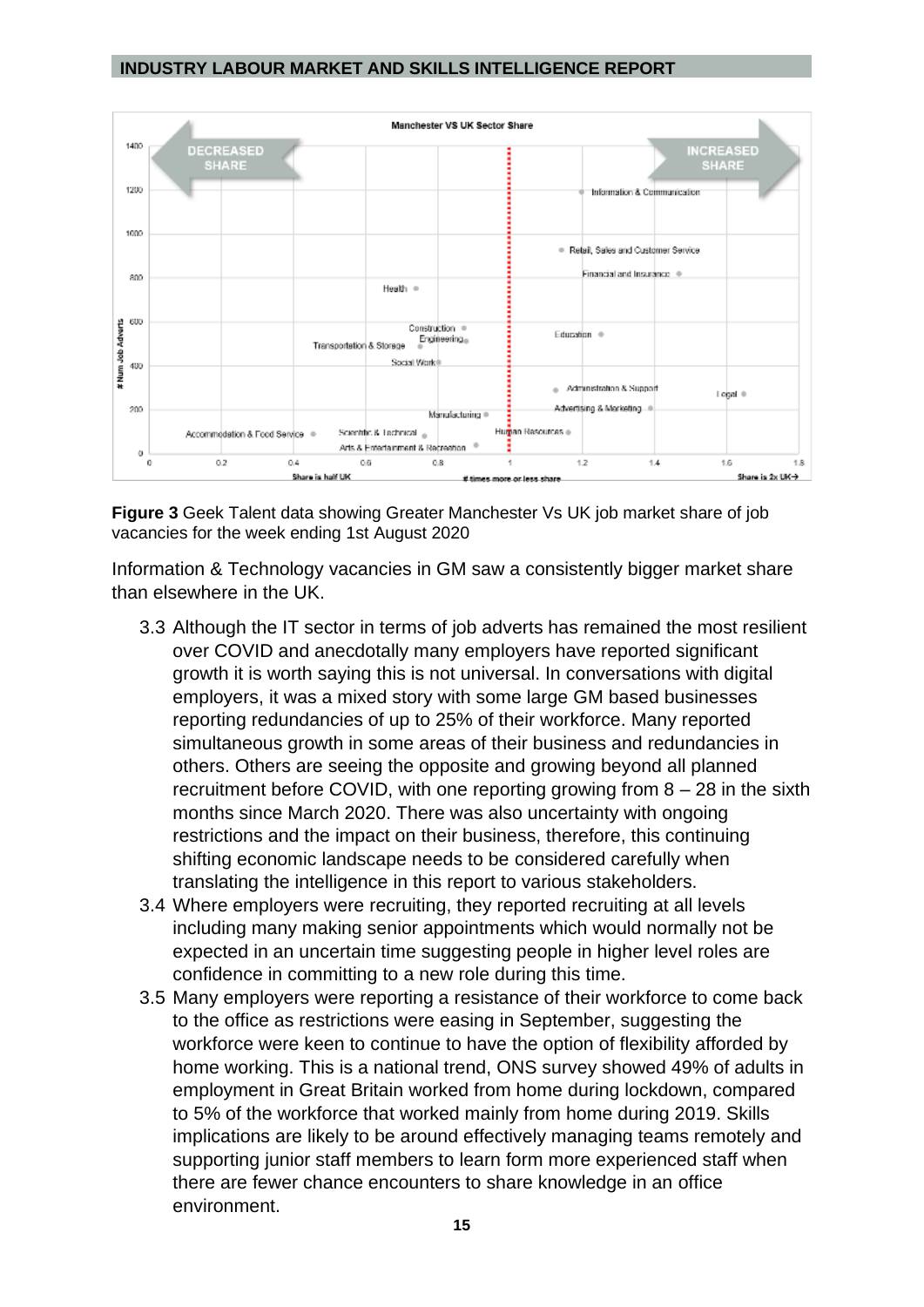**Figure 3** Geek Talent data showing Greater Manchester Vs UK job market share of job vacancies for the week ending 1st August 2020

Information & Technology vacancies in GM saw a consistently bigger market share than elsewhere in the UK.

3.3 Although the IT sector in terms of job adverts has remained the most resilient over COVID and anecdotally many employers have reported significant growth it is worth saying this is not universal. In conversations with digital employers, it was a mixed story with some large GM based businesses reporting redundancies of up to 25% of their workforce. Many reported simultaneous growth in some areas of their business and redundancies in others. Others are seeing the opposite and growing beyond all planned recruitment before COVID, with one reporting growing from 8 – 28 in the sixth months since March 2020. There was also uncertainty with ongoing restrictions and the impact on their business, therefore, this continuing shifting economic landscape needs to be considered carefully when translating the intelligence in this report to various stakeholders.

3.4 Where employers were recruiting, they reported recruiting at all levels including many making senior appointments which would normally not be expected in an uncertain time suggesting people in higher level roles are confidence in committing to a new role during this time.

3.5 Many employers were reporting a resistance of their workforce to come back to the office as restrictions were easing in September, suggesting the workforce were keen to continue to have the option of flexibility afforded by home working. This is a national trend, ONS survey showed 49% of adults in employment in Great Britain worked from home during lockdown, compared to 5% of the workforce that worked mainly from home during 2019. Skills implications are likely to be around effectively managing teams remotely and supporting junior staff members to learn form more experienced staff when there are fewer chance encounters to share knowledge in an office environment.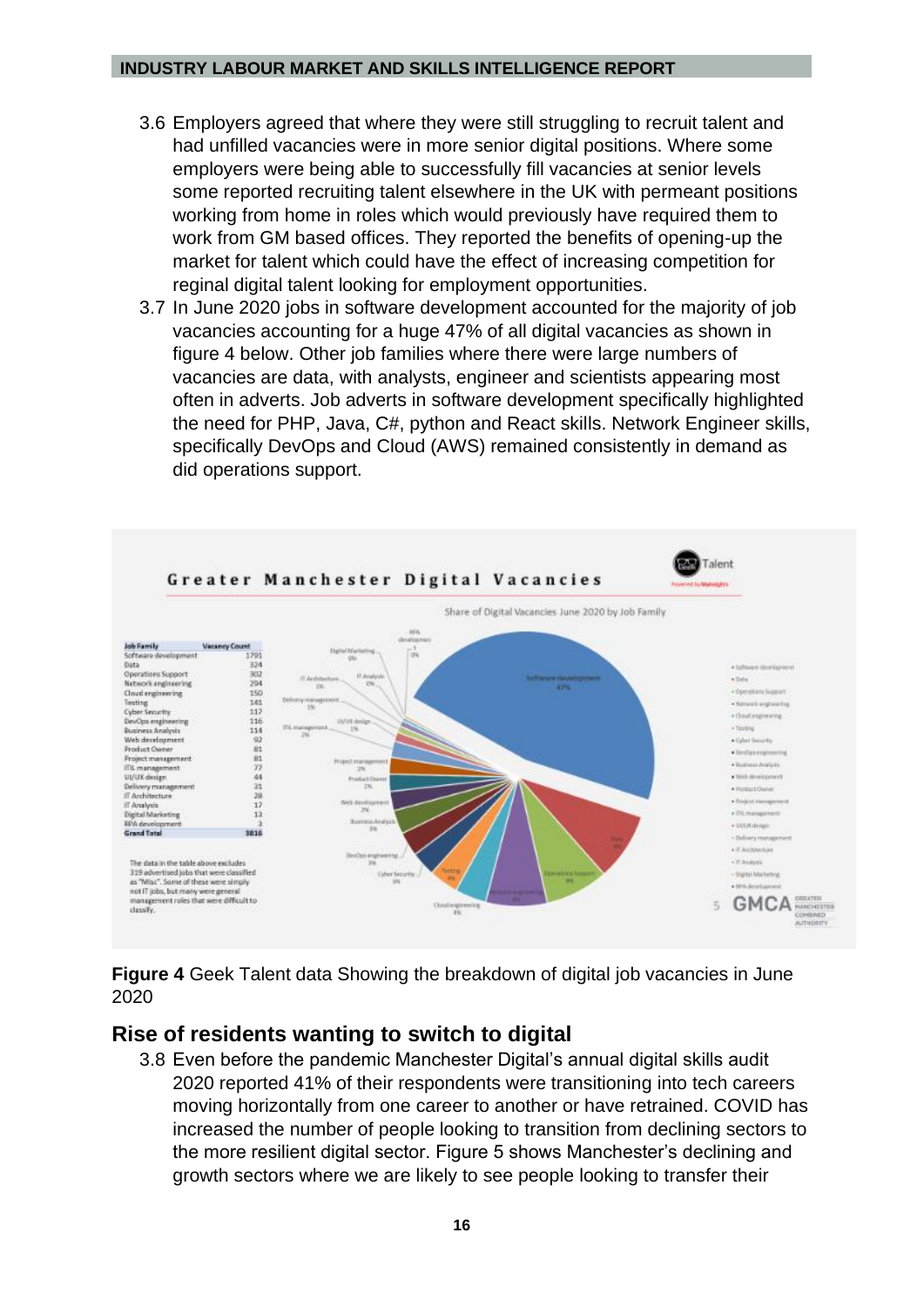3.6 Employers agreed that where they were still struggling to recruit talent and had unfilled vacancies were in more senior digital positions. Where some employers were being able to successfully fill vacancies at senior levels some reported recruiting talent elsewhere in the UK with permeant positions working from home in roles which would previously have required them to work from GM based offices. They reported the benefits of opening-up the market for talent which could have the effect of increasing competition for reginal digital talent looking for employment opportunities.

3.7 In June 2020 jobs in software development accounted for the majority of job vacancies accounting for a huge 47% of all digital vacancies as shown in figure 4 below. Other job families where there were large numbers of vacancies are data, with analysts, engineer and scientists appearing most often in adverts. Job adverts in software development specifically highlighted the need for PHP, Java, C#, python and React skills. Network Engineer skills, specifically DevOps and Cloud (AWS) remained consistently in demand as did operations support.

**Greater Manchester Digital Vacancies**

Share of Digital Vacancies June 2020 by Job Family

| Job Family | Vacancy Count |
|---|---|
| Software development | 1791 |
| Data | 324 |
| Operations Support | 302 |
| Network engineering | 294 |
| Cloud engineering | 150 |
| Testing | 141 |
| Cyber Security | 117 |
| DevOps engineering | 116 |
| Business Analysis | 114 |
| Web development | 92 |
| Product Owner | 81 |
| Project management | 81 |
| ITIL management | 77 |
| UI/UX design | 44 |
| Delivery management | 31 |
| IT Architecture | 28 |
| IT Analysis | 17 |
| Digital Marketing | 13 |
| RPA development | 3 |
| **Grand Total** | **3816** |

The data in the table above excludes 319 advertised jobs that were classified as "Misc". Some of these were simply not IT jobs, but many were general management roles that were difficult to classify.

**Figure 4** Geek Talent data Showing the breakdown of digital job vacancies in June 2020

## Rise of residents wanting to switch to digital

3.8 Even before the pandemic Manchester Digital's annual digital skills audit 2020 reported 41% of their respondents were transitioning into tech careers moving horizontally from one career to another or have retrained. COVID has increased the number of people looking to transition from declining sectors to the more resilient digital sector. Figure 5 shows Manchester's declining and growth sectors where we are likely to see people looking to transfer their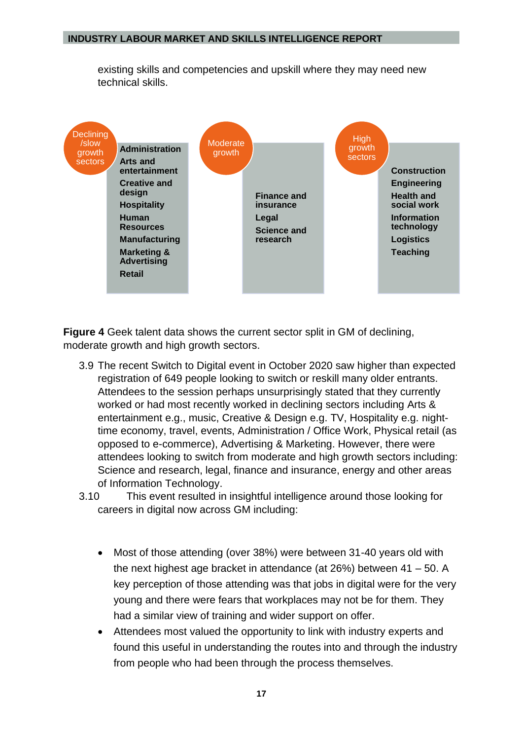existing skills and competencies and upskill where they may need new technical skills.

| Declining /slow growth sectors | Moderate growth | High growth sectors |
|---|---|---|
| Administration | Finance and insurance | Construction |
| Arts and entertainment | Legal | Engineering |
| Creative and design | Science and research | Health and social work |
| Hospitality | | Information technology |
| Human Resources | | Logistics |
| Manufacturing | | Teaching |
| Marketing & Advertising | | |
| Retail | | |

**Figure 4** Geek talent data shows the current sector split in GM of declining, moderate growth and high growth sectors.

3.9 The recent Switch to Digital event in October 2020 saw higher than expected registration of 649 people looking to switch or reskill many older entrants. Attendees to the session perhaps unsurprisingly stated that they currently worked or had most recently worked in declining sectors including Arts & entertainment e.g., music, Creative & Design e.g. TV, Hospitality e.g. night-time economy, travel, events, Administration / Office Work, Physical retail (as opposed to e-commerce), Advertising & Marketing. However, there were attendees looking to switch from moderate and high growth sectors including: Science and research, legal, finance and insurance, energy and other areas of Information Technology.

3.10 This event resulted in insightful intelligence around those looking for careers in digital now across GM including:

- Most of those attending (over 38%) were between 31-40 years old with the next highest age bracket in attendance (at 26%) between 41 – 50. A key perception of those attending was that jobs in digital were for the very young and there were fears that workplaces may not be for them. They had a similar view of training and wider support on offer.
- Attendees most valued the opportunity to link with industry experts and found this useful in understanding the routes into and through the industry from people who had been through the process themselves.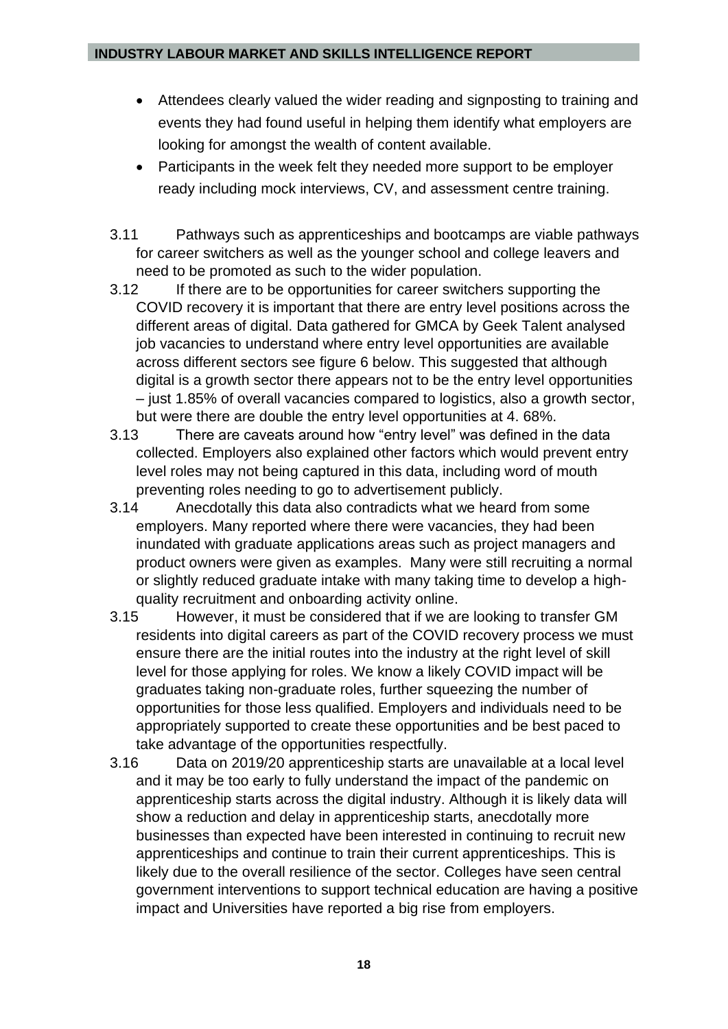- Attendees clearly valued the wider reading and signposting to training and events they had found useful in helping them identify what employers are looking for amongst the wealth of content available.
- Participants in the week felt they needed more support to be employer ready including mock interviews, CV, and assessment centre training.

3.11 Pathways such as apprenticeships and bootcamps are viable pathways for career switchers as well as the younger school and college leavers and need to be promoted as such to the wider population.

3.12 If there are to be opportunities for career switchers supporting the COVID recovery it is important that there are entry level positions across the different areas of digital. Data gathered for GMCA by Geek Talent analysed job vacancies to understand where entry level opportunities are available across different sectors see figure 6 below. This suggested that although digital is a growth sector there appears not to be the entry level opportunities – just 1.85% of overall vacancies compared to logistics, also a growth sector, but were there are double the entry level opportunities at 4. 68%.

3.13 There are caveats around how "entry level" was defined in the data collected. Employers also explained other factors which would prevent entry level roles may not being captured in this data, including word of mouth preventing roles needing to go to advertisement publicly.

3.14 Anecdotally this data also contradicts what we heard from some employers. Many reported where there were vacancies, they had been inundated with graduate applications areas such as project managers and product owners were given as examples. Many were still recruiting a normal or slightly reduced graduate intake with many taking time to develop a high-quality recruitment and onboarding activity online.

3.15 However, it must be considered that if we are looking to transfer GM residents into digital careers as part of the COVID recovery process we must ensure there are the initial routes into the industry at the right level of skill level for those applying for roles. We know a likely COVID impact will be graduates taking non-graduate roles, further squeezing the number of opportunities for those less qualified. Employers and individuals need to be appropriately supported to create these opportunities and be best paced to take advantage of the opportunities respectfully.

3.16 Data on 2019/20 apprenticeship starts are unavailable at a local level and it may be too early to fully understand the impact of the pandemic on apprenticeship starts across the digital industry. Although it is likely data will show a reduction and delay in apprenticeship starts, anecdotally more businesses than expected have been interested in continuing to recruit new apprenticeships and continue to train their current apprenticeships. This is likely due to the overall resilience of the sector. Colleges have seen central government interventions to support technical education are having a positive impact and Universities have reported a big rise from employers.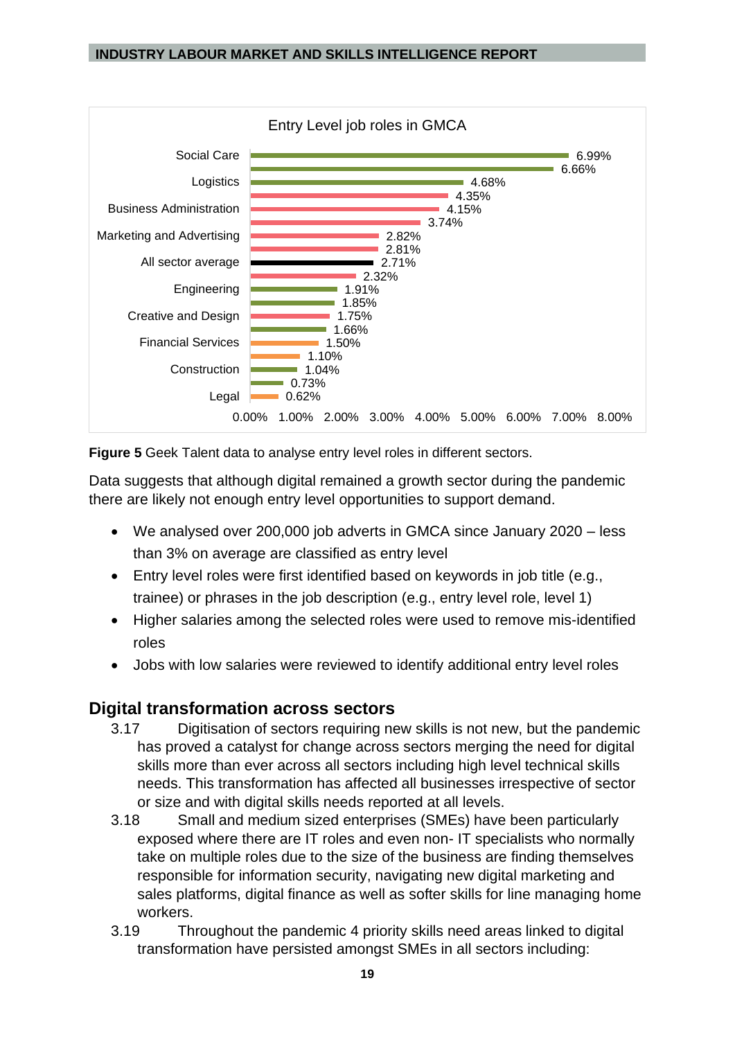Entry Level job roles in GMCA

| Sector | Entry level roles |
|---|---|
| Social Care | 6.99% |
| | 6.66% |
| Logistics | 4.68% |
| | 4.35% |
| Business Administration | 4.15% |
| | 3.74% |
| Marketing and Advertising | 2.82% |
| | 2.81% |
| All sector average | 2.71% |
| | 2.32% |
| Engineering | 1.91% |
| | 1.85% |
| Creative and Design | 1.75% |
| | 1.66% |
| Financial Services | 1.50% |
| | 1.10% |
| Construction | 1.04% |
| | 0.73% |
| Legal | 0.62% |

**Figure 5** Geek Talent data to analyse entry level roles in different sectors.

Data suggests that although digital remained a growth sector during the pandemic there are likely not enough entry level opportunities to support demand.

- We analysed over 200,000 job adverts in GMCA since January 2020 – less than 3% on average are classified as entry level
- Entry level roles were first identified based on keywords in job title (e.g., trainee) or phrases in the job description (e.g., entry level role, level 1)
- Higher salaries among the selected roles were used to remove mis-identified roles
- Jobs with low salaries were reviewed to identify additional entry level roles

## Digital transformation across sectors

3.17 Digitisation of sectors requiring new skills is not new, but the pandemic has proved a catalyst for change across sectors merging the need for digital skills more than ever across all sectors including high level technical skills needs. This transformation has affected all businesses irrespective of sector or size and with digital skills needs reported at all levels.

3.18 Small and medium sized enterprises (SMEs) have been particularly exposed where there are IT roles and even non- IT specialists who normally take on multiple roles due to the size of the business are finding themselves responsible for information security, navigating new digital marketing and sales platforms, digital finance as well as softer skills for line managing home workers.

3.19 Throughout the pandemic 4 priority skills need areas linked to digital transformation have persisted amongst SMEs in all sectors including: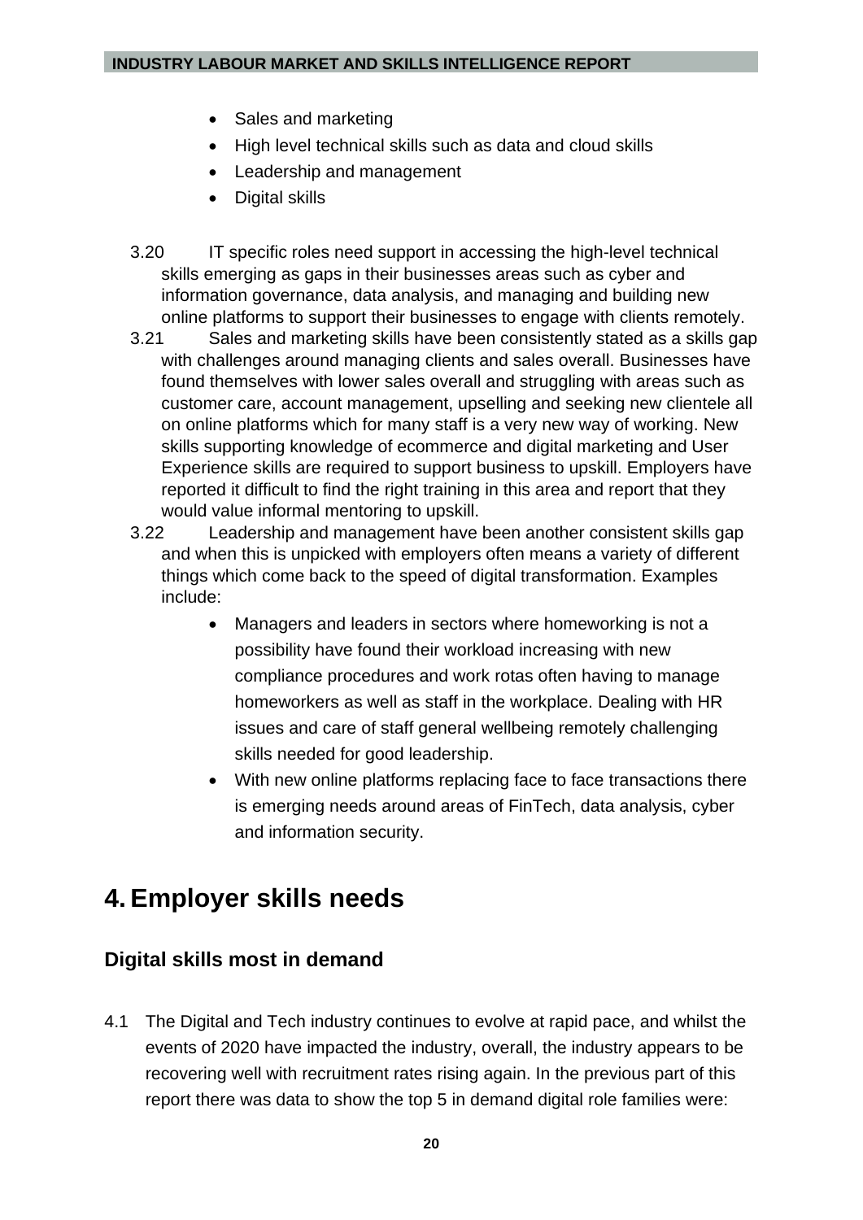- Sales and marketing
- High level technical skills such as data and cloud skills
- Leadership and management
- Digital skills

3.20 IT specific roles need support in accessing the high-level technical skills emerging as gaps in their businesses areas such as cyber and information governance, data analysis, and managing and building new online platforms to support their businesses to engage with clients remotely.

3.21 Sales and marketing skills have been consistently stated as a skills gap with challenges around managing clients and sales overall. Businesses have found themselves with lower sales overall and struggling with areas such as customer care, account management, upselling and seeking new clientele all on online platforms which for many staff is a very new way of working. New skills supporting knowledge of ecommerce and digital marketing and User Experience skills are required to support business to upskill. Employers have reported it difficult to find the right training in this area and report that they would value informal mentoring to upskill.

3.22 Leadership and management have been another consistent skills gap and when this is unpicked with employers often means a variety of different things which come back to the speed of digital transformation. Examples include:

- Managers and leaders in sectors where homeworking is not a possibility have found their workload increasing with new compliance procedures and work rotas often having to manage homeworkers as well as staff in the workplace. Dealing with HR issues and care of staff general wellbeing remotely challenging skills needed for good leadership.
- With new online platforms replacing face to face transactions there is emerging needs around areas of FinTech, data analysis, cyber and information security.

# 4. Employer skills needs

## Digital skills most in demand

4.1 The Digital and Tech industry continues to evolve at rapid pace, and whilst the events of 2020 have impacted the industry, overall, the industry appears to be recovering well with recruitment rates rising again. In the previous part of this report there was data to show the top 5 in demand digital role families were: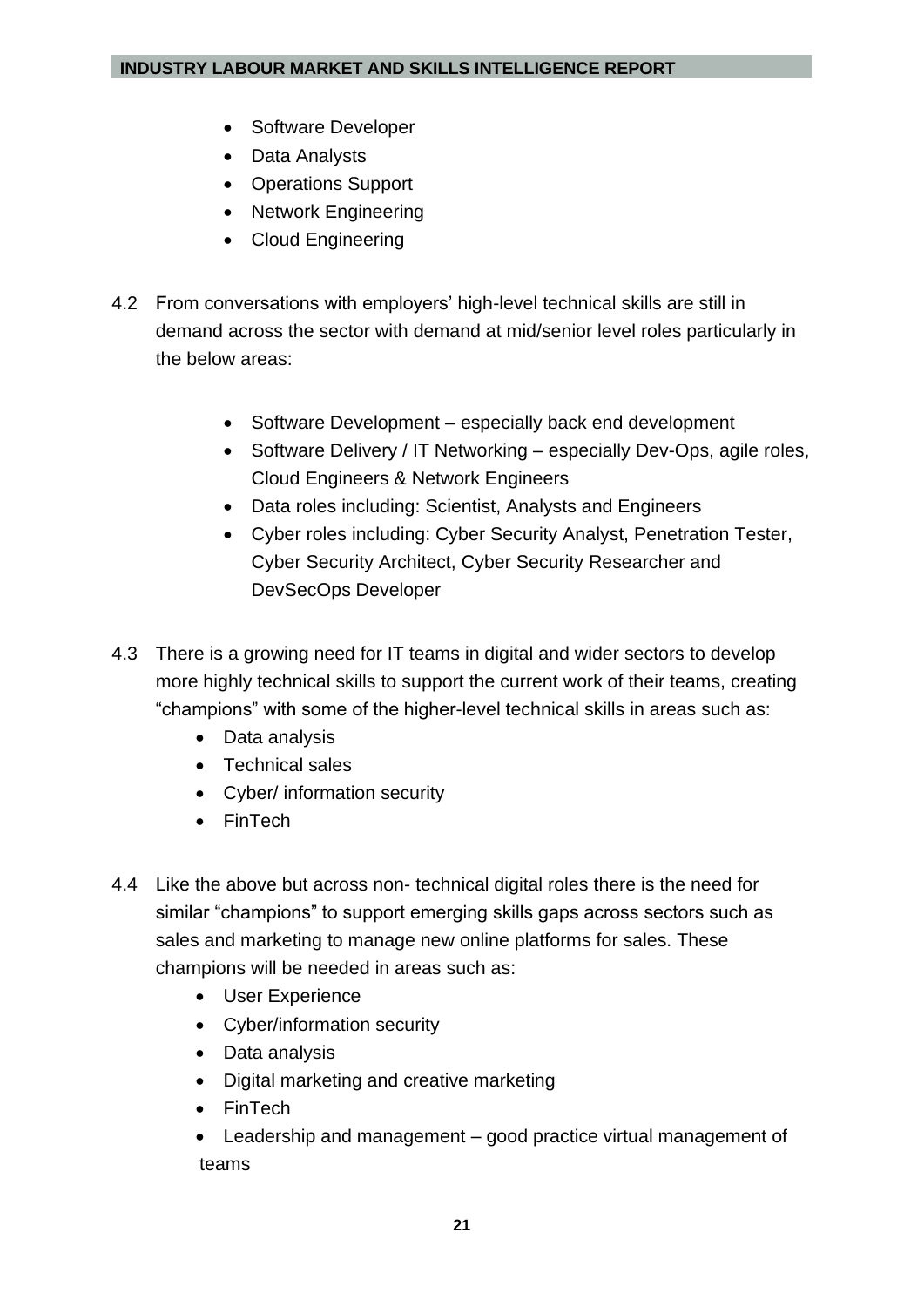- Software Developer
- Data Analysts
- Operations Support
- Network Engineering
- Cloud Engineering

4.2 From conversations with employers' high-level technical skills are still in demand across the sector with demand at mid/senior level roles particularly in the below areas:

- Software Development – especially back end development
- Software Delivery / IT Networking – especially Dev-Ops, agile roles, Cloud Engineers & Network Engineers
- Data roles including: Scientist, Analysts and Engineers
- Cyber roles including: Cyber Security Analyst, Penetration Tester, Cyber Security Architect, Cyber Security Researcher and DevSecOps Developer

4.3 There is a growing need for IT teams in digital and wider sectors to develop more highly technical skills to support the current work of their teams, creating "champions" with some of the higher-level technical skills in areas such as:

- Data analysis
- Technical sales
- Cyber/ information security
- FinTech

4.4 Like the above but across non- technical digital roles there is the need for similar "champions" to support emerging skills gaps across sectors such as sales and marketing to manage new online platforms for sales. These champions will be needed in areas such as:

- User Experience
- Cyber/information security
- Data analysis
- Digital marketing and creative marketing
- FinTech
- Leadership and management – good practice virtual management of teams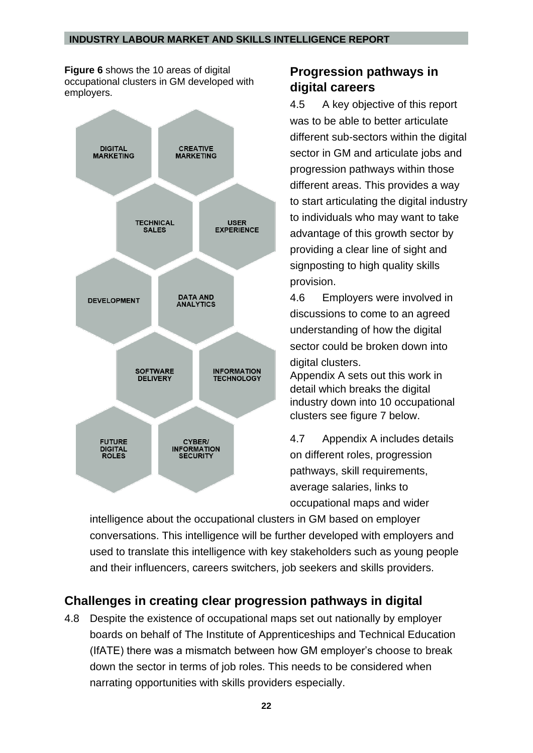**Figure 6** shows the 10 areas of digital occupational clusters in GM developed with employers.

DIGITAL MARKETING

CREATIVE MARKETING

TECHNICAL SALES

USER EXPERIENCE

DEVELOPMENT

DATA AND ANALYTICS

SOFTWARE DELIVERY

INFORMATION TECHNOLOGY

FUTURE DIGITAL ROLES

CYBER/ INFORMATION SECURITY

## Progression pathways in digital careers

4.5 A key objective of this report was to be able to better articulate different sub-sectors within the digital sector in GM and articulate jobs and progression pathways within those different areas. This provides a way to start articulating the digital industry to individuals who may want to take advantage of this growth sector by providing a clear line of sight and signposting to high quality skills provision.

4.6 Employers were involved in discussions to come to an agreed understanding of how the digital sector could be broken down into digital clusters.

Appendix A sets out this work in detail which breaks the digital industry down into 10 occupational clusters see figure 7 below.

4.7 Appendix A includes details on different roles, progression pathways, skill requirements, average salaries, links to occupational maps and wider intelligence about the occupational clusters in GM based on employer conversations. This intelligence will be further developed with employers and used to translate this intelligence with key stakeholders such as young people and their influencers, careers switchers, job seekers and skills providers.

## Challenges in creating clear progression pathways in digital

4.8 Despite the existence of occupational maps set out nationally by employer boards on behalf of The Institute of Apprenticeships and Technical Education (IfATE) there was a mismatch between how GM employer's choose to break down the sector in terms of job roles. This needs to be considered when narrating opportunities with skills providers especially.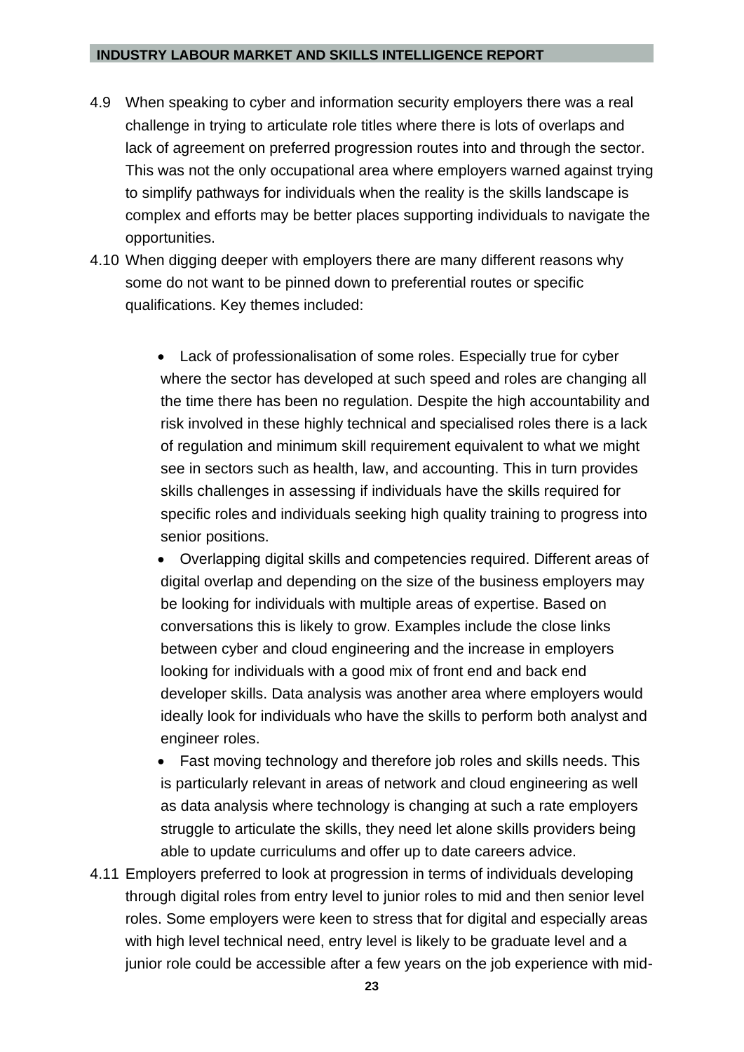4.9 When speaking to cyber and information security employers there was a real challenge in trying to articulate role titles where there is lots of overlaps and lack of agreement on preferred progression routes into and through the sector. This was not the only occupational area where employers warned against trying to simplify pathways for individuals when the reality is the skills landscape is complex and efforts may be better places supporting individuals to navigate the opportunities.

4.10 When digging deeper with employers there are many different reasons why some do not want to be pinned down to preferential routes or specific qualifications. Key themes included:

- Lack of professionalisation of some roles. Especially true for cyber where the sector has developed at such speed and roles are changing all the time there has been no regulation. Despite the high accountability and risk involved in these highly technical and specialised roles there is a lack of regulation and minimum skill requirement equivalent to what we might see in sectors such as health, law, and accounting. This in turn provides skills challenges in assessing if individuals have the skills required for specific roles and individuals seeking high quality training to progress into senior positions.
- Overlapping digital skills and competencies required. Different areas of digital overlap and depending on the size of the business employers may be looking for individuals with multiple areas of expertise. Based on conversations this is likely to grow. Examples include the close links between cyber and cloud engineering and the increase in employers looking for individuals with a good mix of front end and back end developer skills. Data analysis was another area where employers would ideally look for individuals who have the skills to perform both analyst and engineer roles.
- Fast moving technology and therefore job roles and skills needs. This is particularly relevant in areas of network and cloud engineering as well as data analysis where technology is changing at such a rate employers struggle to articulate the skills, they need let alone skills providers being able to update curriculums and offer up to date careers advice.

4.11 Employers preferred to look at progression in terms of individuals developing through digital roles from entry level to junior roles to mid and then senior level roles. Some employers were keen to stress that for digital and especially areas with high level technical need, entry level is likely to be graduate level and a junior role could be accessible after a few years on the job experience with mid-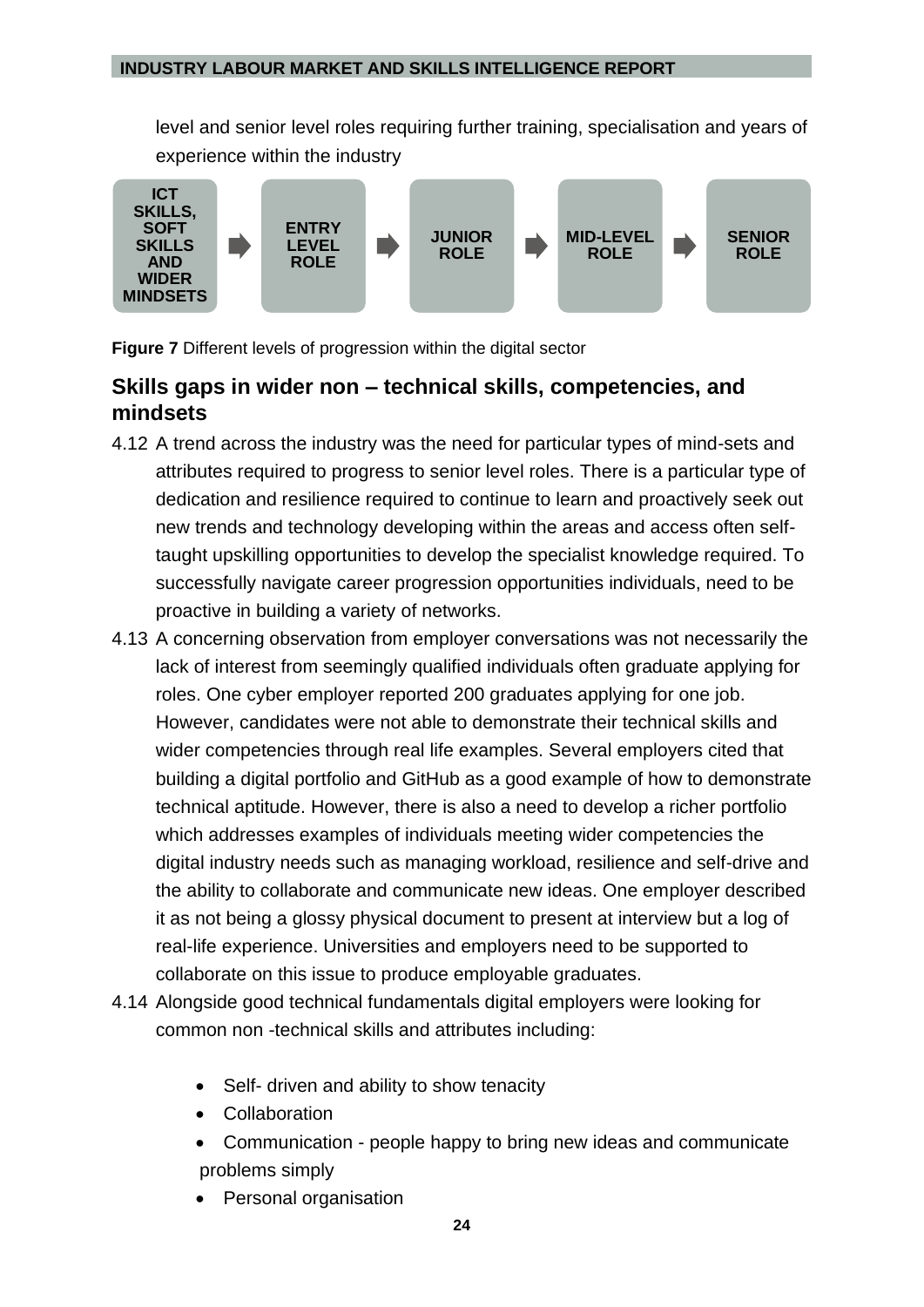level and senior level roles requiring further training, specialisation and years of experience within the industry

ICT SKILLS, SOFT SKILLS AND WIDER MINDSETS → ENTRY LEVEL ROLE → JUNIOR ROLE → MID-LEVEL ROLE → SENIOR ROLE

**Figure 7** Different levels of progression within the digital sector

## Skills gaps in wider non – technical skills, competencies, and mindsets

4.12 A trend across the industry was the need for particular types of mind-sets and attributes required to progress to senior level roles. There is a particular type of dedication and resilience required to continue to learn and proactively seek out new trends and technology developing within the areas and access often self-taught upskilling opportunities to develop the specialist knowledge required. To successfully navigate career progression opportunities individuals, need to be proactive in building a variety of networks.

4.13 A concerning observation from employer conversations was not necessarily the lack of interest from seemingly qualified individuals often graduate applying for roles. One cyber employer reported 200 graduates applying for one job. However, candidates were not able to demonstrate their technical skills and wider competencies through real life examples. Several employers cited that building a digital portfolio and GitHub as a good example of how to demonstrate technical aptitude. However, there is also a need to develop a richer portfolio which addresses examples of individuals meeting wider competencies the digital industry needs such as managing workload, resilience and self-drive and the ability to collaborate and communicate new ideas. One employer described it as not being a glossy physical document to present at interview but a log of real-life experience. Universities and employers need to be supported to collaborate on this issue to produce employable graduates.

4.14 Alongside good technical fundamentals digital employers were looking for common non -technical skills and attributes including:

- Self- driven and ability to show tenacity
- Collaboration
- Communication - people happy to bring new ideas and communicate problems simply
- Personal organisation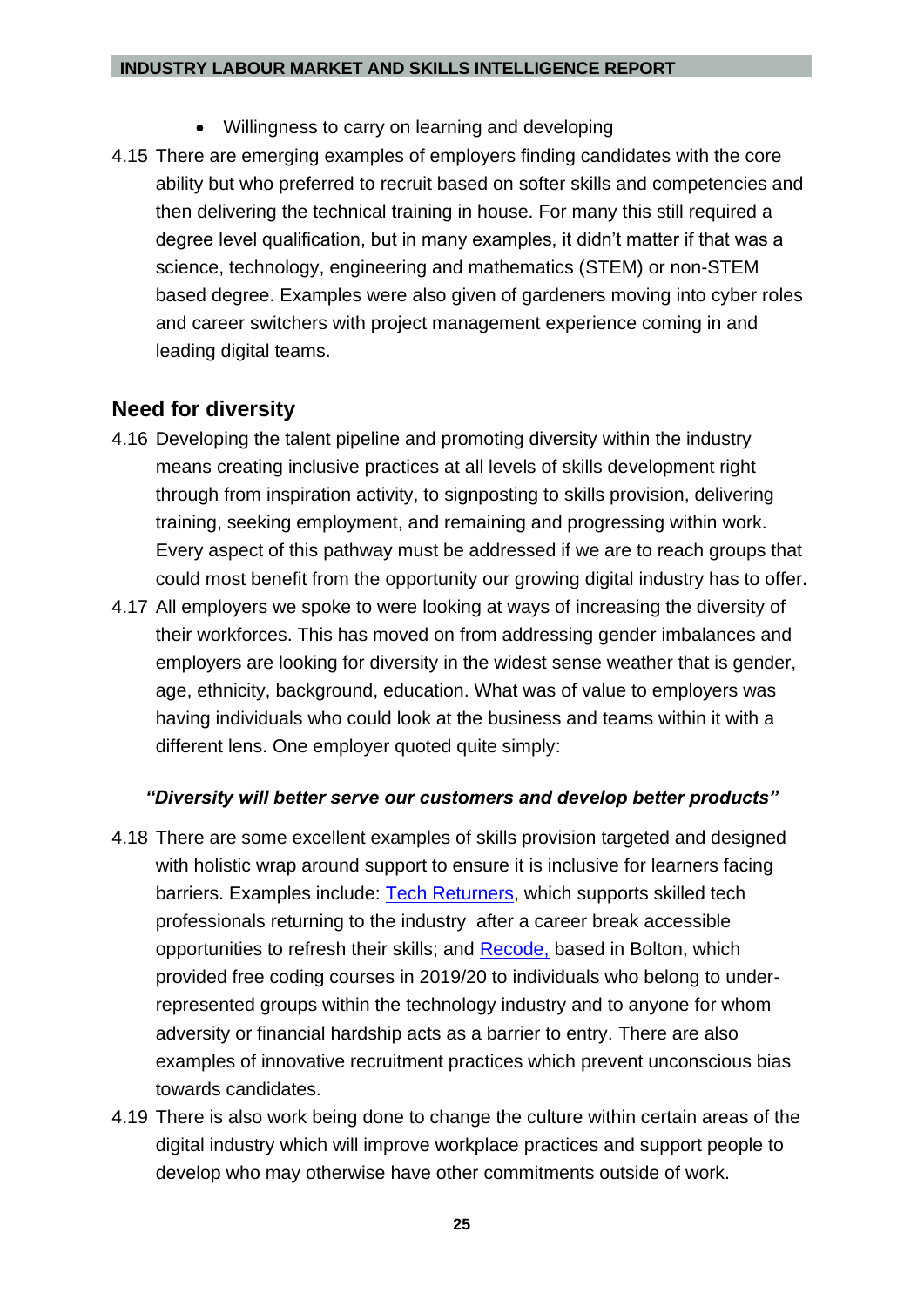- Willingness to carry on learning and developing

4.15 There are emerging examples of employers finding candidates with the core ability but who preferred to recruit based on softer skills and competencies and then delivering the technical training in house. For many this still required a degree level qualification, but in many examples, it didn't matter if that was a science, technology, engineering and mathematics (STEM) or non-STEM based degree. Examples were also given of gardeners moving into cyber roles and career switchers with project management experience coming in and leading digital teams.

## Need for diversity

4.16 Developing the talent pipeline and promoting diversity within the industry means creating inclusive practices at all levels of skills development right through from inspiration activity, to signposting to skills provision, delivering training, seeking employment, and remaining and progressing within work. Every aspect of this pathway must be addressed if we are to reach groups that could most benefit from the opportunity our growing digital industry has to offer.

4.17 All employers we spoke to were looking at ways of increasing the diversity of their workforces. This has moved on from addressing gender imbalances and employers are looking for diversity in the widest sense weather that is gender, age, ethnicity, background, education. What was of value to employers was having individuals who could look at the business and teams within it with a different lens. One employer quoted quite simply:

***"Diversity will better serve our customers and develop better products"***

4.18 There are some excellent examples of skills provision targeted and designed with holistic wrap around support to ensure it is inclusive for learners facing barriers. Examples include: Tech Returners, which supports skilled tech professionals returning to the industry after a career break accessible opportunities to refresh their skills; and Recode, based in Bolton, which provided free coding courses in 2019/20 to individuals who belong to under-represented groups within the technology industry and to anyone for whom adversity or financial hardship acts as a barrier to entry. There are also examples of innovative recruitment practices which prevent unconscious bias towards candidates.

4.19 There is also work being done to change the culture within certain areas of the digital industry which will improve workplace practices and support people to develop who may otherwise have other commitments outside of work.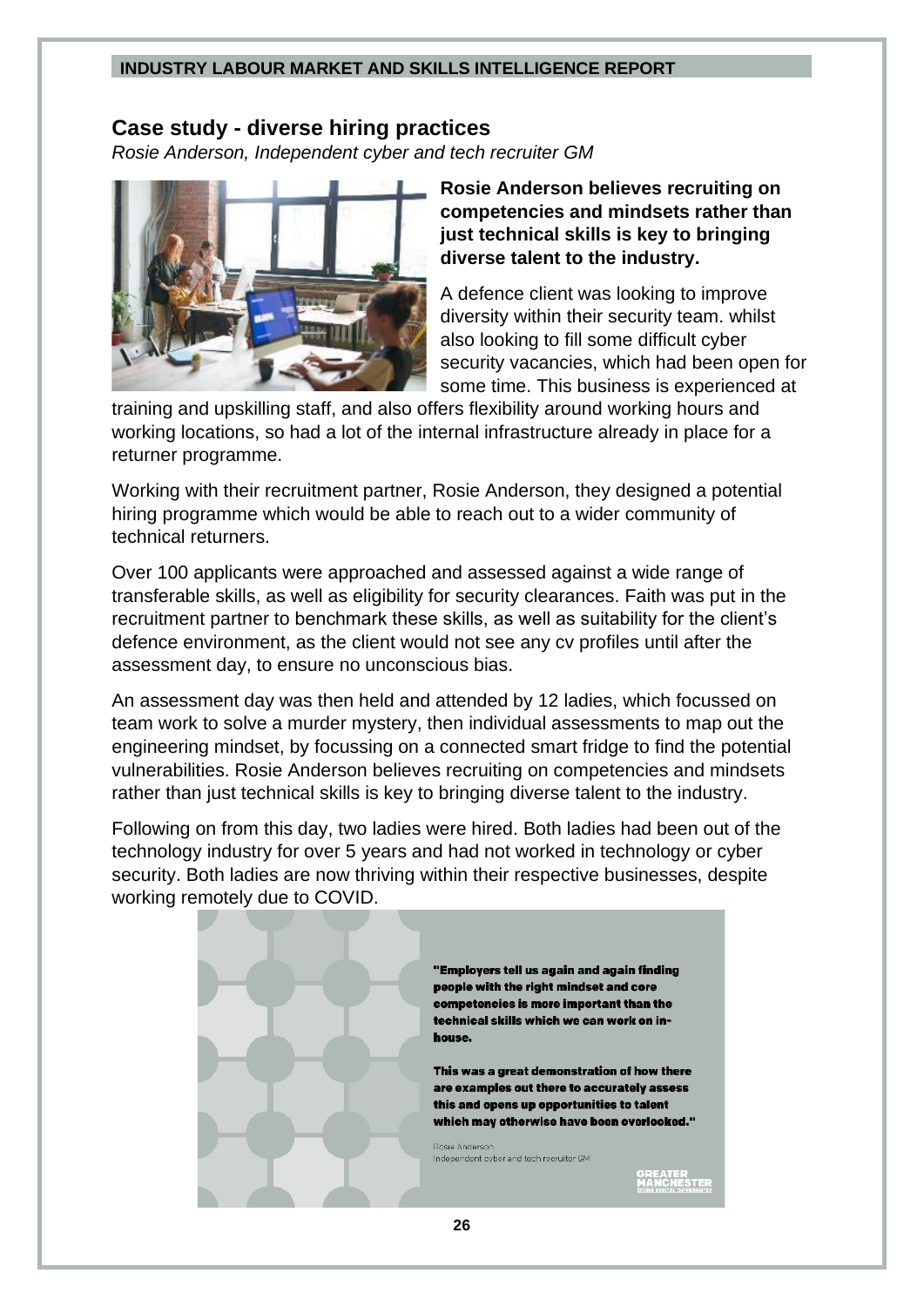## Case study - diverse hiring practices

*Rosie Anderson, Independent cyber and tech recruiter GM*

**Rosie Anderson believes recruiting on competencies and mindsets rather than just technical skills is key to bringing diverse talent to the industry.**

A defence client was looking to improve diversity within their security team. whilst also looking to fill some difficult cyber security vacancies, which had been open for some time. This business is experienced at training and upskilling staff, and also offers flexibility around working hours and working locations, so had a lot of the internal infrastructure already in place for a returner programme.

Working with their recruitment partner, Rosie Anderson, they designed a potential hiring programme which would be able to reach out to a wider community of technical returners.

Over 100 applicants were approached and assessed against a wide range of transferable skills, as well as eligibility for security clearances. Faith was put in the recruitment partner to benchmark these skills, as well as suitability for the client's defence environment, as the client would not see any cv profiles until after the assessment day, to ensure no unconscious bias.

An assessment day was then held and attended by 12 ladies, which focussed on team work to solve a murder mystery, then individual assessments to map out the engineering mindset, by focussing on a connected smart fridge to find the potential vulnerabilities. Rosie Anderson believes recruiting on competencies and mindsets rather than just technical skills is key to bringing diverse talent to the industry.

Following on from this day, two ladies were hired. Both ladies had been out of the technology industry for over 5 years and had not worked in technology or cyber security. Both ladies are now thriving within their respective businesses, despite working remotely due to COVID.

**"Employers tell us again and again finding people with the right mindset and core competencies is more important than the technical skills which we can work on in-house.**

**This was a great demonstration of how there are examples out there to accurately assess this and opens up opportunities to talent which may otherwise have been overlooked."**

Rosie Anderson
Independent cyber and tech recruiter GM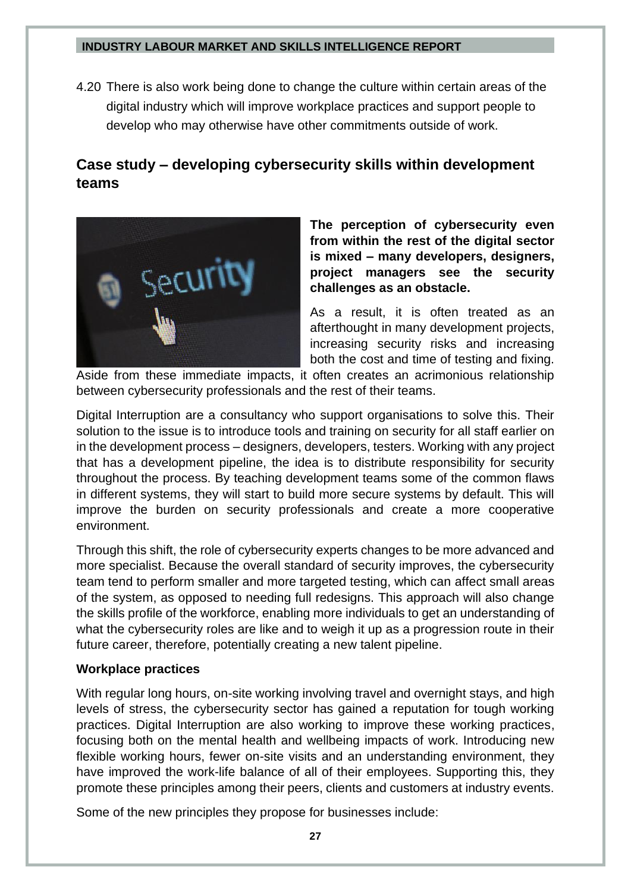4.20 There is also work being done to change the culture within certain areas of the digital industry which will improve workplace practices and support people to develop who may otherwise have other commitments outside of work.

## Case study – developing cybersecurity skills within development teams

**The perception of cybersecurity even from within the rest of the digital sector is mixed – many developers, designers, project managers see the security challenges as an obstacle.**

As a result, it is often treated as an afterthought in many development projects, increasing security risks and increasing both the cost and time of testing and fixing. Aside from these immediate impacts, it often creates an acrimonious relationship between cybersecurity professionals and the rest of their teams.

Digital Interruption are a consultancy who support organisations to solve this. Their solution to the issue is to introduce tools and training on security for all staff earlier on in the development process – designers, developers, testers. Working with any project that has a development pipeline, the idea is to distribute responsibility for security throughout the process. By teaching development teams some of the common flaws in different systems, they will start to build more secure systems by default. This will improve the burden on security professionals and create a more cooperative environment.

Through this shift, the role of cybersecurity experts changes to be more advanced and more specialist. Because the overall standard of security improves, the cybersecurity team tend to perform smaller and more targeted testing, which can affect small areas of the system, as opposed to needing full redesigns. This approach will also change the skills profile of the workforce, enabling more individuals to get an understanding of what the cybersecurity roles are like and to weigh it up as a progression route in their future career, therefore, potentially creating a new talent pipeline.

**Workplace practices**

With regular long hours, on-site working involving travel and overnight stays, and high levels of stress, the cybersecurity sector has gained a reputation for tough working practices. Digital Interruption are also working to improve these working practices, focusing both on the mental health and wellbeing impacts of work. Introducing new flexible working hours, fewer on-site visits and an understanding environment, they have improved the work-life balance of all of their employees. Supporting this, they promote these principles among their peers, clients and customers at industry events.

Some of the new principles they propose for businesses include: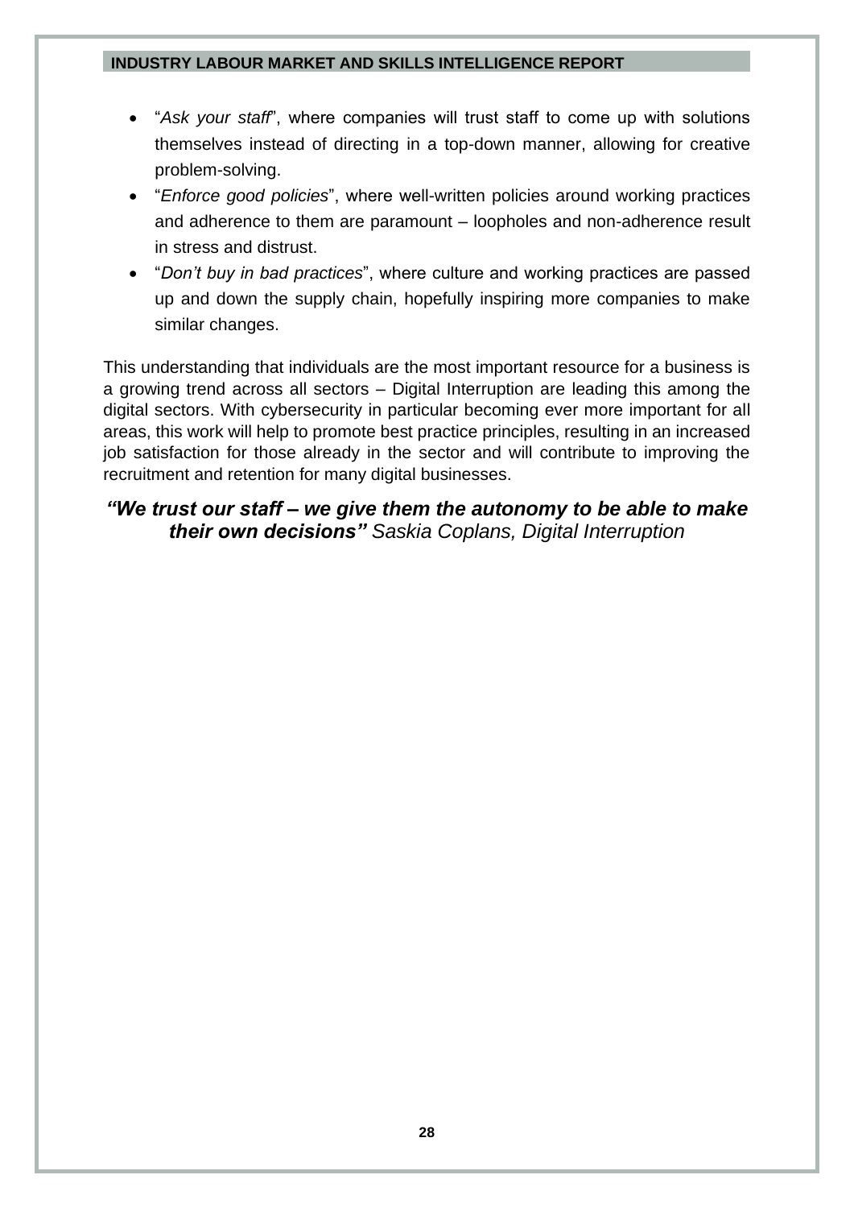- "*Ask your staff*", where companies will trust staff to come up with solutions themselves instead of directing in a top-down manner, allowing for creative problem-solving.
- "*Enforce good policies*", where well-written policies around working practices and adherence to them are paramount – loopholes and non-adherence result in stress and distrust.
- "*Don't buy in bad practices*", where culture and working practices are passed up and down the supply chain, hopefully inspiring more companies to make similar changes.

This understanding that individuals are the most important resource for a business is a growing trend across all sectors – Digital Interruption are leading this among the digital sectors. With cybersecurity in particular becoming ever more important for all areas, this work will help to promote best practice principles, resulting in an increased job satisfaction for those already in the sector and will contribute to improving the recruitment and retention for many digital businesses.

***"We trust our staff – we give them the autonomy to be able to make their own decisions"*** *Saskia Coplans, Digital Interruption*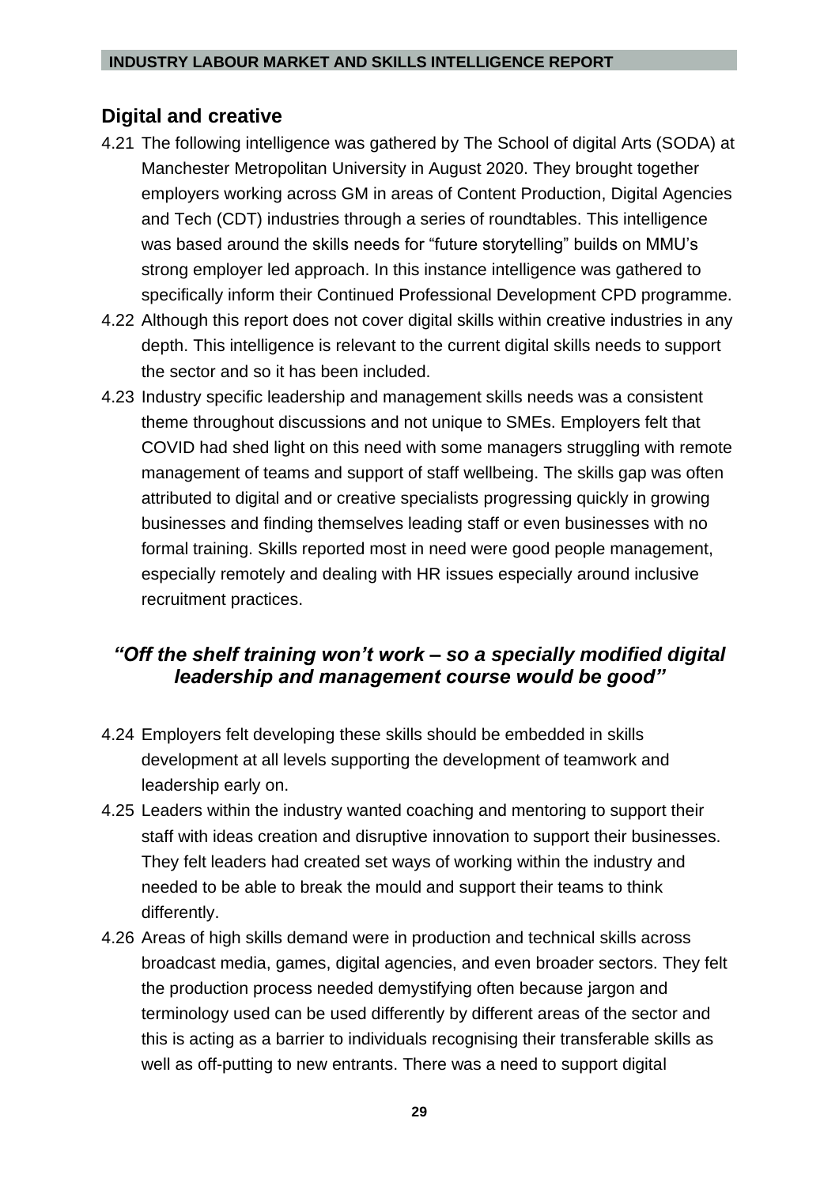## Digital and creative

4.21 The following intelligence was gathered by The School of digital Arts (SODA) at Manchester Metropolitan University in August 2020. They brought together employers working across GM in areas of Content Production, Digital Agencies and Tech (CDT) industries through a series of roundtables. This intelligence was based around the skills needs for "future storytelling" builds on MMU's strong employer led approach. In this instance intelligence was gathered to specifically inform their Continued Professional Development CPD programme.

4.22 Although this report does not cover digital skills within creative industries in any depth. This intelligence is relevant to the current digital skills needs to support the sector and so it has been included.

4.23 Industry specific leadership and management skills needs was a consistent theme throughout discussions and not unique to SMEs. Employers felt that COVID had shed light on this need with some managers struggling with remote management of teams and support of staff wellbeing. The skills gap was often attributed to digital and or creative specialists progressing quickly in growing businesses and finding themselves leading staff or even businesses with no formal training. Skills reported most in need were good people management, especially remotely and dealing with HR issues especially around inclusive recruitment practices.

***"Off the shelf training won't work – so a specially modified digital leadership and management course would be good"***

4.24 Employers felt developing these skills should be embedded in skills development at all levels supporting the development of teamwork and leadership early on.

4.25 Leaders within the industry wanted coaching and mentoring to support their staff with ideas creation and disruptive innovation to support their businesses. They felt leaders had created set ways of working within the industry and needed to be able to break the mould and support their teams to think differently.

4.26 Areas of high skills demand were in production and technical skills across broadcast media, games, digital agencies, and even broader sectors. They felt the production process needed demystifying often because jargon and terminology used can be used differently by different areas of the sector and this is acting as a barrier to individuals recognising their transferable skills as well as off-putting to new entrants. There was a need to support digital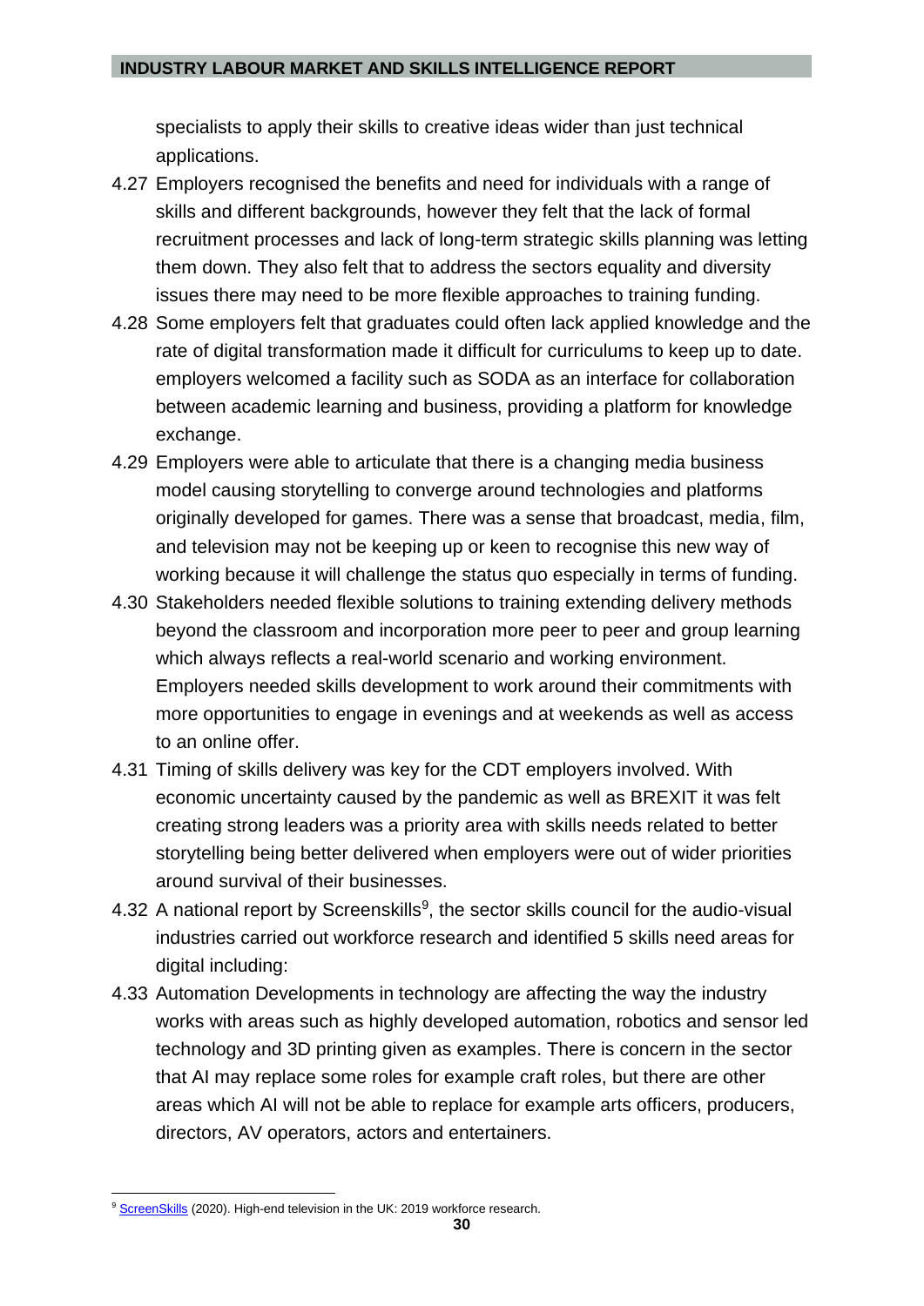specialists to apply their skills to creative ideas wider than just technical applications.

4.27 Employers recognised the benefits and need for individuals with a range of skills and different backgrounds, however they felt that the lack of formal recruitment processes and lack of long-term strategic skills planning was letting them down. They also felt that to address the sectors equality and diversity issues there may need to be more flexible approaches to training funding.

4.28 Some employers felt that graduates could often lack applied knowledge and the rate of digital transformation made it difficult for curriculums to keep up to date. employers welcomed a facility such as SODA as an interface for collaboration between academic learning and business, providing a platform for knowledge exchange.

4.29 Employers were able to articulate that there is a changing media business model causing storytelling to converge around technologies and platforms originally developed for games. There was a sense that broadcast, media, film, and television may not be keeping up or keen to recognise this new way of working because it will challenge the status quo especially in terms of funding.

4.30 Stakeholders needed flexible solutions to training extending delivery methods beyond the classroom and incorporation more peer to peer and group learning which always reflects a real-world scenario and working environment. Employers needed skills development to work around their commitments with more opportunities to engage in evenings and at weekends as well as access to an online offer.

4.31 Timing of skills delivery was key for the CDT employers involved. With economic uncertainty caused by the pandemic as well as BREXIT it was felt creating strong leaders was a priority area with skills needs related to better storytelling being better delivered when employers were out of wider priorities around survival of their businesses.

4.32 A national report by Screenskills[9], the sector skills council for the audio-visual industries carried out workforce research and identified 5 skills need areas for digital including:

4.33 Automation Developments in technology are affecting the way the industry works with areas such as highly developed automation, robotics and sensor led technology and 3D printing given as examples. There is concern in the sector that AI may replace some roles for example craft roles, but there are other areas which AI will not be able to replace for example arts officers, producers, directors, AV operators, actors and entertainers.

---

[9] ScreenSkills (2020). High-end television in the UK: 2019 workforce research.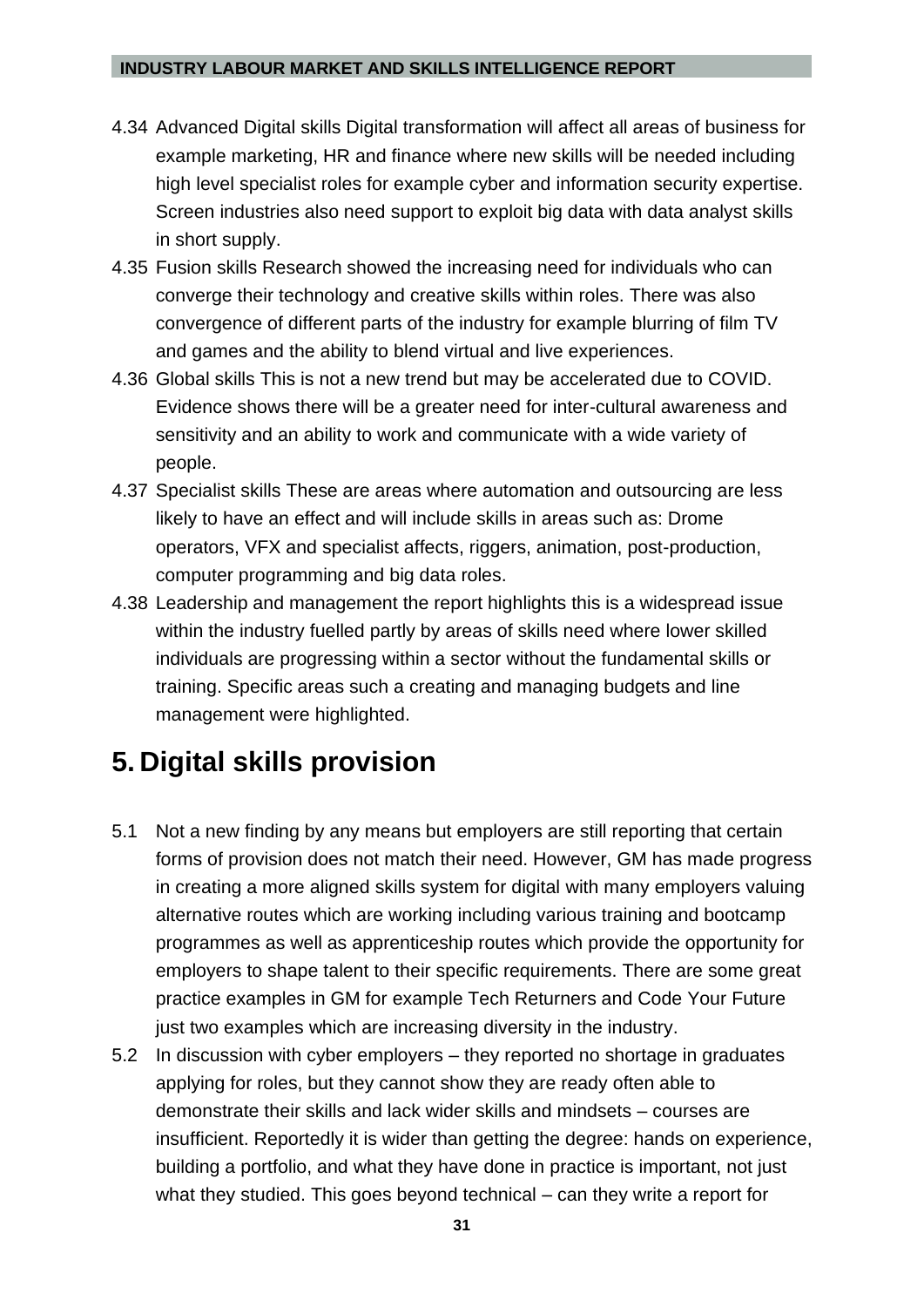4.34 Advanced Digital skills Digital transformation will affect all areas of business for example marketing, HR and finance where new skills will be needed including high level specialist roles for example cyber and information security expertise. Screen industries also need support to exploit big data with data analyst skills in short supply.

4.35 Fusion skills Research showed the increasing need for individuals who can converge their technology and creative skills within roles. There was also convergence of different parts of the industry for example blurring of film TV and games and the ability to blend virtual and live experiences.

4.36 Global skills This is not a new trend but may be accelerated due to COVID. Evidence shows there will be a greater need for inter-cultural awareness and sensitivity and an ability to work and communicate with a wide variety of people.

4.37 Specialist skills These are areas where automation and outsourcing are less likely to have an effect and will include skills in areas such as: Drome operators, VFX and specialist affects, riggers, animation, post-production, computer programming and big data roles.

4.38 Leadership and management the report highlights this is a widespread issue within the industry fuelled partly by areas of skills need where lower skilled individuals are progressing within a sector without the fundamental skills or training. Specific areas such a creating and managing budgets and line management were highlighted.

# 5. Digital skills provision

5.1 Not a new finding by any means but employers are still reporting that certain forms of provision does not match their need. However, GM has made progress in creating a more aligned skills system for digital with many employers valuing alternative routes which are working including various training and bootcamp programmes as well as apprenticeship routes which provide the opportunity for employers to shape talent to their specific requirements. There are some great practice examples in GM for example Tech Returners and Code Your Future just two examples which are increasing diversity in the industry.

5.2 In discussion with cyber employers – they reported no shortage in graduates applying for roles, but they cannot show they are ready often able to demonstrate their skills and lack wider skills and mindsets – courses are insufficient. Reportedly it is wider than getting the degree: hands on experience, building a portfolio, and what they have done in practice is important, not just what they studied. This goes beyond technical – can they write a report for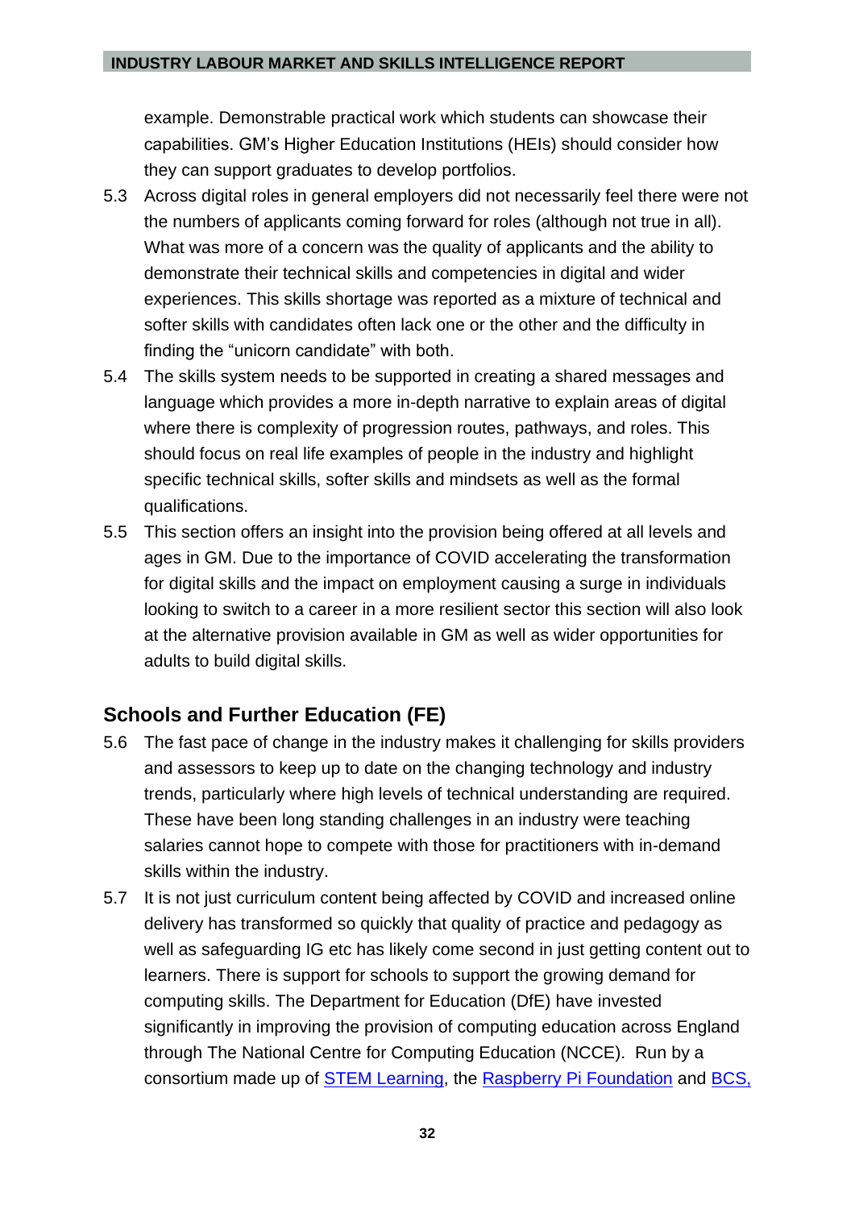example. Demonstrable practical work which students can showcase their capabilities. GM's Higher Education Institutions (HEIs) should consider how they can support graduates to develop portfolios.

5.3 Across digital roles in general employers did not necessarily feel there were not the numbers of applicants coming forward for roles (although not true in all). What was more of a concern was the quality of applicants and the ability to demonstrate their technical skills and competencies in digital and wider experiences. This skills shortage was reported as a mixture of technical and softer skills with candidates often lack one or the other and the difficulty in finding the "unicorn candidate" with both.

5.4 The skills system needs to be supported in creating a shared messages and language which provides a more in-depth narrative to explain areas of digital where there is complexity of progression routes, pathways, and roles. This should focus on real life examples of people in the industry and highlight specific technical skills, softer skills and mindsets as well as the formal qualifications.

5.5 This section offers an insight into the provision being offered at all levels and ages in GM. Due to the importance of COVID accelerating the transformation for digital skills and the impact on employment causing a surge in individuals looking to switch to a career in a more resilient sector this section will also look at the alternative provision available in GM as well as wider opportunities for adults to build digital skills.

## Schools and Further Education (FE)

5.6 The fast pace of change in the industry makes it challenging for skills providers and assessors to keep up to date on the changing technology and industry trends, particularly where high levels of technical understanding are required. These have been long standing challenges in an industry were teaching salaries cannot hope to compete with those for practitioners with in-demand skills within the industry.

5.7 It is not just curriculum content being affected by COVID and increased online delivery has transformed so quickly that quality of practice and pedagogy as well as safeguarding IG etc has likely come second in just getting content out to learners. There is support for schools to support the growing demand for computing skills. The Department for Education (DfE) have invested significantly in improving the provision of computing education across England through The National Centre for Computing Education (NCCE). Run by a consortium made up of STEM Learning, the Raspberry Pi Foundation and BCS,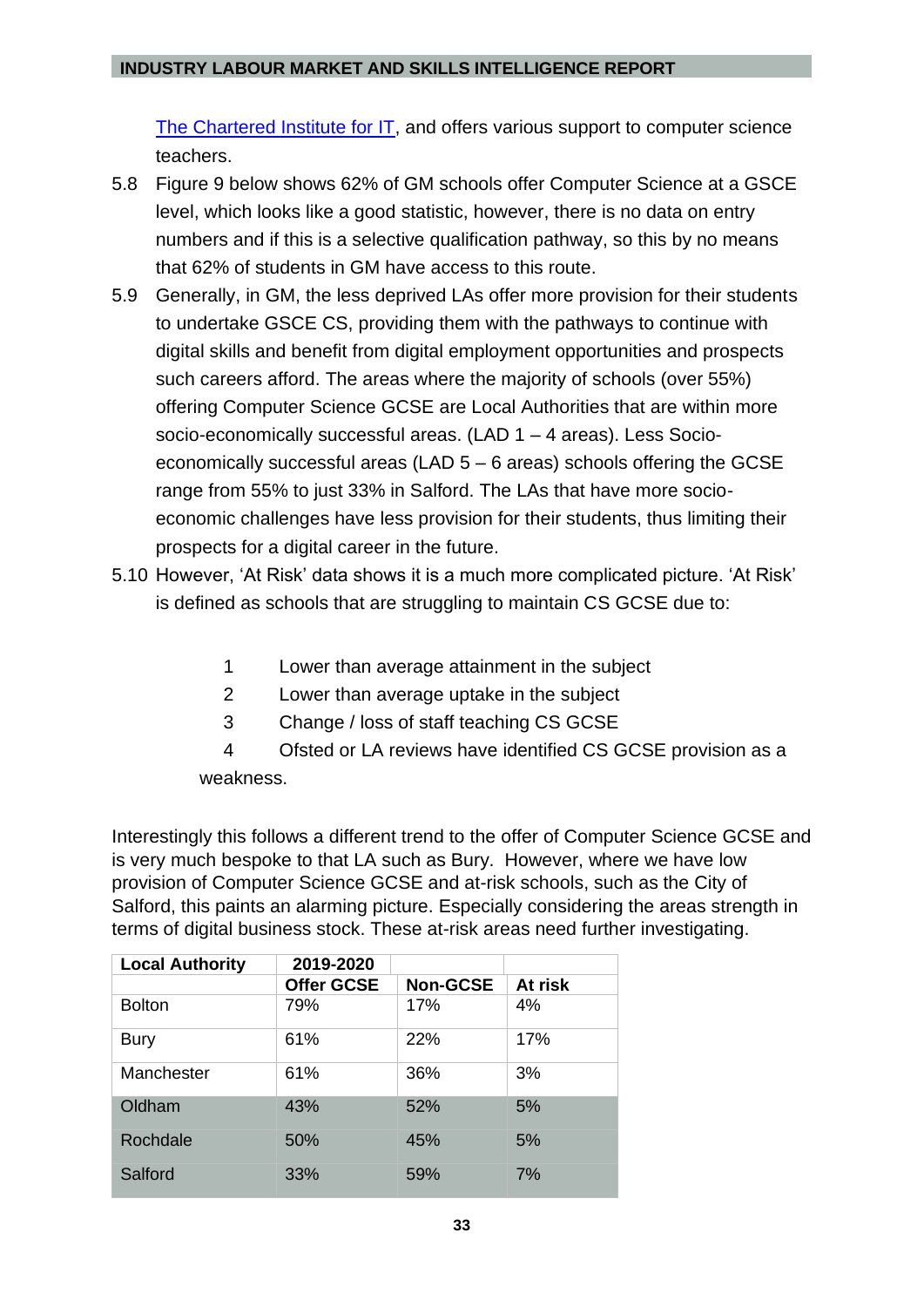The Chartered Institute for IT, and offers various support to computer science teachers.

5.8 Figure 9 below shows 62% of GM schools offer Computer Science at a GSCE level, which looks like a good statistic, however, there is no data on entry numbers and if this is a selective qualification pathway, so this by no means that 62% of students in GM have access to this route.

5.9 Generally, in GM, the less deprived LAs offer more provision for their students to undertake GSCE CS, providing them with the pathways to continue with digital skills and benefit from digital employment opportunities and prospects such careers afford. The areas where the majority of schools (over 55%) offering Computer Science GCSE are Local Authorities that are within more socio-economically successful areas. (LAD 1 – 4 areas). Less Socio-economically successful areas (LAD 5 – 6 areas) schools offering the GCSE range from 55% to just 33% in Salford. The LAs that have more socio-economic challenges have less provision for their students, thus limiting their prospects for a digital career in the future.

5.10 However, 'At Risk' data shows it is a much more complicated picture. 'At Risk' is defined as schools that are struggling to maintain CS GCSE due to:

1. Lower than average attainment in the subject
2. Lower than average uptake in the subject
3. Change / loss of staff teaching CS GCSE
4. Ofsted or LA reviews have identified CS GCSE provision as a weakness.

Interestingly this follows a different trend to the offer of Computer Science GCSE and is very much bespoke to that LA such as Bury. However, where we have low provision of Computer Science GCSE and at-risk schools, such as the City of Salford, this paints an alarming picture. Especially considering the areas strength in terms of digital business stock. These at-risk areas need further investigating.

| Local Authority | 2019-2020 | | |
|---|---|---|---|
| | Offer GCSE | Non-GCSE | At risk |
| Bolton | 79% | 17% | 4% |
| Bury | 61% | 22% | 17% |
| Manchester | 61% | 36% | 3% |
| Oldham | 43% | 52% | 5% |
| Rochdale | 50% | 45% | 5% |
| Salford | 33% | 59% | 7% |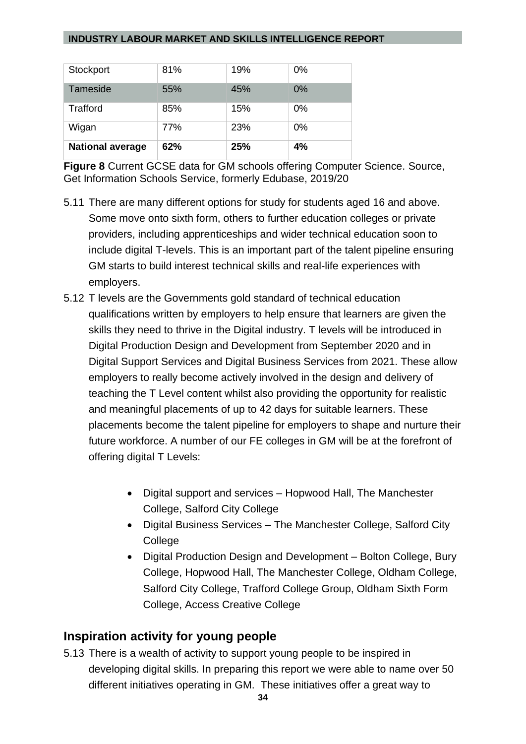| Stockport | 81% | 19% | 0% |
|---|---|---|---|
| Tameside | 55% | 45% | 0% |
| Trafford | 85% | 15% | 0% |
| Wigan | 77% | 23% | 0% |
| **National average** | **62%** | **25%** | **4%** |

**Figure 8** Current GCSE data for GM schools offering Computer Science. Source, Get Information Schools Service, formerly Edubase, 2019/20

5.11 There are many different options for study for students aged 16 and above. Some move onto sixth form, others to further education colleges or private providers, including apprenticeships and wider technical education soon to include digital T-levels. This is an important part of the talent pipeline ensuring GM starts to build interest technical skills and real-life experiences with employers.

5.12 T levels are the Governments gold standard of technical education qualifications written by employers to help ensure that learners are given the skills they need to thrive in the Digital industry. T levels will be introduced in Digital Production Design and Development from September 2020 and in Digital Support Services and Digital Business Services from 2021. These allow employers to really become actively involved in the design and delivery of teaching the T Level content whilst also providing the opportunity for realistic and meaningful placements of up to 42 days for suitable learners. These placements become the talent pipeline for employers to shape and nurture their future workforce. A number of our FE colleges in GM will be at the forefront of offering digital T Levels:

- Digital support and services – Hopwood Hall, The Manchester College, Salford City College
- Digital Business Services – The Manchester College, Salford City College
- Digital Production Design and Development – Bolton College, Bury College, Hopwood Hall, The Manchester College, Oldham College, Salford City College, Trafford College Group, Oldham Sixth Form College, Access Creative College

## Inspiration activity for young people

5.13 There is a wealth of activity to support young people to be inspired in developing digital skills. In preparing this report we were able to name over 50 different initiatives operating in GM. These initiatives offer a great way to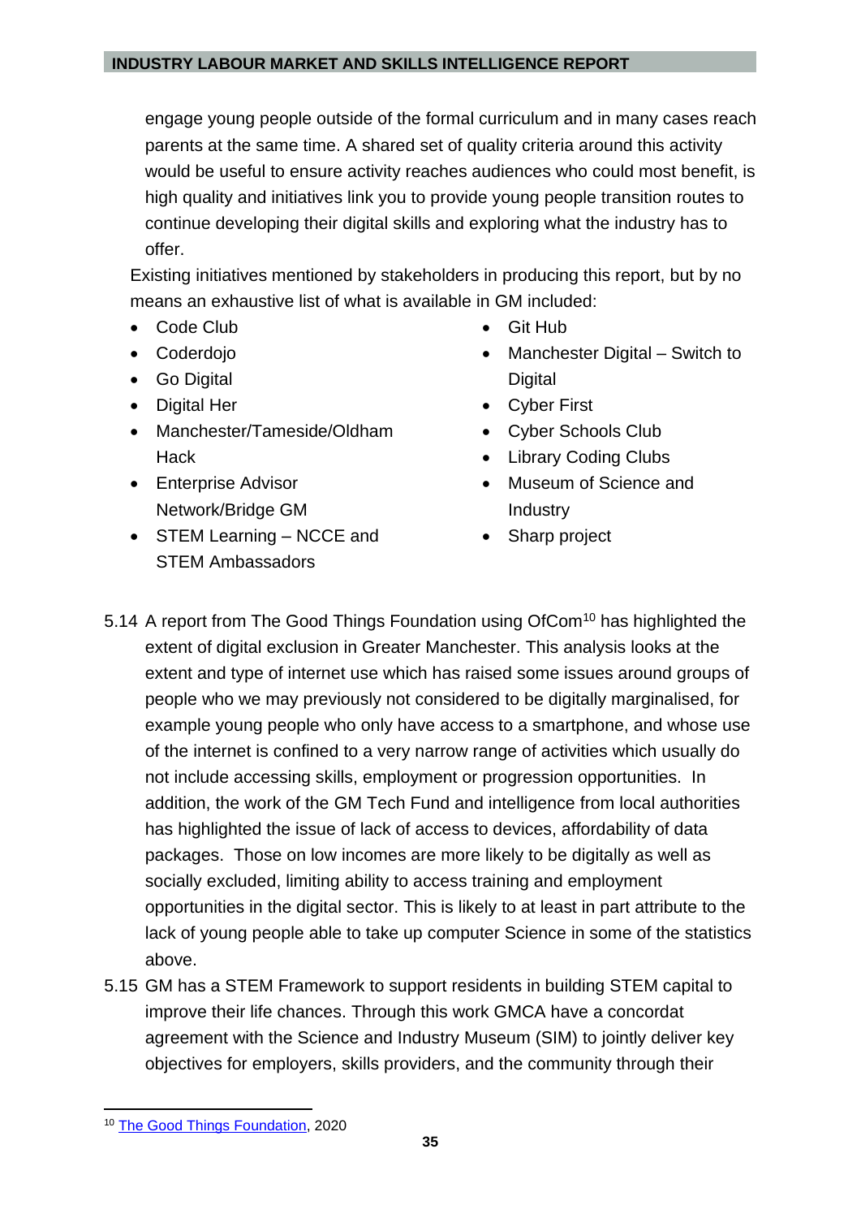engage young people outside of the formal curriculum and in many cases reach parents at the same time. A shared set of quality criteria around this activity would be useful to ensure activity reaches audiences who could most benefit, is high quality and initiatives link you to provide young people transition routes to continue developing their digital skills and exploring what the industry has to offer.

Existing initiatives mentioned by stakeholders in producing this report, but by no means an exhaustive list of what is available in GM included:

- Code Club
- Coderdojo
- Go Digital
- Digital Her
- Manchester/Tameside/Oldham Hack
- Enterprise Advisor Network/Bridge GM
- STEM Learning – NCCE and STEM Ambassadors
- Git Hub
- Manchester Digital – Switch to Digital
- Cyber First
- Cyber Schools Club
- Library Coding Clubs
- Museum of Science and Industry
- Sharp project

5.14 A report from The Good Things Foundation using OfCom[10] has highlighted the extent of digital exclusion in Greater Manchester. This analysis looks at the extent and type of internet use which has raised some issues around groups of people who we may previously not considered to be digitally marginalised, for example young people who only have access to a smartphone, and whose use of the internet is confined to a very narrow range of activities which usually do not include accessing skills, employment or progression opportunities. In addition, the work of the GM Tech Fund and intelligence from local authorities has highlighted the issue of lack of access to devices, affordability of data packages. Those on low incomes are more likely to be digitally as well as socially excluded, limiting ability to access training and employment opportunities in the digital sector. This is likely to at least in part attribute to the lack of young people able to take up computer Science in some of the statistics above.

5.15 GM has a STEM Framework to support residents in building STEM capital to improve their life chances. Through this work GMCA have a concordat agreement with the Science and Industry Museum (SIM) to jointly deliver key objectives for employers, skills providers, and the community through their

[10] The Good Things Foundation, 2020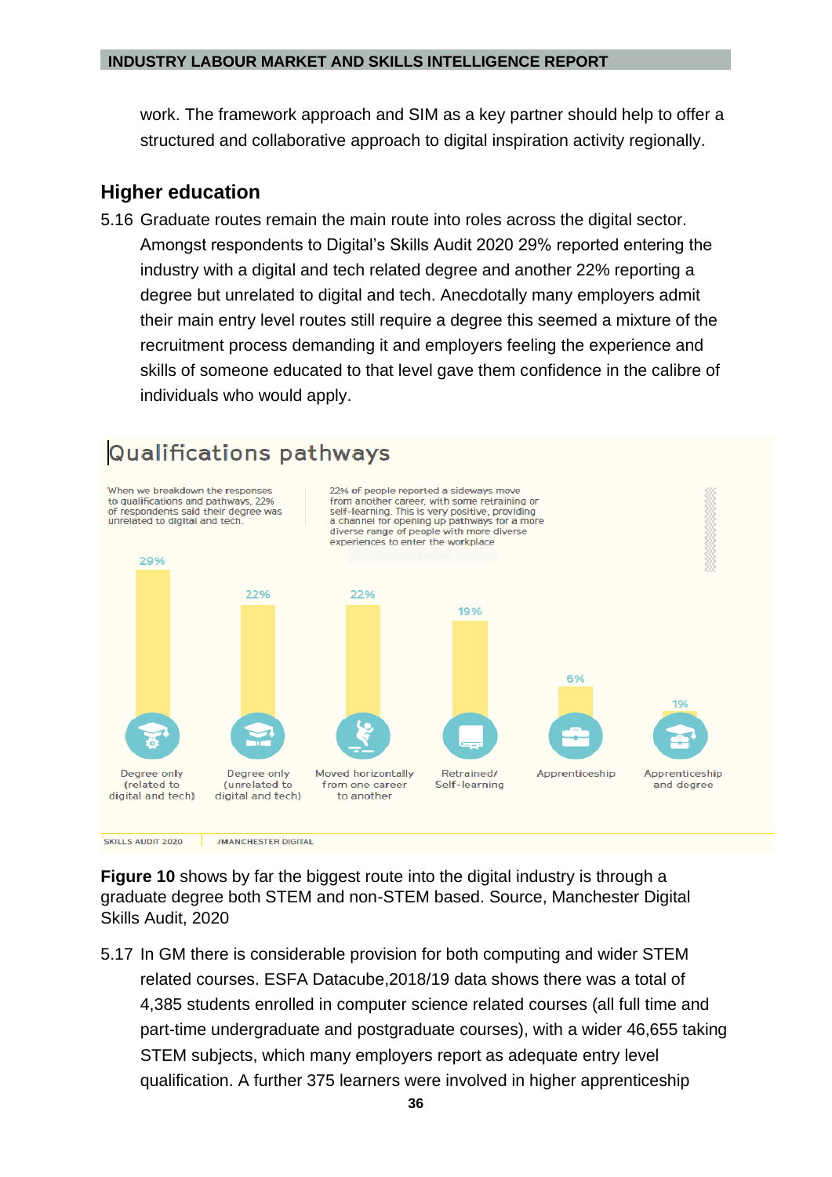work. The framework approach and SIM as a key partner should help to offer a structured and collaborative approach to digital inspiration activity regionally.

## Higher education

5.16 Graduate routes remain the main route into roles across the digital sector. Amongst respondents to Digital's Skills Audit 2020 29% reported entering the industry with a digital and tech related degree and another 22% reporting a degree but unrelated to digital and tech. Anecdotally many employers admit their main entry level routes still require a degree this seemed a mixture of the recruitment process demanding it and employers feeling the experience and skills of someone educated to that level gave them confidence in the calibre of individuals who would apply.

### Qualifications pathways

When we breakdown the responses to qualifications and pathways, 22% of respondents said their degree was unrelated to digital and tech.

22% of people reported a sideways move from another career, with some retraining or self-learning. This is very positive, providing a channel for opening up pathways for a more diverse range of people with more diverse experiences to enter the workplace

| Pathway | % |
|---|---|
| Degree only (related to digital and tech) | 29% |
| Degree only (unrelated to digital and tech) | 22% |
| Moved horizontally from one career to another | 22% |
| Retrained/ Self-learning | 19% |
| Apprenticeship | 6% |
| Apprenticeship and degree | 1% |

SKILLS AUDIT 2020 /MANCHESTER DIGITAL

**Figure 10** shows by far the biggest route into the digital industry is through a graduate degree both STEM and non-STEM based. Source, Manchester Digital Skills Audit, 2020

5.17 In GM there is considerable provision for both computing and wider STEM related courses. ESFA Datacube,2018/19 data shows there was a total of 4,385 students enrolled in computer science related courses (all full time and part-time undergraduate and postgraduate courses), with a wider 46,655 taking STEM subjects, which many employers report as adequate entry level qualification. A further 375 learners were involved in higher apprenticeship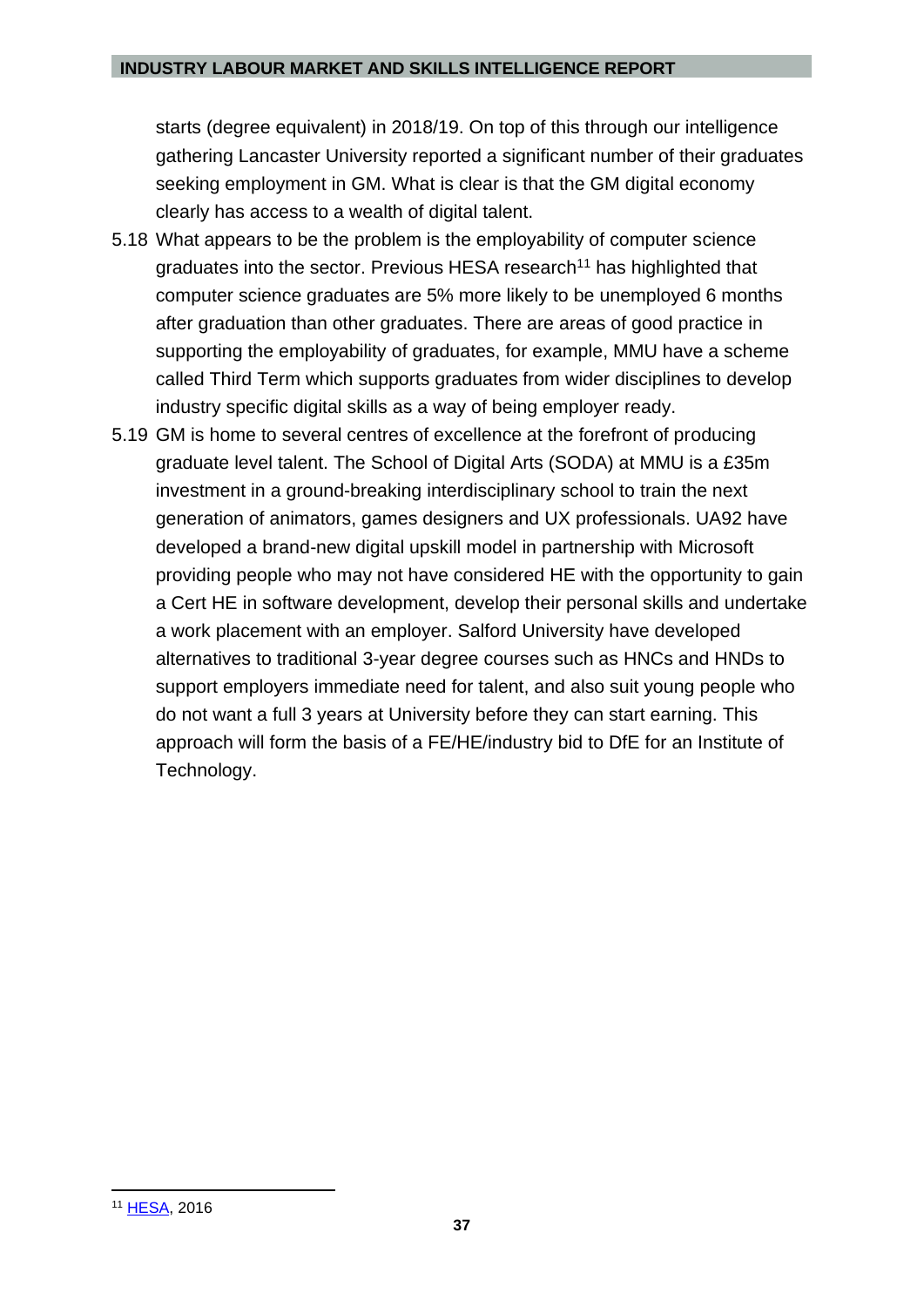starts (degree equivalent) in 2018/19. On top of this through our intelligence gathering Lancaster University reported a significant number of their graduates seeking employment in GM. What is clear is that the GM digital economy clearly has access to a wealth of digital talent.

5.18 What appears to be the problem is the employability of computer science graduates into the sector. Previous HESA research[11] has highlighted that computer science graduates are 5% more likely to be unemployed 6 months after graduation than other graduates. There are areas of good practice in supporting the employability of graduates, for example, MMU have a scheme called Third Term which supports graduates from wider disciplines to develop industry specific digital skills as a way of being employer ready.

5.19 GM is home to several centres of excellence at the forefront of producing graduate level talent. The School of Digital Arts (SODA) at MMU is a £35m investment in a ground-breaking interdisciplinary school to train the next generation of animators, games designers and UX professionals. UA92 have developed a brand-new digital upskill model in partnership with Microsoft providing people who may not have considered HE with the opportunity to gain a Cert HE in software development, develop their personal skills and undertake a work placement with an employer. Salford University have developed alternatives to traditional 3-year degree courses such as HNCs and HNDs to support employers immediate need for talent, and also suit young people who do not want a full 3 years at University before they can start earning. This approach will form the basis of a FE/HE/industry bid to DfE for an Institute of Technology.

[11] HESA, 2016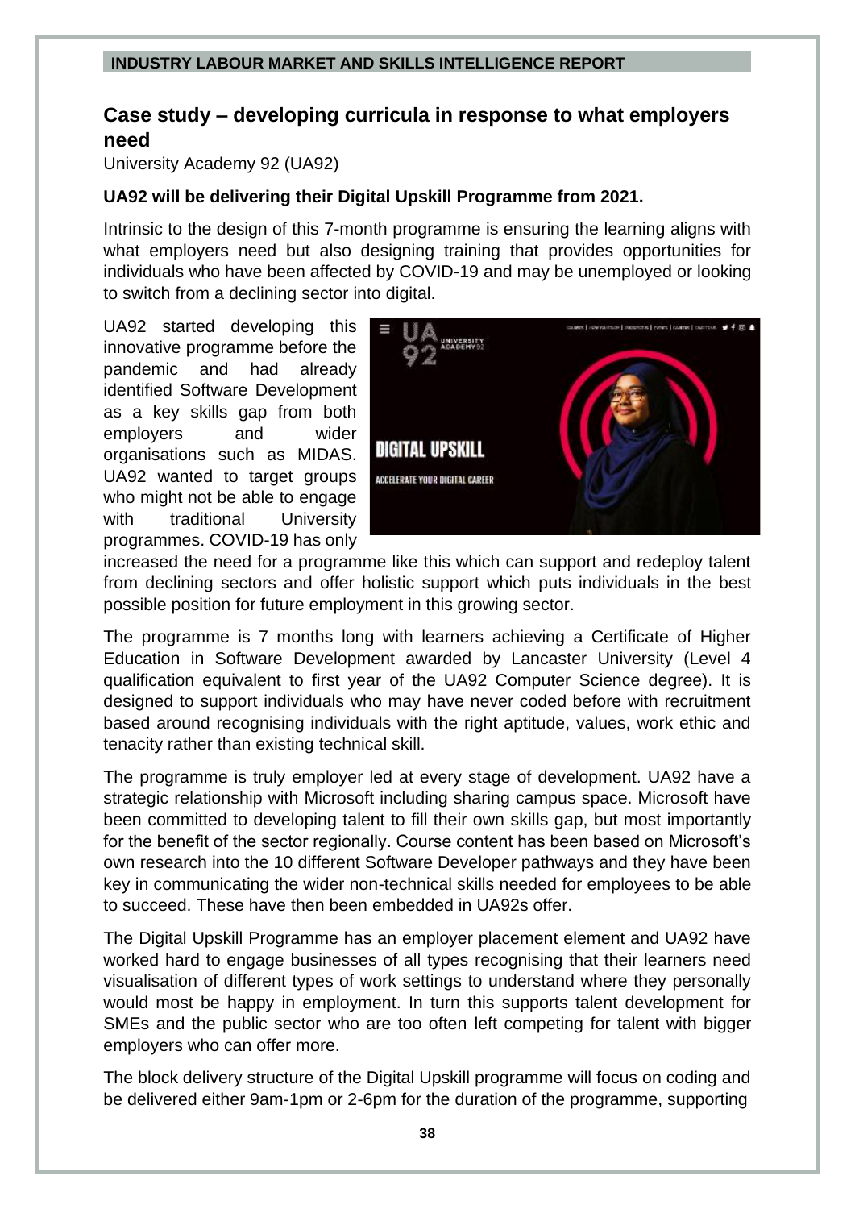## Case study – developing curricula in response to what employers need

University Academy 92 (UA92)

**UA92 will be delivering their Digital Upskill Programme from 2021.**

Intrinsic to the design of this 7-month programme is ensuring the learning aligns with what employers need but also designing training that provides opportunities for individuals who have been affected by COVID-19 and may be unemployed or looking to switch from a declining sector into digital.

UA92 started developing this innovative programme before the pandemic and had already identified Software Development as a key skills gap from both employers and wider organisations such as MIDAS. UA92 wanted to target groups who might not be able to engage with traditional University programmes. COVID-19 has only increased the need for a programme like this which can support and redeploy talent from declining sectors and offer holistic support which puts individuals in the best possible position for future employment in this growing sector.

The programme is 7 months long with learners achieving a Certificate of Higher Education in Software Development awarded by Lancaster University (Level 4 qualification equivalent to first year of the UA92 Computer Science degree). It is designed to support individuals who may have never coded before with recruitment based around recognising individuals with the right aptitude, values, work ethic and tenacity rather than existing technical skill.

The programme is truly employer led at every stage of development. UA92 have a strategic relationship with Microsoft including sharing campus space. Microsoft have been committed to developing talent to fill their own skills gap, but most importantly for the benefit of the sector regionally. Course content has been based on Microsoft's own research into the 10 different Software Developer pathways and they have been key in communicating the wider non-technical skills needed for employees to be able to succeed. These have then been embedded in UA92s offer.

The Digital Upskill Programme has an employer placement element and UA92 have worked hard to engage businesses of all types recognising that their learners need visualisation of different types of work settings to understand where they personally would most be happy in employment. In turn this supports talent development for SMEs and the public sector who are too often left competing for talent with bigger employers who can offer more.

The block delivery structure of the Digital Upskill programme will focus on coding and be delivered either 9am-1pm or 2-6pm for the duration of the programme, supporting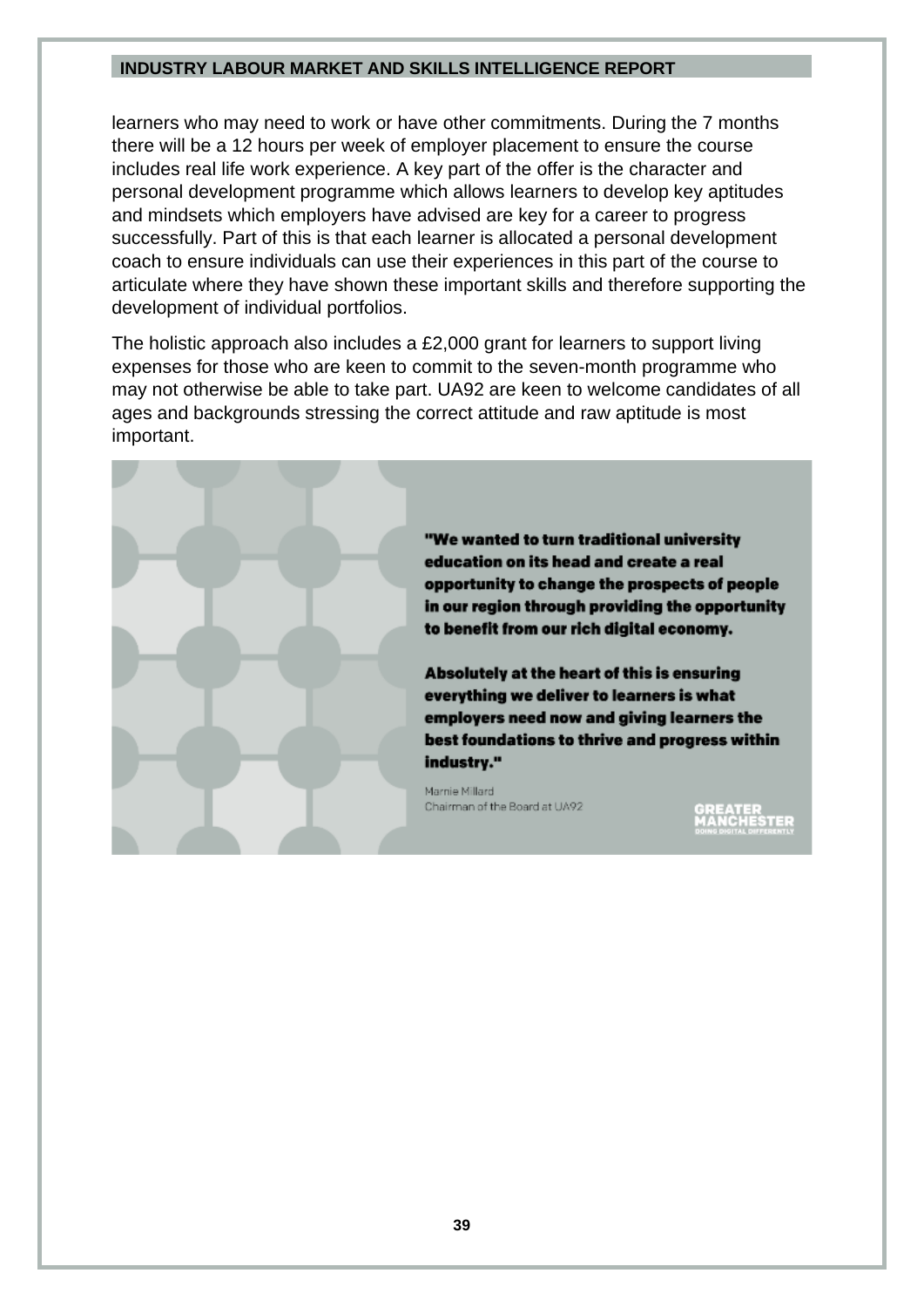learners who may need to work or have other commitments. During the 7 months there will be a 12 hours per week of employer placement to ensure the course includes real life work experience. A key part of the offer is the character and personal development programme which allows learners to develop key aptitudes and mindsets which employers have advised are key for a career to progress successfully. Part of this is that each learner is allocated a personal development coach to ensure individuals can use their experiences in this part of the course to articulate where they have shown these important skills and therefore supporting the development of individual portfolios.

The holistic approach also includes a £2,000 grant for learners to support living expenses for those who are keen to commit to the seven-month programme who may not otherwise be able to take part. UA92 are keen to welcome candidates of all ages and backgrounds stressing the correct attitude and raw aptitude is most important.

> **"We wanted to turn traditional university education on its head and create a real opportunity to change the prospects of people in our region through providing the opportunity to benefit from our rich digital economy.**
>
> **Absolutely at the heart of this is ensuring everything we deliver to learners is what employers need now and giving learners the best foundations to thrive and progress within industry."**
>
> Marnie Millard
> Chairman of the Board at UA92

GREATER MANCHESTER
DOING DIGITAL DIFFERENTLY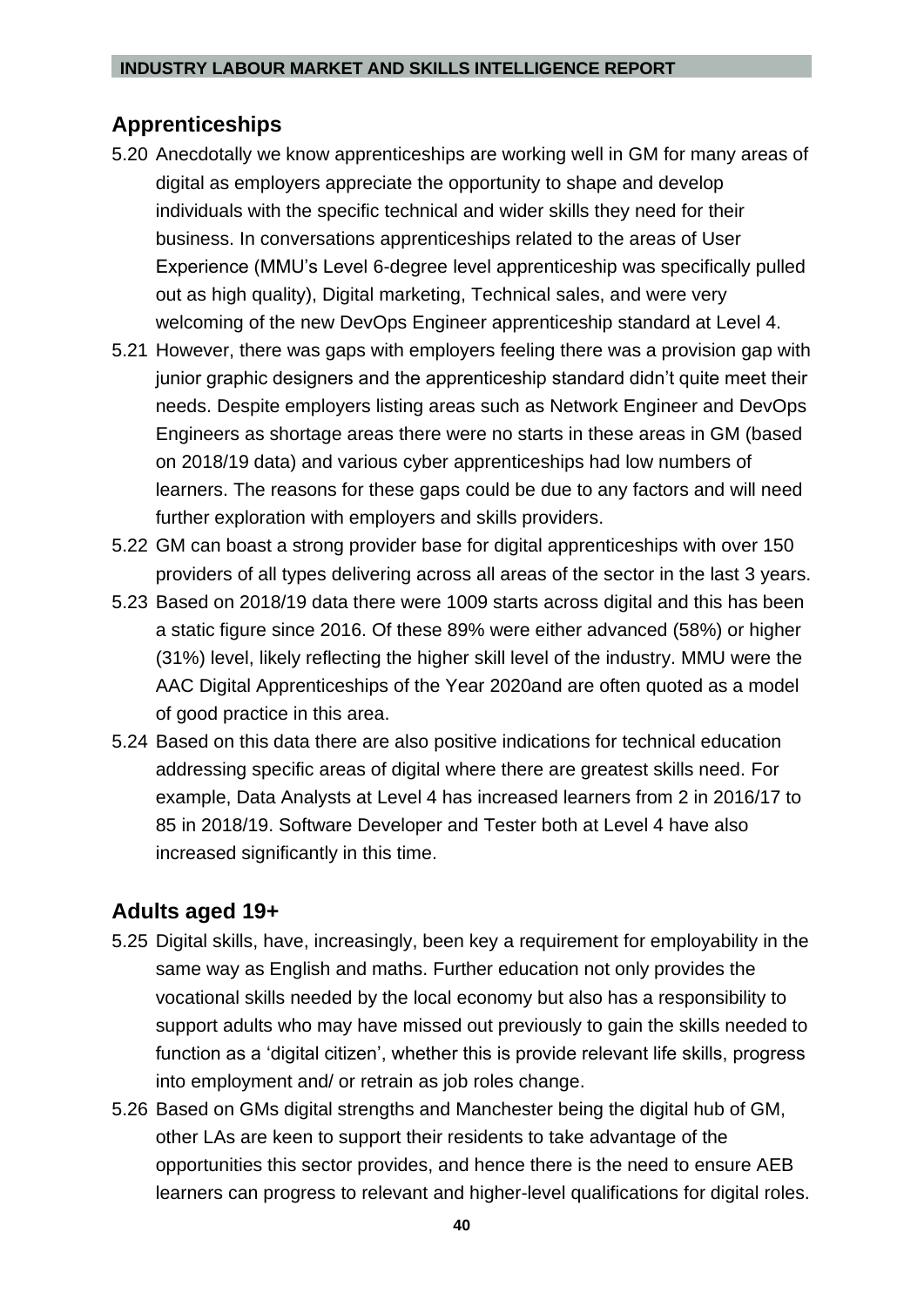## Apprenticeships

5.20 Anecdotally we know apprenticeships are working well in GM for many areas of digital as employers appreciate the opportunity to shape and develop individuals with the specific technical and wider skills they need for their business. In conversations apprenticeships related to the areas of User Experience (MMU's Level 6-degree level apprenticeship was specifically pulled out as high quality), Digital marketing, Technical sales, and were very welcoming of the new DevOps Engineer apprenticeship standard at Level 4.

5.21 However, there was gaps with employers feeling there was a provision gap with junior graphic designers and the apprenticeship standard didn't quite meet their needs. Despite employers listing areas such as Network Engineer and DevOps Engineers as shortage areas there were no starts in these areas in GM (based on 2018/19 data) and various cyber apprenticeships had low numbers of learners. The reasons for these gaps could be due to any factors and will need further exploration with employers and skills providers.

5.22 GM can boast a strong provider base for digital apprenticeships with over 150 providers of all types delivering across all areas of the sector in the last 3 years.

5.23 Based on 2018/19 data there were 1009 starts across digital and this has been a static figure since 2016. Of these 89% were either advanced (58%) or higher (31%) level, likely reflecting the higher skill level of the industry. MMU were the AAC Digital Apprenticeships of the Year 2020and are often quoted as a model of good practice in this area.

5.24 Based on this data there are also positive indications for technical education addressing specific areas of digital where there are greatest skills need. For example, Data Analysts at Level 4 has increased learners from 2 in 2016/17 to 85 in 2018/19. Software Developer and Tester both at Level 4 have also increased significantly in this time.

## Adults aged 19+

5.25 Digital skills, have, increasingly, been key a requirement for employability in the same way as English and maths. Further education not only provides the vocational skills needed by the local economy but also has a responsibility to support adults who may have missed out previously to gain the skills needed to function as a 'digital citizen', whether this is provide relevant life skills, progress into employment and/ or retrain as job roles change.

5.26 Based on GMs digital strengths and Manchester being the digital hub of GM, other LAs are keen to support their residents to take advantage of the opportunities this sector provides, and hence there is the need to ensure AEB learners can progress to relevant and higher-level qualifications for digital roles.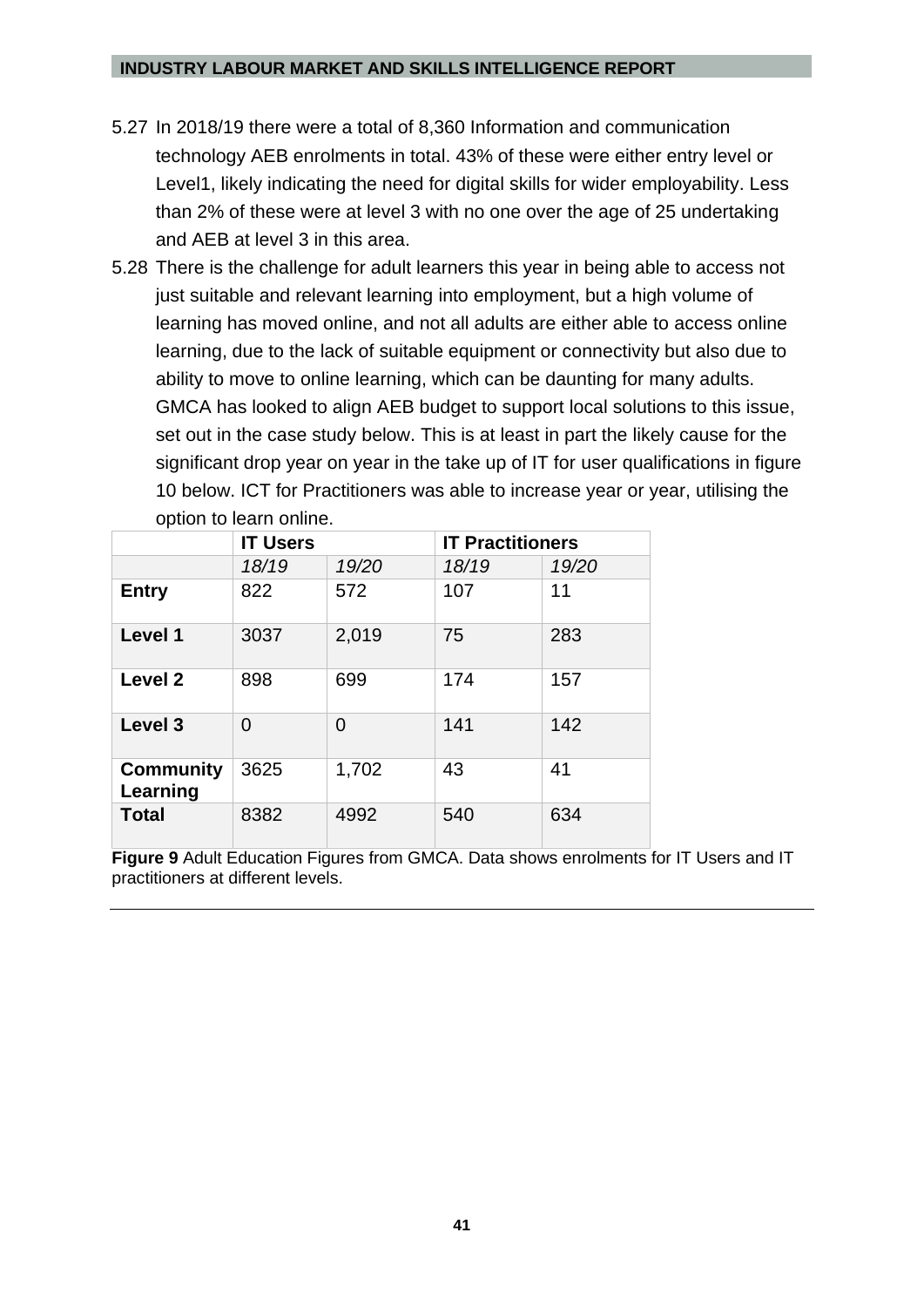5.27 In 2018/19 there were a total of 8,360 Information and communication technology AEB enrolments in total. 43% of these were either entry level or Level1, likely indicating the need for digital skills for wider employability. Less than 2% of these were at level 3 with no one over the age of 25 undertaking and AEB at level 3 in this area.

5.28 There is the challenge for adult learners this year in being able to access not just suitable and relevant learning into employment, but a high volume of learning has moved online, and not all adults are either able to access online learning, due to the lack of suitable equipment or connectivity but also due to ability to move to online learning, which can be daunting for many adults. GMCA has looked to align AEB budget to support local solutions to this issue, set out in the case study below. This is at least in part the likely cause for the significant drop year on year in the take up of IT for user qualifications in figure 10 below. ICT for Practitioners was able to increase year or year, utilising the option to learn online.

| | **IT Users** | | **IT Practitioners** | |
|---|---|---|---|---|
| | *18/19* | *19/20* | *18/19* | *19/20* |
| **Entry** | 822 | 572 | 107 | 11 |
| **Level 1** | 3037 | 2,019 | 75 | 283 |
| **Level 2** | 898 | 699 | 174 | 157 |
| **Level 3** | 0 | 0 | 141 | 142 |
| **Community Learning** | 3625 | 1,702 | 43 | 41 |
| **Total** | 8382 | 4992 | 540 | 634 |

**Figure 9** Adult Education Figures from GMCA. Data shows enrolments for IT Users and IT practitioners at different levels.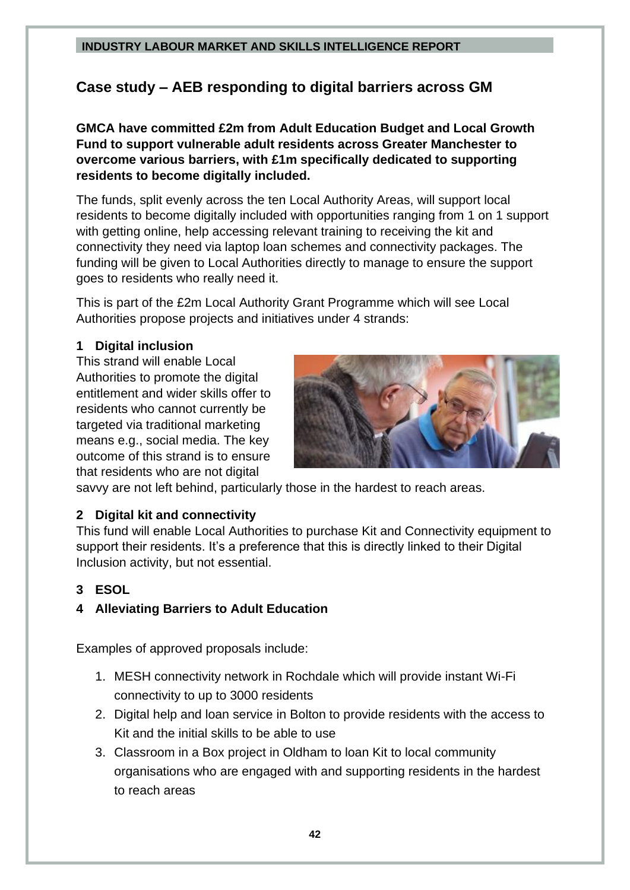## Case study – AEB responding to digital barriers across GM

**GMCA have committed £2m from Adult Education Budget and Local Growth Fund to support vulnerable adult residents across Greater Manchester to overcome various barriers, with £1m specifically dedicated to supporting residents to become digitally included.**

The funds, split evenly across the ten Local Authority Areas, will support local residents to become digitally included with opportunities ranging from 1 on 1 support with getting online, help accessing relevant training to receiving the kit and connectivity they need via laptop loan schemes and connectivity packages. The funding will be given to Local Authorities directly to manage to ensure the support goes to residents who really need it.

This is part of the £2m Local Authority Grant Programme which will see Local Authorities propose projects and initiatives under 4 strands:

**1 Digital inclusion**

This strand will enable Local Authorities to promote the digital entitlement and wider skills offer to residents who cannot currently be targeted via traditional marketing means e.g., social media. The key outcome of this strand is to ensure that residents who are not digital savvy are not left behind, particularly those in the hardest to reach areas.

**2 Digital kit and connectivity**

This fund will enable Local Authorities to purchase Kit and Connectivity equipment to support their residents. It's a preference that this is directly linked to their Digital Inclusion activity, but not essential.

**3 ESOL**

**4 Alleviating Barriers to Adult Education**

Examples of approved proposals include:

1. MESH connectivity network in Rochdale which will provide instant Wi-Fi connectivity to up to 3000 residents
2. Digital help and loan service in Bolton to provide residents with the access to Kit and the initial skills to be able to use
3. Classroom in a Box project in Oldham to loan Kit to local community organisations who are engaged with and supporting residents in the hardest to reach areas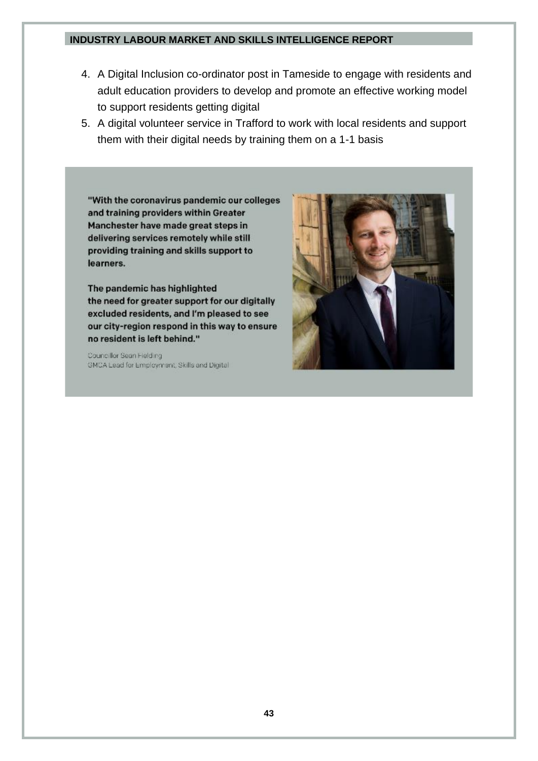4. A Digital Inclusion co-ordinator post in Tameside to engage with residents and adult education providers to develop and promote an effective working model to support residents getting digital
5. A digital volunteer service in Trafford to work with local residents and support them with their digital needs by training them on a 1-1 basis

**"With the coronavirus pandemic our colleges and training providers within Greater Manchester have made great steps in delivering services remotely while still providing training and skills support to learners.**

**The pandemic has highlighted the need for greater support for our digitally excluded residents, and I'm pleased to see our city-region respond in this way to ensure no resident is left behind."**

Councillor Sean Fielding
GMCA Lead for Employment, Skills and Digital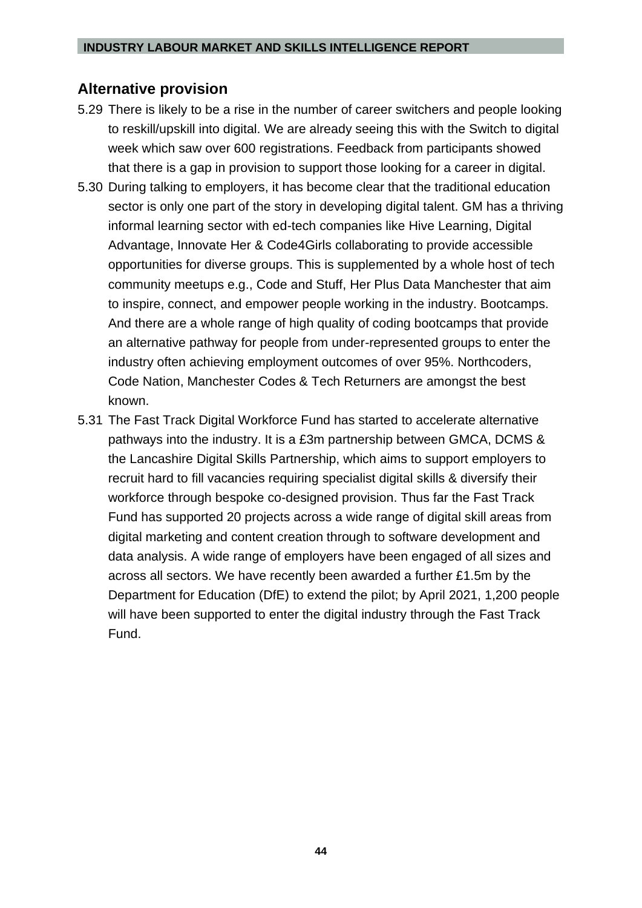## Alternative provision

5.29 There is likely to be a rise in the number of career switchers and people looking to reskill/upskill into digital. We are already seeing this with the Switch to digital week which saw over 600 registrations. Feedback from participants showed that there is a gap in provision to support those looking for a career in digital.

5.30 During talking to employers, it has become clear that the traditional education sector is only one part of the story in developing digital talent. GM has a thriving informal learning sector with ed-tech companies like Hive Learning, Digital Advantage, Innovate Her & Code4Girls collaborating to provide accessible opportunities for diverse groups. This is supplemented by a whole host of tech community meetups e.g., Code and Stuff, Her Plus Data Manchester that aim to inspire, connect, and empower people working in the industry. Bootcamps. And there are a whole range of high quality of coding bootcamps that provide an alternative pathway for people from under-represented groups to enter the industry often achieving employment outcomes of over 95%. Northcoders, Code Nation, Manchester Codes & Tech Returners are amongst the best known.

5.31 The Fast Track Digital Workforce Fund has started to accelerate alternative pathways into the industry. It is a £3m partnership between GMCA, DCMS & the Lancashire Digital Skills Partnership, which aims to support employers to recruit hard to fill vacancies requiring specialist digital skills & diversify their workforce through bespoke co-designed provision. Thus far the Fast Track Fund has supported 20 projects across a wide range of digital skill areas from digital marketing and content creation through to software development and data analysis. A wide range of employers have been engaged of all sizes and across all sectors. We have recently been awarded a further £1.5m by the Department for Education (DfE) to extend the pilot; by April 2021, 1,200 people will have been supported to enter the digital industry through the Fast Track Fund.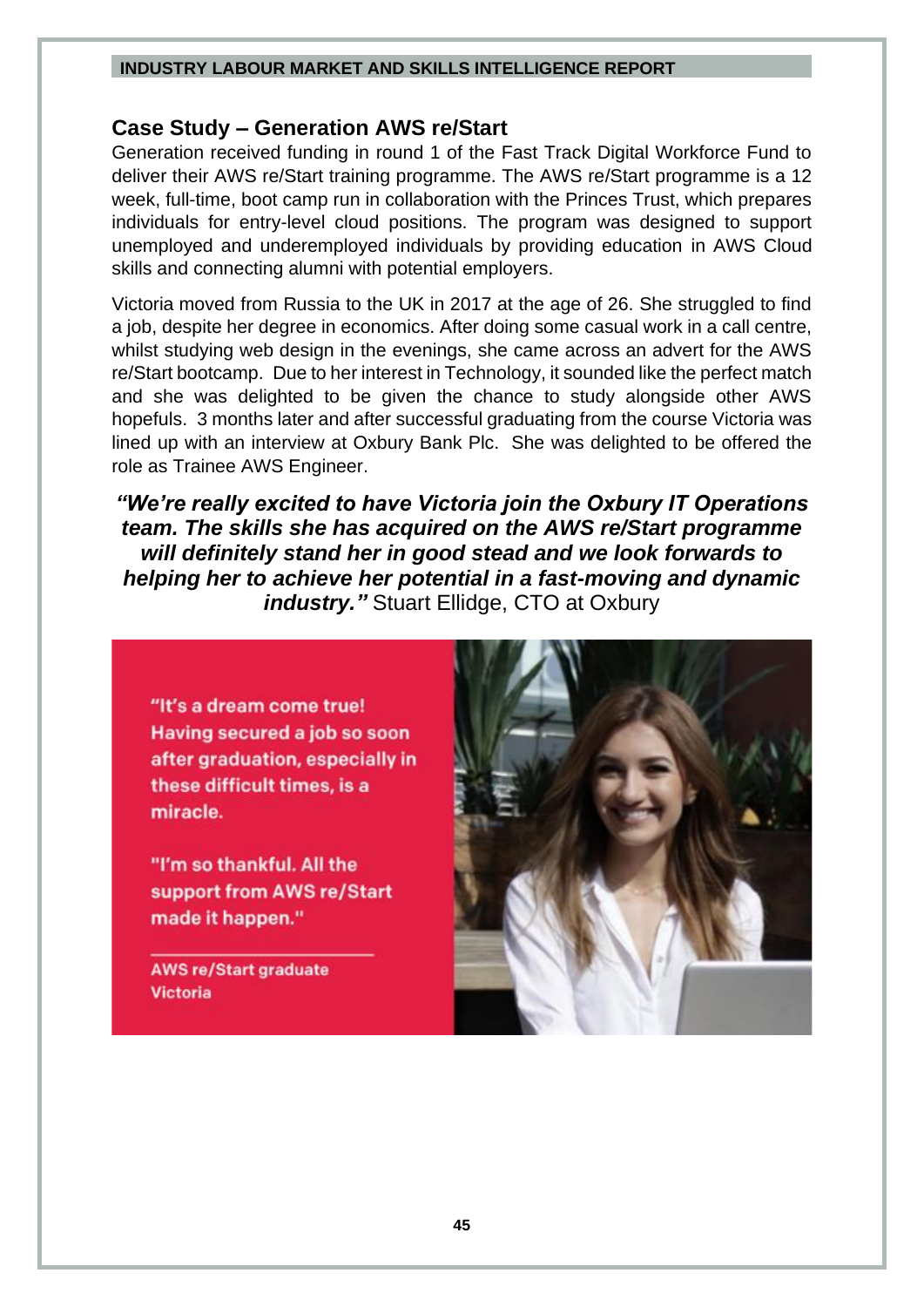## Case Study – Generation AWS re/Start

Generation received funding in round 1 of the Fast Track Digital Workforce Fund to deliver their AWS re/Start training programme. The AWS re/Start programme is a 12 week, full-time, boot camp run in collaboration with the Princes Trust, which prepares individuals for entry-level cloud positions. The program was designed to support unemployed and underemployed individuals by providing education in AWS Cloud skills and connecting alumni with potential employers.

Victoria moved from Russia to the UK in 2017 at the age of 26. She struggled to find a job, despite her degree in economics. After doing some casual work in a call centre, whilst studying web design in the evenings, she came across an advert for the AWS re/Start bootcamp. Due to her interest in Technology, it sounded like the perfect match and she was delighted to be given the chance to study alongside other AWS hopefuls. 3 months later and after successful graduating from the course Victoria was lined up with an interview at Oxbury Bank Plc. She was delighted to be offered the role as Trainee AWS Engineer.

***"We're really excited to have Victoria join the Oxbury IT Operations team. The skills she has acquired on the AWS re/Start programme will definitely stand her in good stead and we look forwards to helping her to achieve her potential in a fast-moving and dynamic industry."*** Stuart Ellidge, CTO at Oxbury

**"It's a dream come true! Having secured a job so soon after graduation, especially in these difficult times, is a miracle.**

**"I'm so thankful. All the support from AWS re/Start made it happen."**

**AWS re/Start graduate Victoria**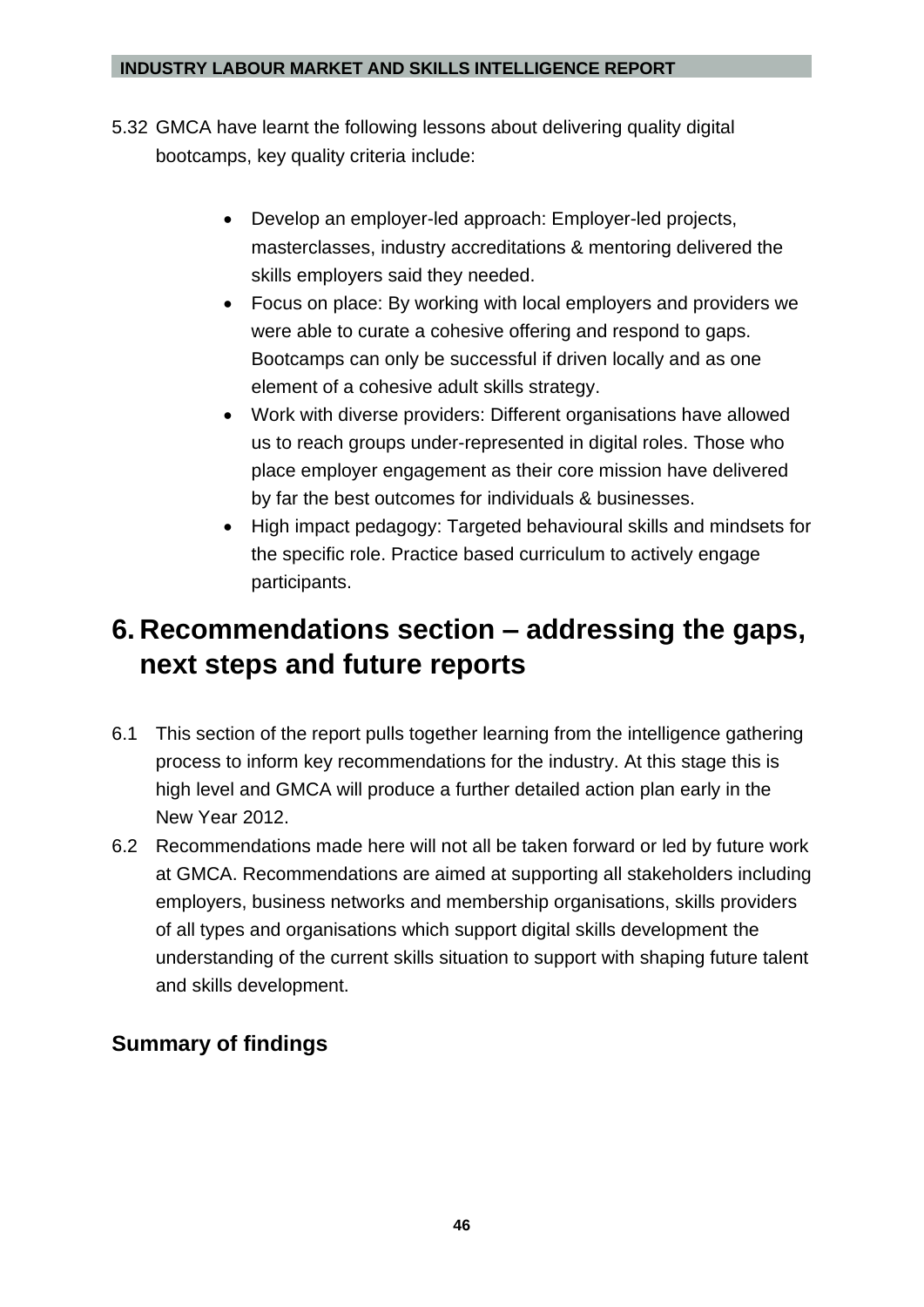5.32 GMCA have learnt the following lessons about delivering quality digital bootcamps, key quality criteria include:

- Develop an employer-led approach: Employer-led projects, masterclasses, industry accreditations & mentoring delivered the skills employers said they needed.
- Focus on place: By working with local employers and providers we were able to curate a cohesive offering and respond to gaps. Bootcamps can only be successful if driven locally and as one element of a cohesive adult skills strategy.
- Work with diverse providers: Different organisations have allowed us to reach groups under-represented in digital roles. Those who place employer engagement as their core mission have delivered by far the best outcomes for individuals & businesses.
- High impact pedagogy: Targeted behavioural skills and mindsets for the specific role. Practice based curriculum to actively engage participants.

# 6. Recommendations section – addressing the gaps, next steps and future reports

6.1 This section of the report pulls together learning from the intelligence gathering process to inform key recommendations for the industry. At this stage this is high level and GMCA will produce a further detailed action plan early in the New Year 2012.

6.2 Recommendations made here will not all be taken forward or led by future work at GMCA. Recommendations are aimed at supporting all stakeholders including employers, business networks and membership organisations, skills providers of all types and organisations which support digital skills development the understanding of the current skills situation to support with shaping future talent and skills development.

## Summary of findings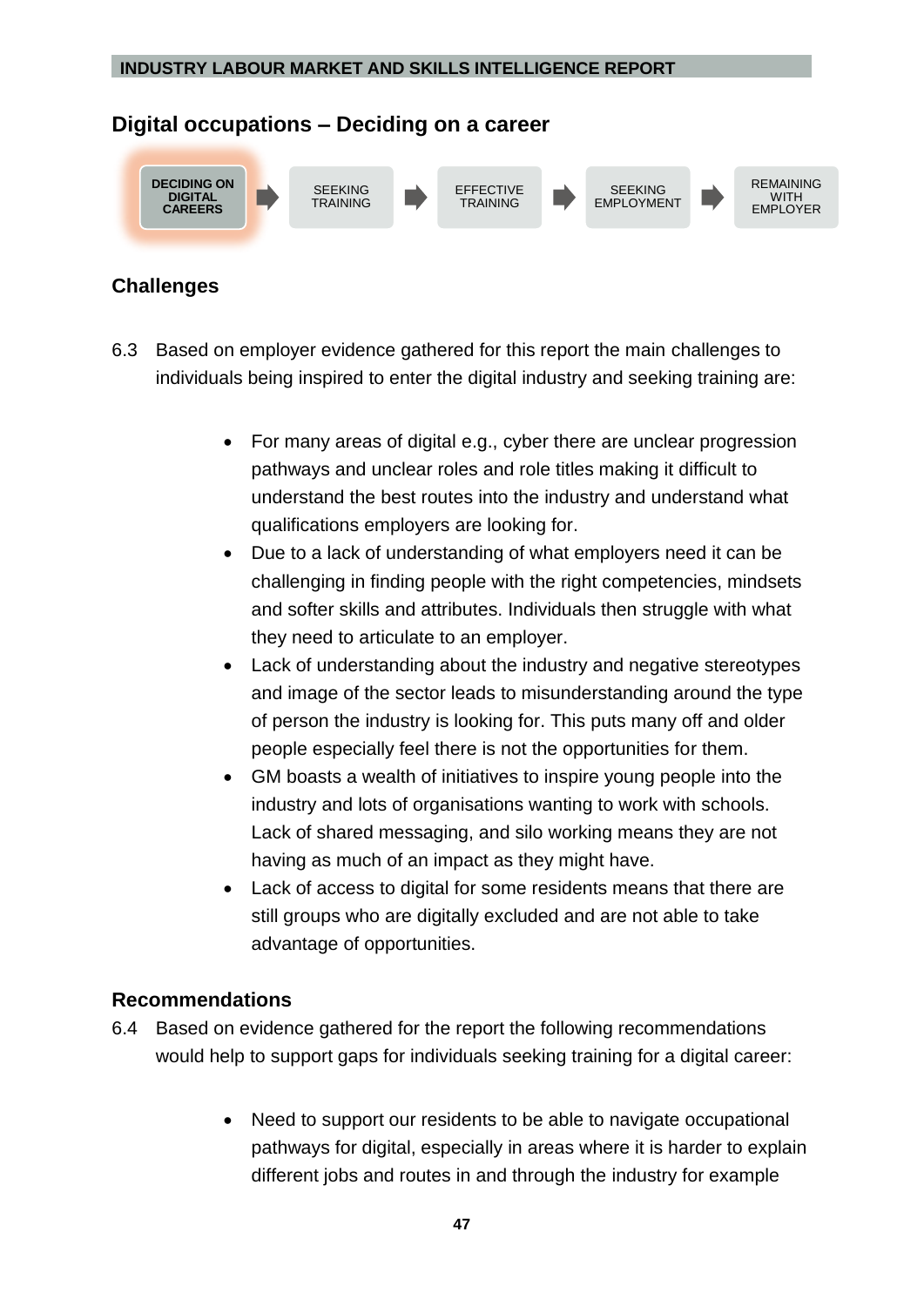## Digital occupations – Deciding on a career

DECIDING ON DIGITAL CAREERS → SEEKING TRAINING → EFFECTIVE TRAINING → SEEKING EMPLOYMENT → REMAINING WITH EMPLOYER

### Challenges

6.3 Based on employer evidence gathered for this report the main challenges to individuals being inspired to enter the digital industry and seeking training are:

- For many areas of digital e.g., cyber there are unclear progression pathways and unclear roles and role titles making it difficult to understand the best routes into the industry and understand what qualifications employers are looking for.
- Due to a lack of understanding of what employers need it can be challenging in finding people with the right competencies, mindsets and softer skills and attributes. Individuals then struggle with what they need to articulate to an employer.
- Lack of understanding about the industry and negative stereotypes and image of the sector leads to misunderstanding around the type of person the industry is looking for. This puts many off and older people especially feel there is not the opportunities for them.
- GM boasts a wealth of initiatives to inspire young people into the industry and lots of organisations wanting to work with schools. Lack of shared messaging, and silo working means they are not having as much of an impact as they might have.
- Lack of access to digital for some residents means that there are still groups who are digitally excluded and are not able to take advantage of opportunities.

### Recommendations

6.4 Based on evidence gathered for the report the following recommendations would help to support gaps for individuals seeking training for a digital career:

- Need to support our residents to be able to navigate occupational pathways for digital, especially in areas where it is harder to explain different jobs and routes in and through the industry for example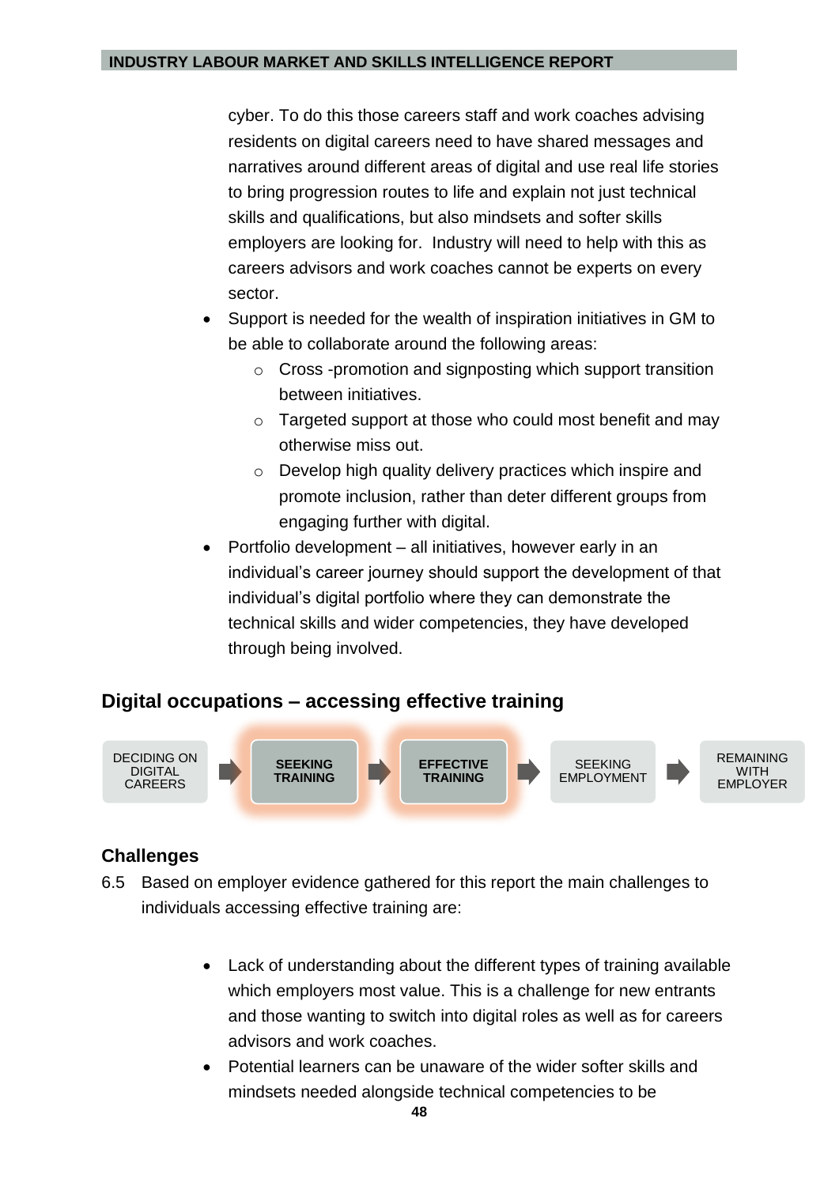cyber. To do this those careers staff and work coaches advising residents on digital careers need to have shared messages and narratives around different areas of digital and use real life stories to bring progression routes to life and explain not just technical skills and qualifications, but also mindsets and softer skills employers are looking for. Industry will need to help with this as careers advisors and work coaches cannot be experts on every sector.

- Support is needed for the wealth of inspiration initiatives in GM to be able to collaborate around the following areas:
  - Cross -promotion and signposting which support transition between initiatives.
  - Targeted support at those who could most benefit and may otherwise miss out.
  - Develop high quality delivery practices which inspire and promote inclusion, rather than deter different groups from engaging further with digital.
- Portfolio development – all initiatives, however early in an individual's career journey should support the development of that individual's digital portfolio where they can demonstrate the technical skills and wider competencies, they have developed through being involved.

## Digital occupations – accessing effective training

DECIDING ON DIGITAL CAREERS → **SEEKING TRAINING** → **EFFECTIVE TRAINING** → SEEKING EMPLOYMENT → REMAINING WITH EMPLOYER

### Challenges

6.5 Based on employer evidence gathered for this report the main challenges to individuals accessing effective training are:

- Lack of understanding about the different types of training available which employers most value. This is a challenge for new entrants and those wanting to switch into digital roles as well as for careers advisors and work coaches.
- Potential learners can be unaware of the wider softer skills and mindsets needed alongside technical competencies to be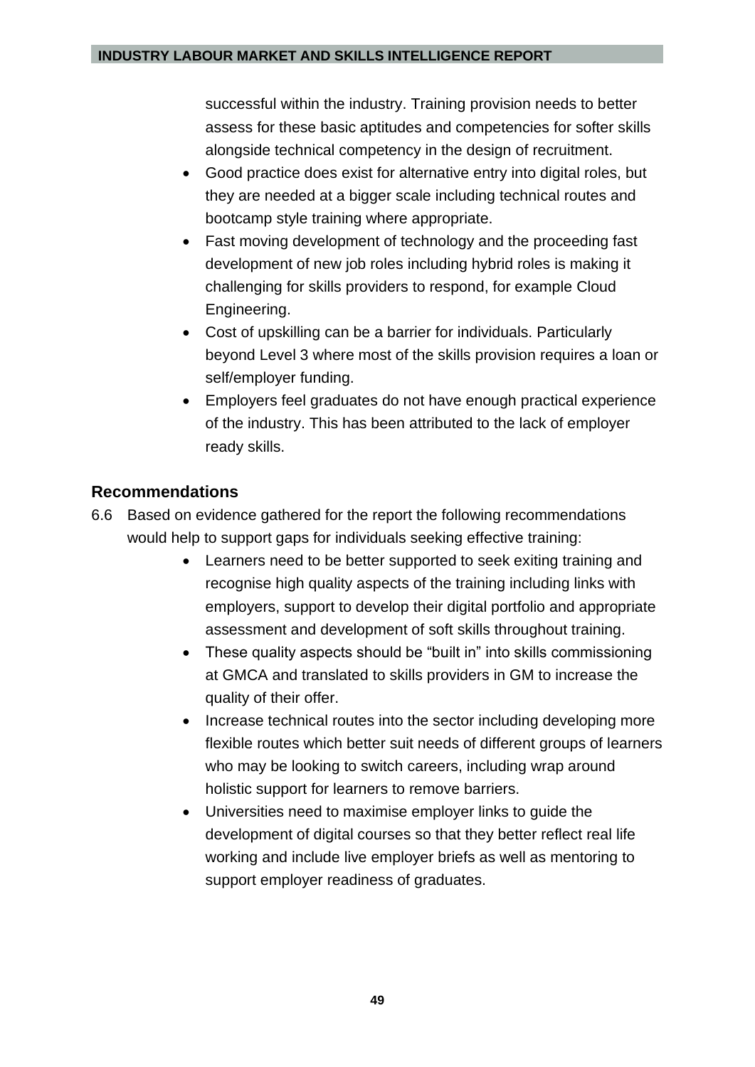successful within the industry. Training provision needs to better assess for these basic aptitudes and competencies for softer skills alongside technical competency in the design of recruitment.

- Good practice does exist for alternative entry into digital roles, but they are needed at a bigger scale including technical routes and bootcamp style training where appropriate.
- Fast moving development of technology and the proceeding fast development of new job roles including hybrid roles is making it challenging for skills providers to respond, for example Cloud Engineering.
- Cost of upskilling can be a barrier for individuals. Particularly beyond Level 3 where most of the skills provision requires a loan or self/employer funding.
- Employers feel graduates do not have enough practical experience of the industry. This has been attributed to the lack of employer ready skills.

### Recommendations

6.6 Based on evidence gathered for the report the following recommendations would help to support gaps for individuals seeking effective training:

- Learners need to be better supported to seek exiting training and recognise high quality aspects of the training including links with employers, support to develop their digital portfolio and appropriate assessment and development of soft skills throughout training.
- These quality aspects should be "built in" into skills commissioning at GMCA and translated to skills providers in GM to increase the quality of their offer.
- Increase technical routes into the sector including developing more flexible routes which better suit needs of different groups of learners who may be looking to switch careers, including wrap around holistic support for learners to remove barriers.
- Universities need to maximise employer links to guide the development of digital courses so that they better reflect real life working and include live employer briefs as well as mentoring to support employer readiness of graduates.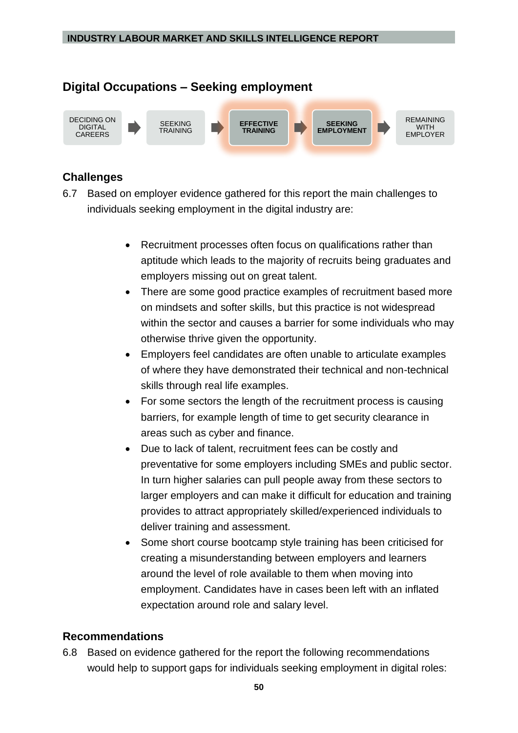## Digital Occupations – Seeking employment

DECIDING ON DIGITAL CAREERS → SEEKING TRAINING → **EFFECTIVE TRAINING** → **SEEKING EMPLOYMENT** → REMAINING WITH EMPLOYER

### Challenges

6.7 Based on employer evidence gathered for this report the main challenges to individuals seeking employment in the digital industry are:

- Recruitment processes often focus on qualifications rather than aptitude which leads to the majority of recruits being graduates and employers missing out on great talent.
- There are some good practice examples of recruitment based more on mindsets and softer skills, but this practice is not widespread within the sector and causes a barrier for some individuals who may otherwise thrive given the opportunity.
- Employers feel candidates are often unable to articulate examples of where they have demonstrated their technical and non-technical skills through real life examples.
- For some sectors the length of the recruitment process is causing barriers, for example length of time to get security clearance in areas such as cyber and finance.
- Due to lack of talent, recruitment fees can be costly and preventative for some employers including SMEs and public sector. In turn higher salaries can pull people away from these sectors to larger employers and can make it difficult for education and training provides to attract appropriately skilled/experienced individuals to deliver training and assessment.
- Some short course bootcamp style training has been criticised for creating a misunderstanding between employers and learners around the level of role available to them when moving into employment. Candidates have in cases been left with an inflated expectation around role and salary level.

### Recommendations

6.8 Based on evidence gathered for the report the following recommendations would help to support gaps for individuals seeking employment in digital roles: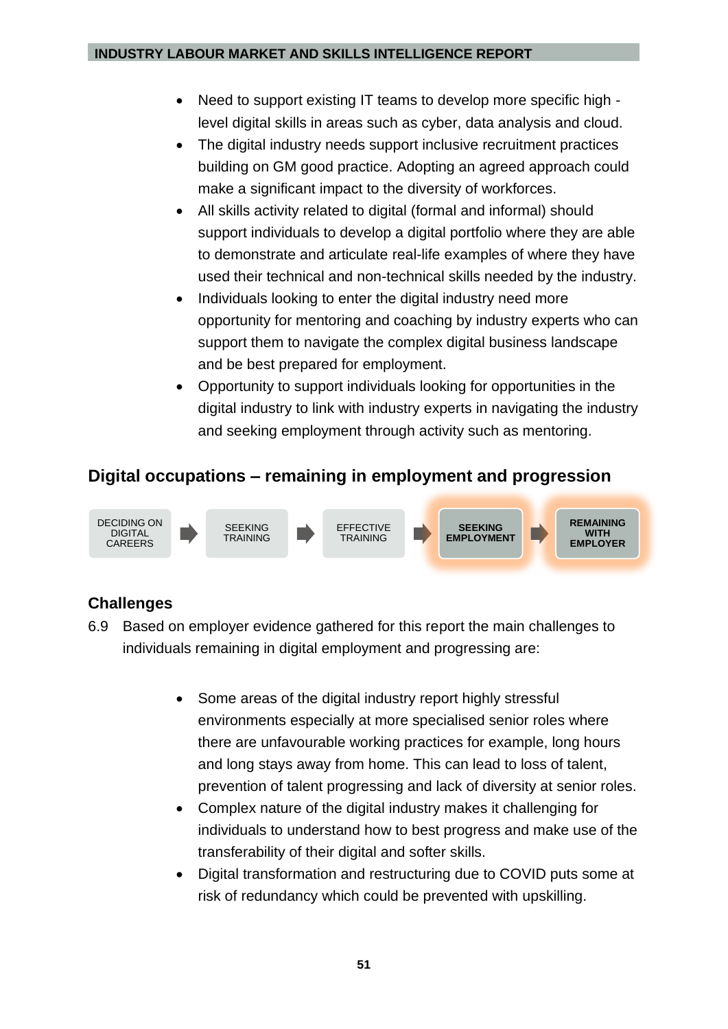- Need to support existing IT teams to develop more specific high - level digital skills in areas such as cyber, data analysis and cloud.
- The digital industry needs support inclusive recruitment practices building on GM good practice. Adopting an agreed approach could make a significant impact to the diversity of workforces.
- All skills activity related to digital (formal and informal) should support individuals to develop a digital portfolio where they are able to demonstrate and articulate real-life examples of where they have used their technical and non-technical skills needed by the industry.
- Individuals looking to enter the digital industry need more opportunity for mentoring and coaching by industry experts who can support them to navigate the complex digital business landscape and be best prepared for employment.
- Opportunity to support individuals looking for opportunities in the digital industry to link with industry experts in navigating the industry and seeking employment through activity such as mentoring.

## Digital occupations – remaining in employment and progression

DECIDING ON DIGITAL CAREERS → SEEKING TRAINING → EFFECTIVE TRAINING → **SEEKING EMPLOYMENT** → **REMAINING WITH EMPLOYER**

### Challenges

6.9 Based on employer evidence gathered for this report the main challenges to individuals remaining in digital employment and progressing are:

- Some areas of the digital industry report highly stressful environments especially at more specialised senior roles where there are unfavourable working practices for example, long hours and long stays away from home. This can lead to loss of talent, prevention of talent progressing and lack of diversity at senior roles.
- Complex nature of the digital industry makes it challenging for individuals to understand how to best progress and make use of the transferability of their digital and softer skills.
- Digital transformation and restructuring due to COVID puts some at risk of redundancy which could be prevented with upskilling.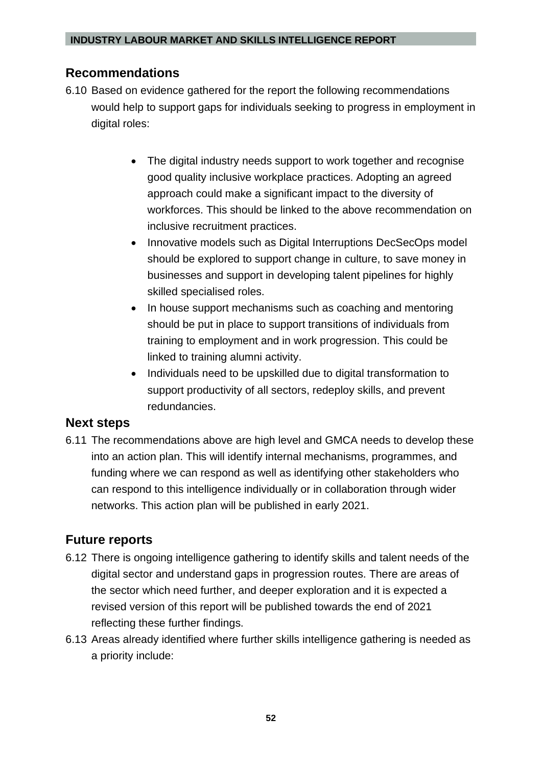## Recommendations

6.10 Based on evidence gathered for the report the following recommendations would help to support gaps for individuals seeking to progress in employment in digital roles:

- The digital industry needs support to work together and recognise good quality inclusive workplace practices. Adopting an agreed approach could make a significant impact to the diversity of workforces. This should be linked to the above recommendation on inclusive recruitment practices.
- Innovative models such as Digital Interruptions DecSecOps model should be explored to support change in culture, to save money in businesses and support in developing talent pipelines for highly skilled specialised roles.
- In house support mechanisms such as coaching and mentoring should be put in place to support transitions of individuals from training to employment and in work progression. This could be linked to training alumni activity.
- Individuals need to be upskilled due to digital transformation to support productivity of all sectors, redeploy skills, and prevent redundancies.

## Next steps

6.11 The recommendations above are high level and GMCA needs to develop these into an action plan. This will identify internal mechanisms, programmes, and funding where we can respond as well as identifying other stakeholders who can respond to this intelligence individually or in collaboration through wider networks. This action plan will be published in early 2021.

## Future reports

6.12 There is ongoing intelligence gathering to identify skills and talent needs of the digital sector and understand gaps in progression routes. There are areas of the sector which need further, and deeper exploration and it is expected a revised version of this report will be published towards the end of 2021 reflecting these further findings.

6.13 Areas already identified where further skills intelligence gathering is needed as a priority include: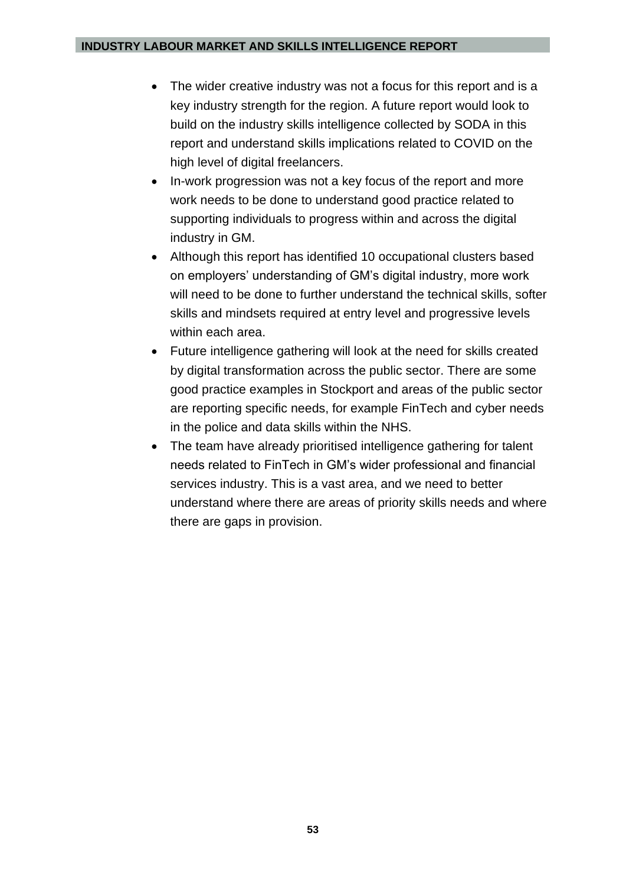- The wider creative industry was not a focus for this report and is a key industry strength for the region. A future report would look to build on the industry skills intelligence collected by SODA in this report and understand skills implications related to COVID on the high level of digital freelancers.
- In-work progression was not a key focus of the report and more work needs to be done to understand good practice related to supporting individuals to progress within and across the digital industry in GM.
- Although this report has identified 10 occupational clusters based on employers' understanding of GM's digital industry, more work will need to be done to further understand the technical skills, softer skills and mindsets required at entry level and progressive levels within each area.
- Future intelligence gathering will look at the need for skills created by digital transformation across the public sector. There are some good practice examples in Stockport and areas of the public sector are reporting specific needs, for example FinTech and cyber needs in the police and data skills within the NHS.
- The team have already prioritised intelligence gathering for talent needs related to FinTech in GM's wider professional and financial services industry. This is a vast area, and we need to better understand where there are areas of priority skills needs and where there are gaps in provision.